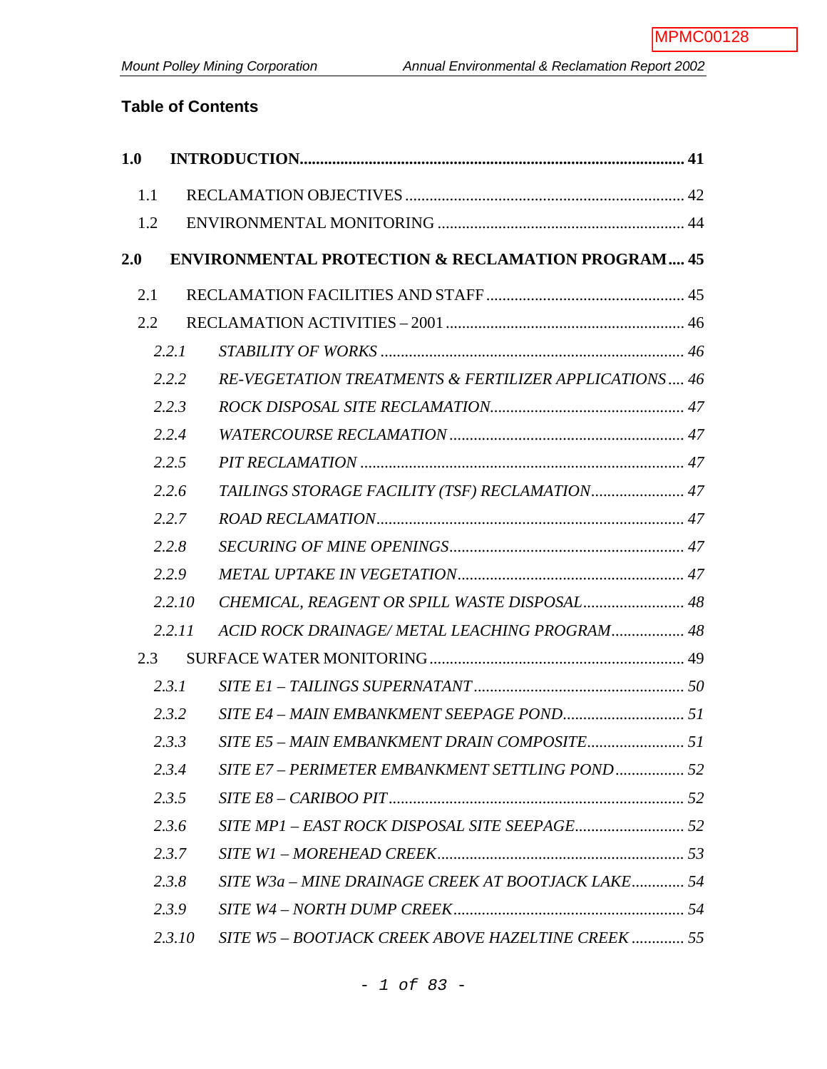## Table of Contents

**1.0 INTRODUCTION ........ 41**

1.1 RECLAMATION OBJECTIVES ........ 42

1.2 ENVIRONMENTAL MONITORING ........ 44

**2.0 ENVIRONMENTAL PROTECTION & RECLAMATION PROGRAM .... 45**

2.1 RECLAMATION FACILITIES AND STAFF ........ 45

2.2 RECLAMATION ACTIVITIES – 2001 ........ 46

*2.2.1 STABILITY OF WORKS ........ 46*

*2.2.2 RE-VEGETATION TREATMENTS & FERTILIZER APPLICATIONS .... 46*

*2.2.3 ROCK DISPOSAL SITE RECLAMATION ........ 47*

*2.2.4 WATERCOURSE RECLAMATION ........ 47*

*2.2.5 PIT RECLAMATION ........ 47*

*2.2.6 TAILINGS STORAGE FACILITY (TSF) RECLAMATION ........ 47*

*2.2.7 ROAD RECLAMATION ........ 47*

*2.2.8 SECURING OF MINE OPENINGS ........ 47*

*2.2.9 METAL UPTAKE IN VEGETATION ........ 47*

*2.2.10 CHEMICAL, REAGENT OR SPILL WASTE DISPOSAL ........ 48*

*2.2.11 ACID ROCK DRAINAGE/ METAL LEACHING PROGRAM ........ 48*

2.3 SURFACE WATER MONITORING ........ 49

*2.3.1 SITE E1 – TAILINGS SUPERNATANT ........ 50*

*2.3.2 SITE E4 – MAIN EMBANKMENT SEEPAGE POND ........ 51*

*2.3.3 SITE E5 – MAIN EMBANKMENT DRAIN COMPOSITE ........ 51*

*2.3.4 SITE E7 – PERIMETER EMBANKMENT SETTLING POND ........ 52*

*2.3.5 SITE E8 – CARIBOO PIT ........ 52*

*2.3.6 SITE MP1 – EAST ROCK DISPOSAL SITE SEEPAGE ........ 52*

*2.3.7 SITE W1 – MOREHEAD CREEK ........ 53*

*2.3.8 SITE W3a – MINE DRAINAGE CREEK AT BOOTJACK LAKE ........ 54*

*2.3.9 SITE W4 – NORTH DUMP CREEK ........ 54*

*2.3.10 SITE W5 – BOOTJACK CREEK ABOVE HAZELTINE CREEK ........ 55*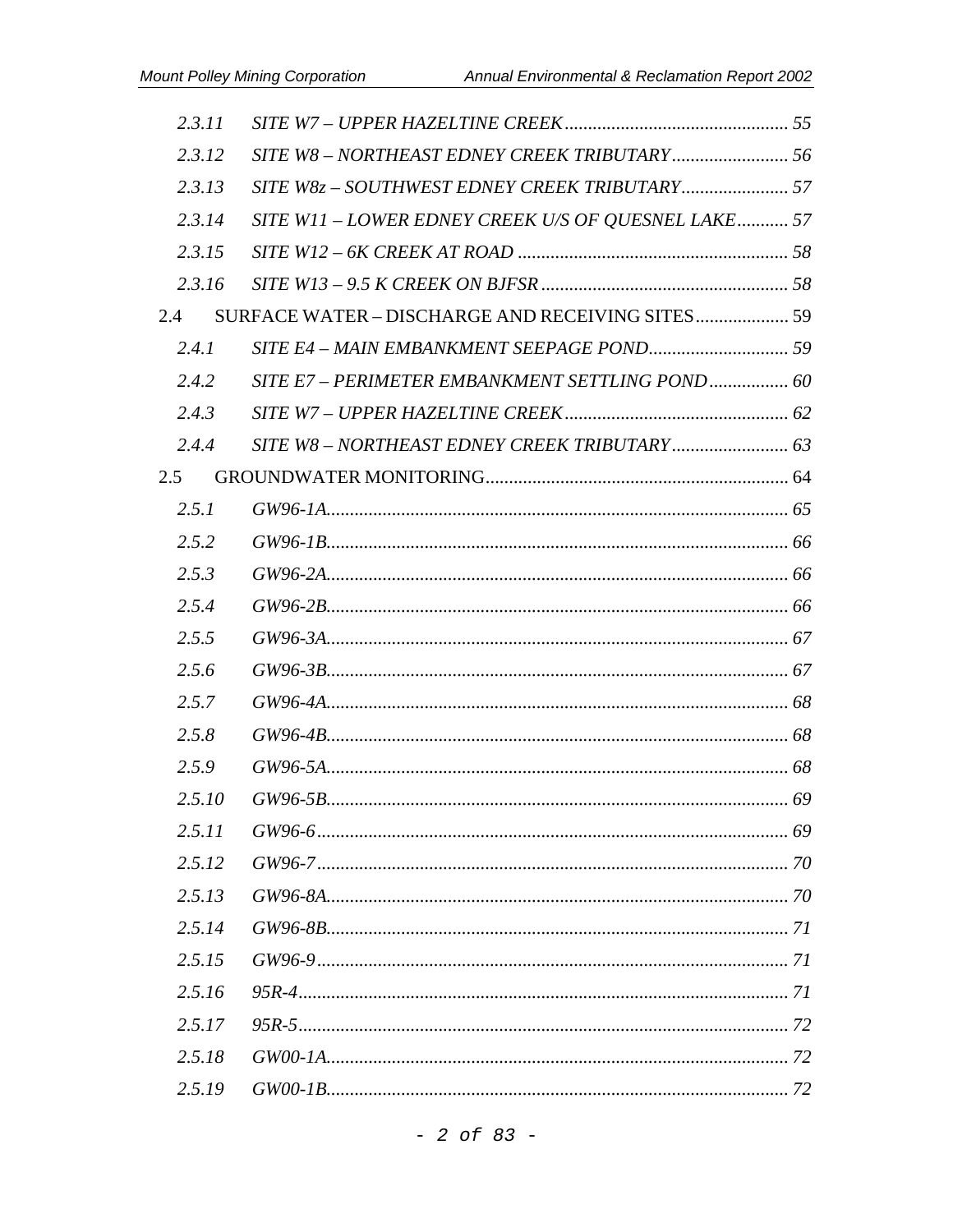| | | |
|---|---|---|
| *2.3.11* | *SITE W7 – UPPER HAZELTINE CREEK* | *55* |
| *2.3.12* | *SITE W8 – NORTHEAST EDNEY CREEK TRIBUTARY* | *56* |
| *2.3.13* | *SITE W8z – SOUTHWEST EDNEY CREEK TRIBUTARY* | *57* |
| *2.3.14* | *SITE W11 – LOWER EDNEY CREEK U/S OF QUESNEL LAKE* | *57* |
| *2.3.15* | *SITE W12 – 6K CREEK AT ROAD* | *58* |
| *2.3.16* | *SITE W13 – 9.5 K CREEK ON BJFSR* | *58* |
| 2.4 | SURFACE WATER – DISCHARGE AND RECEIVING SITES | 59 |
| *2.4.1* | *SITE E4 – MAIN EMBANKMENT SEEPAGE POND* | *59* |
| *2.4.2* | *SITE E7 – PERIMETER EMBANKMENT SETTLING POND* | *60* |
| *2.4.3* | *SITE W7 – UPPER HAZELTINE CREEK* | *62* |
| *2.4.4* | *SITE W8 – NORTHEAST EDNEY CREEK TRIBUTARY* | *63* |
| 2.5 | GROUNDWATER MONITORING | 64 |
| *2.5.1* | *GW96-1A* | *65* |
| *2.5.2* | *GW96-1B* | *66* |
| *2.5.3* | *GW96-2A* | *66* |
| *2.5.4* | *GW96-2B* | *66* |
| *2.5.5* | *GW96-3A* | *67* |
| *2.5.6* | *GW96-3B* | *67* |
| *2.5.7* | *GW96-4A* | *68* |
| *2.5.8* | *GW96-4B* | *68* |
| *2.5.9* | *GW96-5A* | *68* |
| *2.5.10* | *GW96-5B* | *69* |
| *2.5.11* | *GW96-6* | *69* |
| *2.5.12* | *GW96-7* | *70* |
| *2.5.13* | *GW96-8A* | *70* |
| *2.5.14* | *GW96-8B* | *71* |
| *2.5.15* | *GW96-9* | *71* |
| *2.5.16* | *95R-4* | *71* |
| *2.5.17* | *95R-5* | *72* |
| *2.5.18* | *GW00-1A* | *72* |
| *2.5.19* | *GW00-1B* | *72* |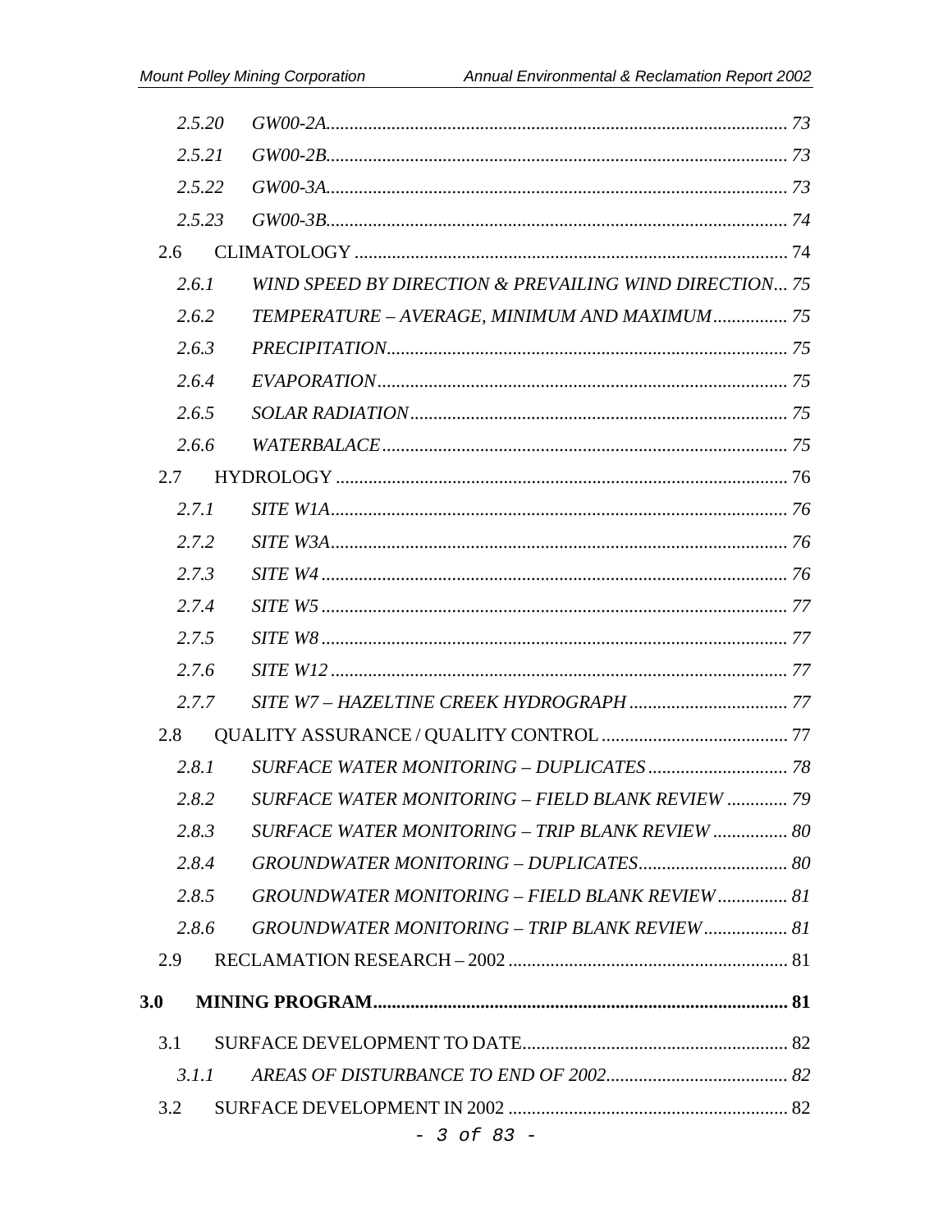*2.5.20 GW00-2A........................................................................................... 73*

*2.5.21 GW00-2B........................................................................................... 73*

*2.5.22 GW00-3A........................................................................................... 73*

*2.5.23 GW00-3B........................................................................................... 74*

2.6 CLIMATOLOGY ............................................................................................ 74

*2.6.1 WIND SPEED BY DIRECTION & PREVAILING WIND DIRECTION... 75*

*2.6.2 TEMPERATURE – AVERAGE, MINIMUM AND MAXIMUM................ 75*

*2.6.3 PRECIPITATION..................................................................................... 75*

*2.6.4 EVAPORATION....................................................................................... 75*

*2.6.5 SOLAR RADIATION................................................................................ 75*

*2.6.6 WATERBALACE...................................................................................... 75*

2.7 HYDROLOGY ................................................................................................ 76

*2.7.1 SITE W1A................................................................................................. 76*

*2.7.2 SITE W3A................................................................................................. 76*

*2.7.3 SITE W4 ................................................................................................... 76*

*2.7.4 SITE W5 ................................................................................................... 77*

*2.7.5 SITE W8 ................................................................................................... 77*

*2.7.6 SITE W12 ................................................................................................. 77*

*2.7.7 SITE W7 – HAZELTINE CREEK HYDROGRAPH .................................. 77*

2.8 QUALITY ASSURANCE / QUALITY CONTROL ........................................ 77

*2.8.1 SURFACE WATER MONITORING – DUPLICATES .............................. 78*

*2.8.2 SURFACE WATER MONITORING – FIELD BLANK REVIEW ............. 79*

*2.8.3 SURFACE WATER MONITORING – TRIP BLANK REVIEW ................ 80*

*2.8.4 GROUNDWATER MONITORING – DUPLICATES................................ 80*

*2.8.5 GROUNDWATER MONITORING – FIELD BLANK REVIEW............... 81*

*2.8.6 GROUNDWATER MONITORING – TRIP BLANK REVIEW.................. 81*

2.9 RECLAMATION RESEARCH – 2002 ............................................................ 81

**3.0 MINING PROGRAM......................................................................................... 81**

3.1 SURFACE DEVELOPMENT TO DATE......................................................... 82

*3.1.1 AREAS OF DISTURBANCE TO END OF 2002....................................... 82*

3.2 SURFACE DEVELOPMENT IN 2002 ............................................................ 82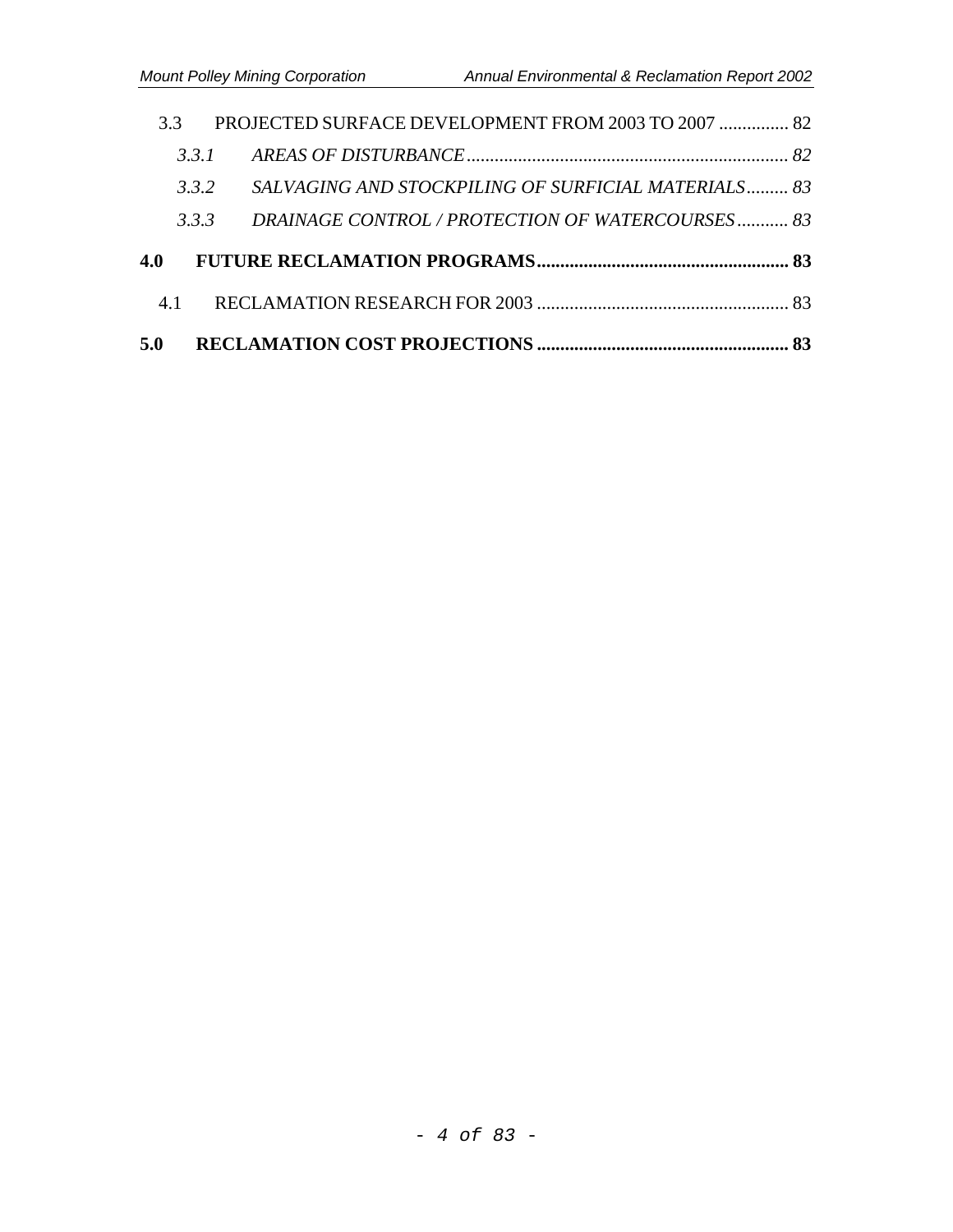3.3 PROJECTED SURFACE DEVELOPMENT FROM 2003 TO 2007 ............... 82

*3.3.1 AREAS OF DISTURBANCE ..................................................................... 82*

*3.3.2 SALVAGING AND STOCKPILING OF SURFICIAL MATERIALS......... 83*

*3.3.3 DRAINAGE CONTROL / PROTECTION OF WATERCOURSES ........... 83*

**4.0 FUTURE RECLAMATION PROGRAMS...................................................... 83**

4.1 RECLAMATION RESEARCH FOR 2003 ...................................................... 83

**5.0 RECLAMATION COST PROJECTIONS ...................................................... 83**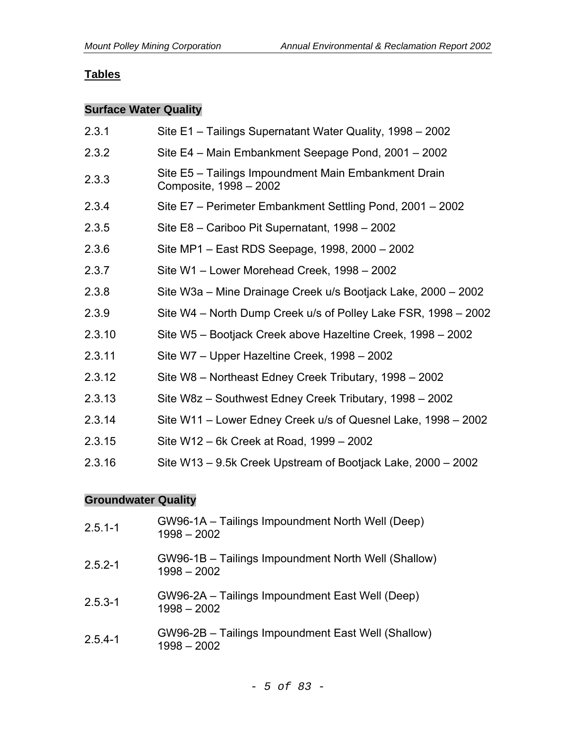## Tables

### Surface Water Quality

| | |
|---|---|
| 2.3.1 | Site E1 – Tailings Supernatant Water Quality, 1998 – 2002 |
| 2.3.2 | Site E4 – Main Embankment Seepage Pond, 2001 – 2002 |
| 2.3.3 | Site E5 – Tailings Impoundment Main Embankment Drain Composite, 1998 – 2002 |
| 2.3.4 | Site E7 – Perimeter Embankment Settling Pond, 2001 – 2002 |
| 2.3.5 | Site E8 – Cariboo Pit Supernatant, 1998 – 2002 |
| 2.3.6 | Site MP1 – East RDS Seepage, 1998, 2000 – 2002 |
| 2.3.7 | Site W1 – Lower Morehead Creek, 1998 – 2002 |
| 2.3.8 | Site W3a – Mine Drainage Creek u/s Bootjack Lake, 2000 – 2002 |
| 2.3.9 | Site W4 – North Dump Creek u/s of Polley Lake FSR, 1998 – 2002 |
| 2.3.10 | Site W5 – Bootjack Creek above Hazeltine Creek, 1998 – 2002 |
| 2.3.11 | Site W7 – Upper Hazeltine Creek, 1998 – 2002 |
| 2.3.12 | Site W8 – Northeast Edney Creek Tributary, 1998 – 2002 |
| 2.3.13 | Site W8z – Southwest Edney Creek Tributary, 1998 – 2002 |
| 2.3.14 | Site W11 – Lower Edney Creek u/s of Quesnel Lake, 1998 – 2002 |
| 2.3.15 | Site W12 – 6k Creek at Road, 1999 – 2002 |
| 2.3.16 | Site W13 – 9.5k Creek Upstream of Bootjack Lake, 2000 – 2002 |

### Groundwater Quality

| | |
|---|---|
| 2.5.1-1 | GW96-1A – Tailings Impoundment North Well (Deep) 1998 – 2002 |
| 2.5.2-1 | GW96-1B – Tailings Impoundment North Well (Shallow) 1998 – 2002 |
| 2.5.3-1 | GW96-2A – Tailings Impoundment East Well (Deep) 1998 – 2002 |
| 2.5.4-1 | GW96-2B – Tailings Impoundment East Well (Shallow) 1998 – 2002 |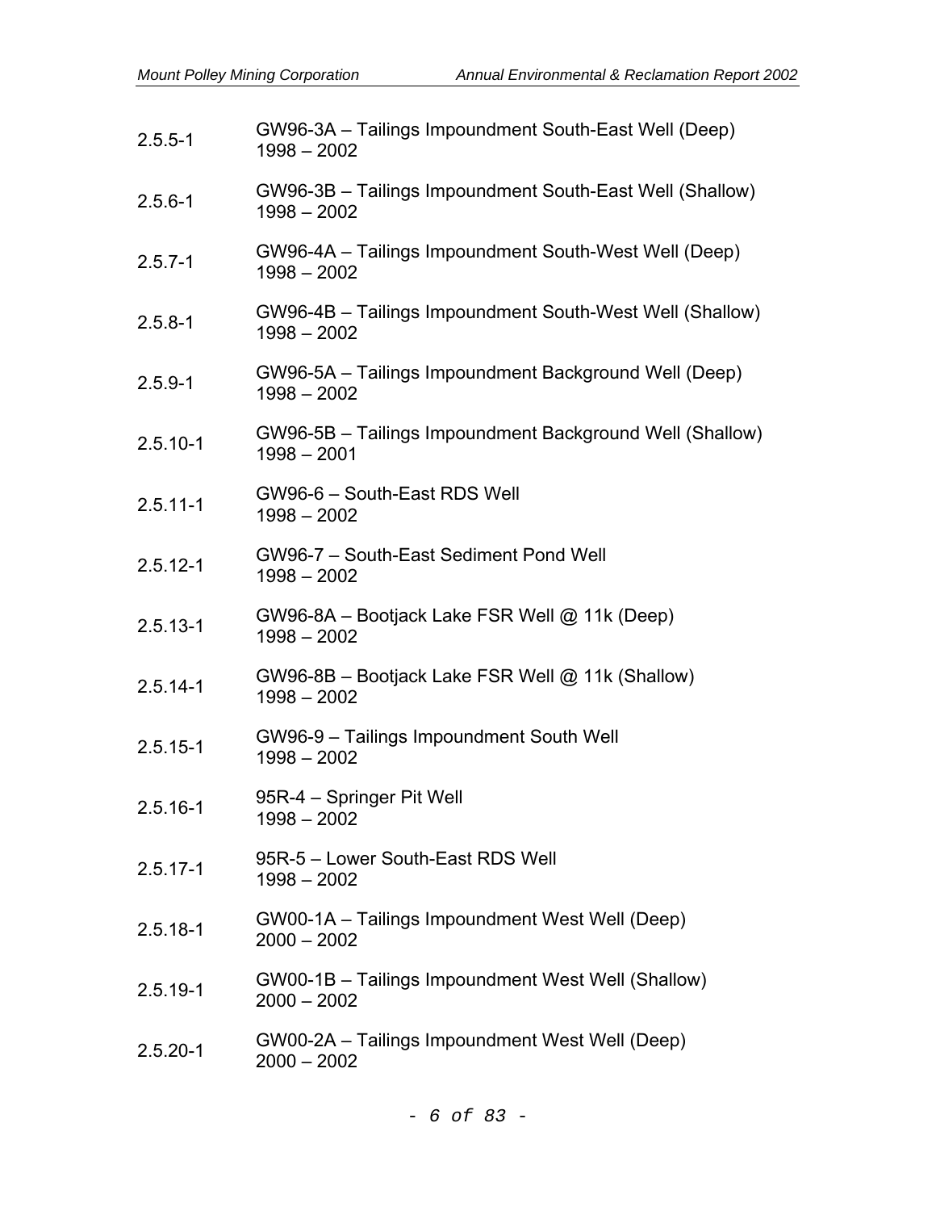| | |
|---|---|
| 2.5.5-1 | GW96-3A – Tailings Impoundment South-East Well (Deep)<br>1998 – 2002 |
| 2.5.6-1 | GW96-3B – Tailings Impoundment South-East Well (Shallow)<br>1998 – 2002 |
| 2.5.7-1 | GW96-4A – Tailings Impoundment South-West Well (Deep)<br>1998 – 2002 |
| 2.5.8-1 | GW96-4B – Tailings Impoundment South-West Well (Shallow)<br>1998 – 2002 |
| 2.5.9-1 | GW96-5A – Tailings Impoundment Background Well (Deep)<br>1998 – 2002 |
| 2.5.10-1 | GW96-5B – Tailings Impoundment Background Well (Shallow)<br>1998 – 2001 |
| 2.5.11-1 | GW96-6 – South-East RDS Well<br>1998 – 2002 |
| 2.5.12-1 | GW96-7 – South-East Sediment Pond Well<br>1998 – 2002 |
| 2.5.13-1 | GW96-8A – Bootjack Lake FSR Well @ 11k (Deep)<br>1998 – 2002 |
| 2.5.14-1 | GW96-8B – Bootjack Lake FSR Well @ 11k (Shallow)<br>1998 – 2002 |
| 2.5.15-1 | GW96-9 – Tailings Impoundment South Well<br>1998 – 2002 |
| 2.5.16-1 | 95R-4 – Springer Pit Well<br>1998 – 2002 |
| 2.5.17-1 | 95R-5 – Lower South-East RDS Well<br>1998 – 2002 |
| 2.5.18-1 | GW00-1A – Tailings Impoundment West Well (Deep)<br>2000 – 2002 |
| 2.5.19-1 | GW00-1B – Tailings Impoundment West Well (Shallow)<br>2000 – 2002 |
| 2.5.20-1 | GW00-2A – Tailings Impoundment West Well (Deep)<br>2000 – 2002 |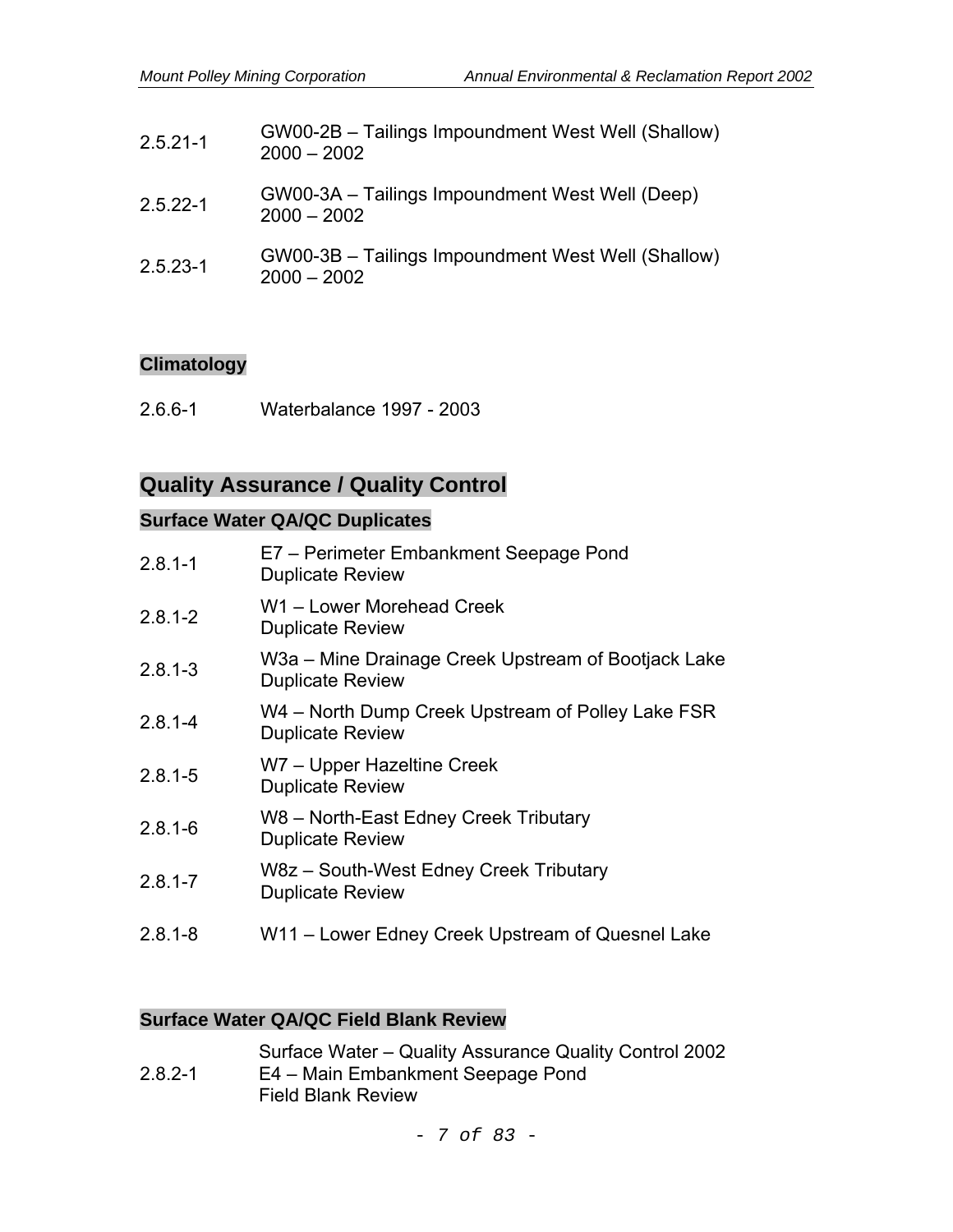| | |
|---|---|
| 2.5.21-1 | GW00-2B – Tailings Impoundment West Well (Shallow) 2000 – 2002 |
| 2.5.22-1 | GW00-3A – Tailings Impoundment West Well (Deep) 2000 – 2002 |
| 2.5.23-1 | GW00-3B – Tailings Impoundment West Well (Shallow) 2000 – 2002 |

### Climatology

| | |
|---|---|
| 2.6.6-1 | Waterbalance 1997 - 2003 |

## Quality Assurance / Quality Control

### Surface Water QA/QC Duplicates

| | |
|---|---|
| 2.8.1-1 | E7 – Perimeter Embankment Seepage Pond Duplicate Review |
| 2.8.1-2 | W1 – Lower Morehead Creek Duplicate Review |
| 2.8.1-3 | W3a – Mine Drainage Creek Upstream of Bootjack Lake Duplicate Review |
| 2.8.1-4 | W4 – North Dump Creek Upstream of Polley Lake FSR Duplicate Review |
| 2.8.1-5 | W7 – Upper Hazeltine Creek Duplicate Review |
| 2.8.1-6 | W8 – North-East Edney Creek Tributary Duplicate Review |
| 2.8.1-7 | W8z – South-West Edney Creek Tributary Duplicate Review |
| 2.8.1-8 | W11 – Lower Edney Creek Upstream of Quesnel Lake |

### Surface Water QA/QC Field Blank Review

| | |
|---|---|
| 2.8.2-1 | Surface Water – Quality Assurance Quality Control 2002 E4 – Main Embankment Seepage Pond Field Blank Review |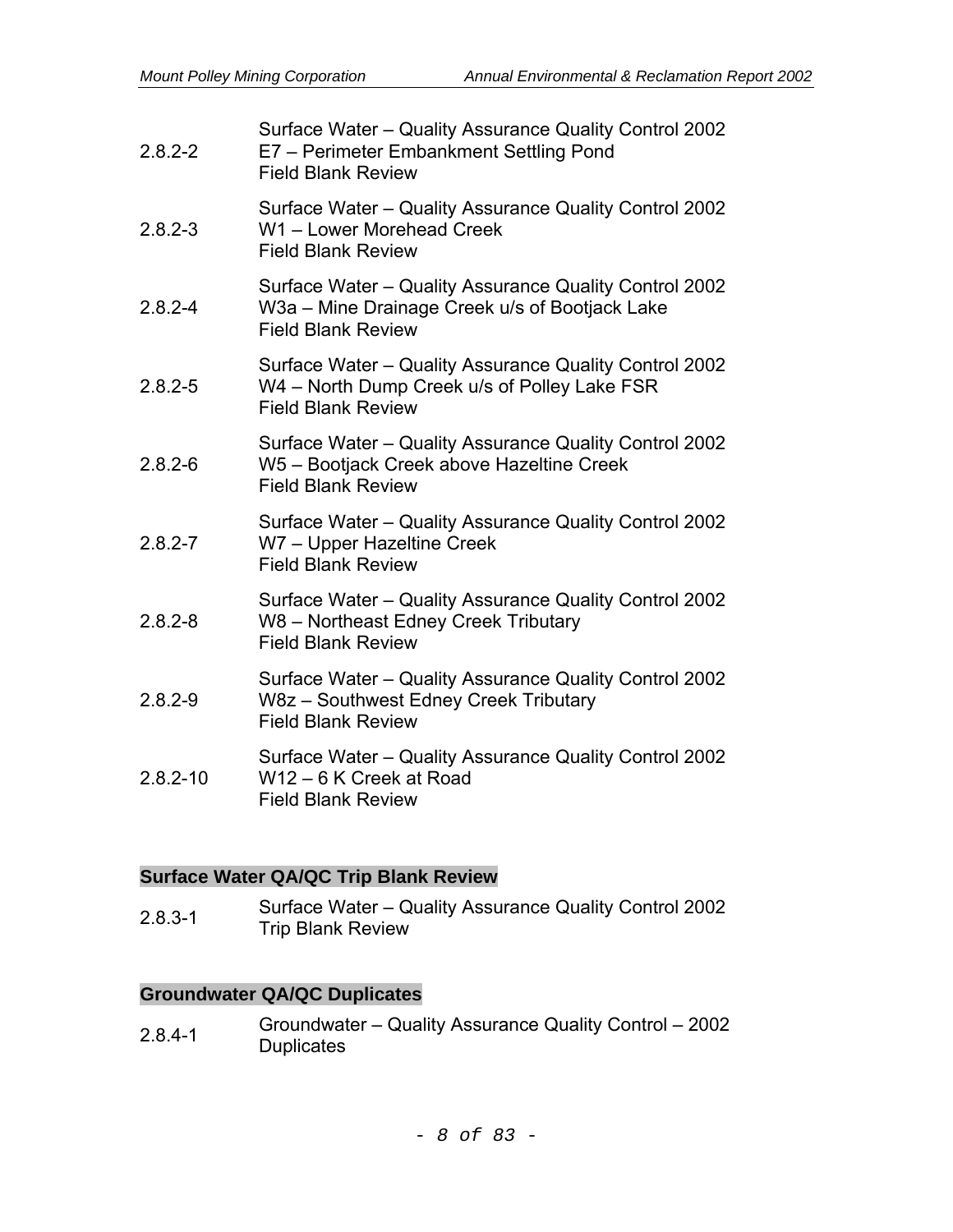| | |
|---|---|
| 2.8.2-2 | Surface Water – Quality Assurance Quality Control 2002<br>E7 – Perimeter Embankment Settling Pond<br>Field Blank Review |
| 2.8.2-3 | Surface Water – Quality Assurance Quality Control 2002<br>W1 – Lower Morehead Creek<br>Field Blank Review |
| 2.8.2-4 | Surface Water – Quality Assurance Quality Control 2002<br>W3a – Mine Drainage Creek u/s of Bootjack Lake<br>Field Blank Review |
| 2.8.2-5 | Surface Water – Quality Assurance Quality Control 2002<br>W4 – North Dump Creek u/s of Polley Lake FSR<br>Field Blank Review |
| 2.8.2-6 | Surface Water – Quality Assurance Quality Control 2002<br>W5 – Bootjack Creek above Hazeltine Creek<br>Field Blank Review |
| 2.8.2-7 | Surface Water – Quality Assurance Quality Control 2002<br>W7 – Upper Hazeltine Creek<br>Field Blank Review |
| 2.8.2-8 | Surface Water – Quality Assurance Quality Control 2002<br>W8 – Northeast Edney Creek Tributary<br>Field Blank Review |
| 2.8.2-9 | Surface Water – Quality Assurance Quality Control 2002<br>W8z – Southwest Edney Creek Tributary<br>Field Blank Review |
| 2.8.2-10 | Surface Water – Quality Assurance Quality Control 2002<br>W12 – 6 K Creek at Road<br>Field Blank Review |

**Surface Water QA/QC Trip Blank Review**

| | |
|---|---|
| 2.8.3-1 | Surface Water – Quality Assurance Quality Control 2002<br>Trip Blank Review |

**Groundwater QA/QC Duplicates**

| | |
|---|---|
| 2.8.4-1 | Groundwater – Quality Assurance Quality Control – 2002<br>Duplicates |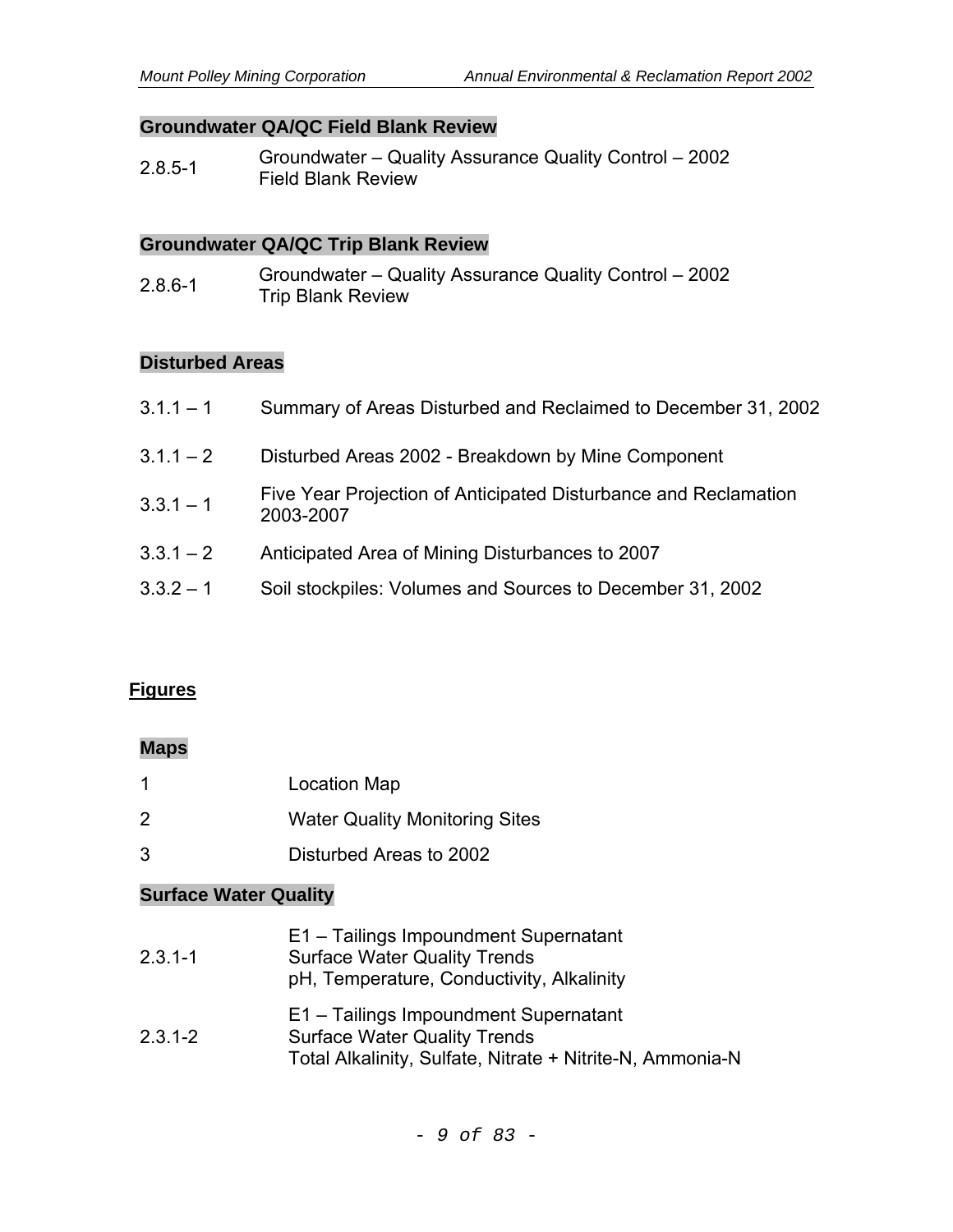### Groundwater QA/QC Field Blank Review

| | |
|---|---|
| 2.8.5-1 | Groundwater – Quality Assurance Quality Control – 2002 Field Blank Review |

### Groundwater QA/QC Trip Blank Review

| | |
|---|---|
| 2.8.6-1 | Groundwater – Quality Assurance Quality Control – 2002 Trip Blank Review |

### Disturbed Areas

| | |
|---|---|
| 3.1.1 – 1 | Summary of Areas Disturbed and Reclaimed to December 31, 2002 |
| 3.1.1 – 2 | Disturbed Areas 2002 - Breakdown by Mine Component |
| 3.3.1 – 1 | Five Year Projection of Anticipated Disturbance and Reclamation 2003-2007 |
| 3.3.1 – 2 | Anticipated Area of Mining Disturbances to 2007 |
| 3.3.2 – 1 | Soil stockpiles: Volumes and Sources to December 31, 2002 |

## Figures

### Maps

| | |
|---|---|
| 1 | Location Map |
| 2 | Water Quality Monitoring Sites |
| 3 | Disturbed Areas to 2002 |

### Surface Water Quality

| | |
|---|---|
| 2.3.1-1 | E1 – Tailings Impoundment Supernatant<br>Surface Water Quality Trends<br>pH, Temperature, Conductivity, Alkalinity |
| 2.3.1-2 | E1 – Tailings Impoundment Supernatant<br>Surface Water Quality Trends<br>Total Alkalinity, Sulfate, Nitrate + Nitrite-N, Ammonia-N |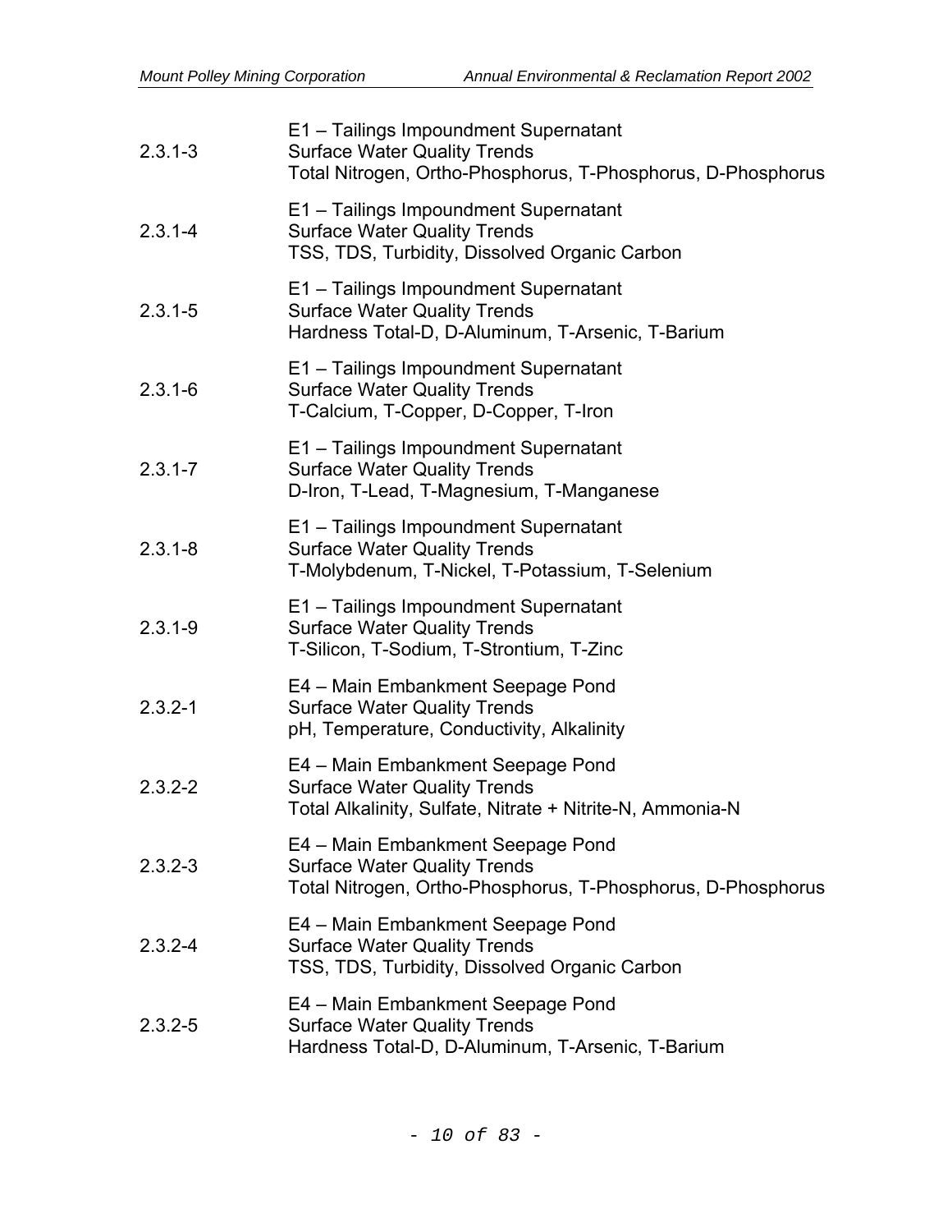| | |
|---|---|
| 2.3.1-3 | E1 – Tailings Impoundment Supernatant<br>Surface Water Quality Trends<br>Total Nitrogen, Ortho-Phosphorus, T-Phosphorus, D-Phosphorus |
| 2.3.1-4 | E1 – Tailings Impoundment Supernatant<br>Surface Water Quality Trends<br>TSS, TDS, Turbidity, Dissolved Organic Carbon |
| 2.3.1-5 | E1 – Tailings Impoundment Supernatant<br>Surface Water Quality Trends<br>Hardness Total-D, D-Aluminum, T-Arsenic, T-Barium |
| 2.3.1-6 | E1 – Tailings Impoundment Supernatant<br>Surface Water Quality Trends<br>T-Calcium, T-Copper, D-Copper, T-Iron |
| 2.3.1-7 | E1 – Tailings Impoundment Supernatant<br>Surface Water Quality Trends<br>D-Iron, T-Lead, T-Magnesium, T-Manganese |
| 2.3.1-8 | E1 – Tailings Impoundment Supernatant<br>Surface Water Quality Trends<br>T-Molybdenum, T-Nickel, T-Potassium, T-Selenium |
| 2.3.1-9 | E1 – Tailings Impoundment Supernatant<br>Surface Water Quality Trends<br>T-Silicon, T-Sodium, T-Strontium, T-Zinc |
| 2.3.2-1 | E4 – Main Embankment Seepage Pond<br>Surface Water Quality Trends<br>pH, Temperature, Conductivity, Alkalinity |
| 2.3.2-2 | E4 – Main Embankment Seepage Pond<br>Surface Water Quality Trends<br>Total Alkalinity, Sulfate, Nitrate + Nitrite-N, Ammonia-N |
| 2.3.2-3 | E4 – Main Embankment Seepage Pond<br>Surface Water Quality Trends<br>Total Nitrogen, Ortho-Phosphorus, T-Phosphorus, D-Phosphorus |
| 2.3.2-4 | E4 – Main Embankment Seepage Pond<br>Surface Water Quality Trends<br>TSS, TDS, Turbidity, Dissolved Organic Carbon |
| 2.3.2-5 | E4 – Main Embankment Seepage Pond<br>Surface Water Quality Trends<br>Hardness Total-D, D-Aluminum, T-Arsenic, T-Barium |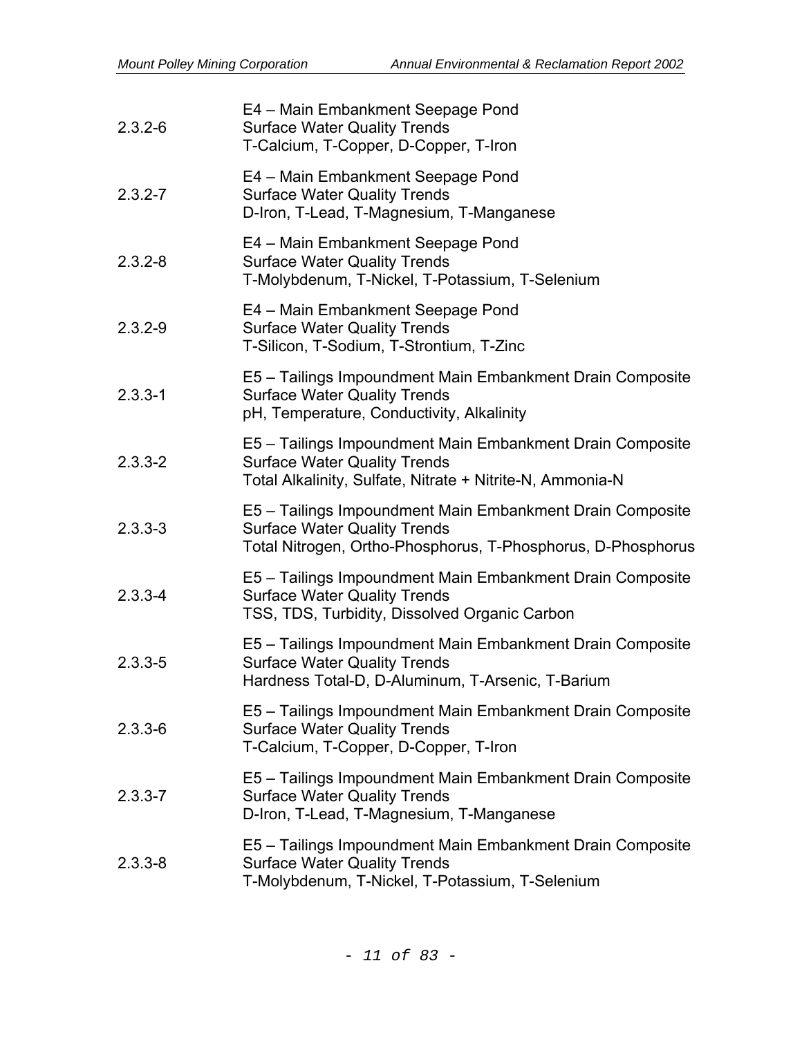| | |
|---|---|
| 2.3.2-6 | E4 – Main Embankment Seepage Pond<br>Surface Water Quality Trends<br>T-Calcium, T-Copper, D-Copper, T-Iron |
| 2.3.2-7 | E4 – Main Embankment Seepage Pond<br>Surface Water Quality Trends<br>D-Iron, T-Lead, T-Magnesium, T-Manganese |
| 2.3.2-8 | E4 – Main Embankment Seepage Pond<br>Surface Water Quality Trends<br>T-Molybdenum, T-Nickel, T-Potassium, T-Selenium |
| 2.3.2-9 | E4 – Main Embankment Seepage Pond<br>Surface Water Quality Trends<br>T-Silicon, T-Sodium, T-Strontium, T-Zinc |
| 2.3.3-1 | E5 – Tailings Impoundment Main Embankment Drain Composite<br>Surface Water Quality Trends<br>pH, Temperature, Conductivity, Alkalinity |
| 2.3.3-2 | E5 – Tailings Impoundment Main Embankment Drain Composite<br>Surface Water Quality Trends<br>Total Alkalinity, Sulfate, Nitrate + Nitrite-N, Ammonia-N |
| 2.3.3-3 | E5 – Tailings Impoundment Main Embankment Drain Composite<br>Surface Water Quality Trends<br>Total Nitrogen, Ortho-Phosphorus, T-Phosphorus, D-Phosphorus |
| 2.3.3-4 | E5 – Tailings Impoundment Main Embankment Drain Composite<br>Surface Water Quality Trends<br>TSS, TDS, Turbidity, Dissolved Organic Carbon |
| 2.3.3-5 | E5 – Tailings Impoundment Main Embankment Drain Composite<br>Surface Water Quality Trends<br>Hardness Total-D, D-Aluminum, T-Arsenic, T-Barium |
| 2.3.3-6 | E5 – Tailings Impoundment Main Embankment Drain Composite<br>Surface Water Quality Trends<br>T-Calcium, T-Copper, D-Copper, T-Iron |
| 2.3.3-7 | E5 – Tailings Impoundment Main Embankment Drain Composite<br>Surface Water Quality Trends<br>D-Iron, T-Lead, T-Magnesium, T-Manganese |
| 2.3.3-8 | E5 – Tailings Impoundment Main Embankment Drain Composite<br>Surface Water Quality Trends<br>T-Molybdenum, T-Nickel, T-Potassium, T-Selenium |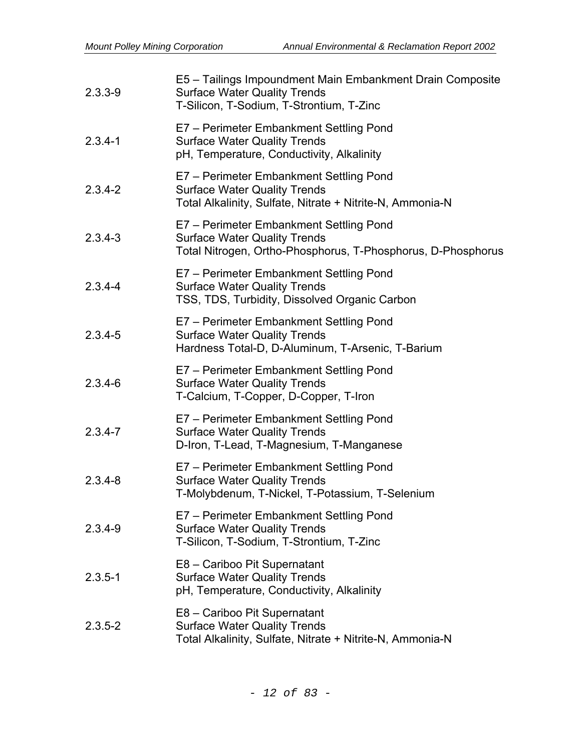| | |
|---|---|
| 2.3.3-9 | E5 – Tailings Impoundment Main Embankment Drain Composite<br>Surface Water Quality Trends<br>T-Silicon, T-Sodium, T-Strontium, T-Zinc |
| 2.3.4-1 | E7 – Perimeter Embankment Settling Pond<br>Surface Water Quality Trends<br>pH, Temperature, Conductivity, Alkalinity |
| 2.3.4-2 | E7 – Perimeter Embankment Settling Pond<br>Surface Water Quality Trends<br>Total Alkalinity, Sulfate, Nitrate + Nitrite-N, Ammonia-N |
| 2.3.4-3 | E7 – Perimeter Embankment Settling Pond<br>Surface Water Quality Trends<br>Total Nitrogen, Ortho-Phosphorus, T-Phosphorus, D-Phosphorus |
| 2.3.4-4 | E7 – Perimeter Embankment Settling Pond<br>Surface Water Quality Trends<br>TSS, TDS, Turbidity, Dissolved Organic Carbon |
| 2.3.4-5 | E7 – Perimeter Embankment Settling Pond<br>Surface Water Quality Trends<br>Hardness Total-D, D-Aluminum, T-Arsenic, T-Barium |
| 2.3.4-6 | E7 – Perimeter Embankment Settling Pond<br>Surface Water Quality Trends<br>T-Calcium, T-Copper, D-Copper, T-Iron |
| 2.3.4-7 | E7 – Perimeter Embankment Settling Pond<br>Surface Water Quality Trends<br>D-Iron, T-Lead, T-Magnesium, T-Manganese |
| 2.3.4-8 | E7 – Perimeter Embankment Settling Pond<br>Surface Water Quality Trends<br>T-Molybdenum, T-Nickel, T-Potassium, T-Selenium |
| 2.3.4-9 | E7 – Perimeter Embankment Settling Pond<br>Surface Water Quality Trends<br>T-Silicon, T-Sodium, T-Strontium, T-Zinc |
| 2.3.5-1 | E8 – Cariboo Pit Supernatant<br>Surface Water Quality Trends<br>pH, Temperature, Conductivity, Alkalinity |
| 2.3.5-2 | E8 – Cariboo Pit Supernatant<br>Surface Water Quality Trends<br>Total Alkalinity, Sulfate, Nitrate + Nitrite-N, Ammonia-N |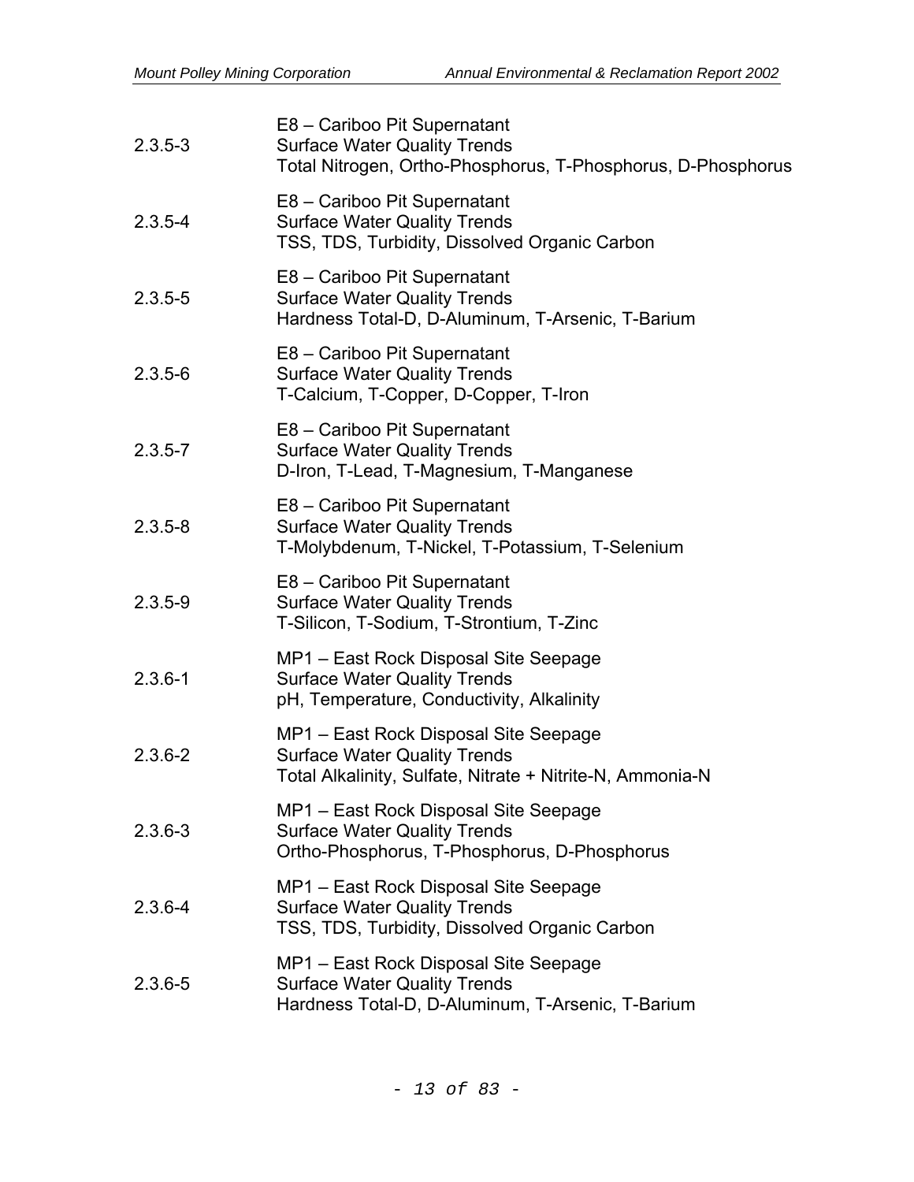| | |
|---|---|
| 2.3.5-3 | E8 – Cariboo Pit Supernatant<br>Surface Water Quality Trends<br>Total Nitrogen, Ortho-Phosphorus, T-Phosphorus, D-Phosphorus |
| 2.3.5-4 | E8 – Cariboo Pit Supernatant<br>Surface Water Quality Trends<br>TSS, TDS, Turbidity, Dissolved Organic Carbon |
| 2.3.5-5 | E8 – Cariboo Pit Supernatant<br>Surface Water Quality Trends<br>Hardness Total-D, D-Aluminum, T-Arsenic, T-Barium |
| 2.3.5-6 | E8 – Cariboo Pit Supernatant<br>Surface Water Quality Trends<br>T-Calcium, T-Copper, D-Copper, T-Iron |
| 2.3.5-7 | E8 – Cariboo Pit Supernatant<br>Surface Water Quality Trends<br>D-Iron, T-Lead, T-Magnesium, T-Manganese |
| 2.3.5-8 | E8 – Cariboo Pit Supernatant<br>Surface Water Quality Trends<br>T-Molybdenum, T-Nickel, T-Potassium, T-Selenium |
| 2.3.5-9 | E8 – Cariboo Pit Supernatant<br>Surface Water Quality Trends<br>T-Silicon, T-Sodium, T-Strontium, T-Zinc |
| 2.3.6-1 | MP1 – East Rock Disposal Site Seepage<br>Surface Water Quality Trends<br>pH, Temperature, Conductivity, Alkalinity |
| 2.3.6-2 | MP1 – East Rock Disposal Site Seepage<br>Surface Water Quality Trends<br>Total Alkalinity, Sulfate, Nitrate + Nitrite-N, Ammonia-N |
| 2.3.6-3 | MP1 – East Rock Disposal Site Seepage<br>Surface Water Quality Trends<br>Ortho-Phosphorus, T-Phosphorus, D-Phosphorus |
| 2.3.6-4 | MP1 – East Rock Disposal Site Seepage<br>Surface Water Quality Trends<br>TSS, TDS, Turbidity, Dissolved Organic Carbon |
| 2.3.6-5 | MP1 – East Rock Disposal Site Seepage<br>Surface Water Quality Trends<br>Hardness Total-D, D-Aluminum, T-Arsenic, T-Barium |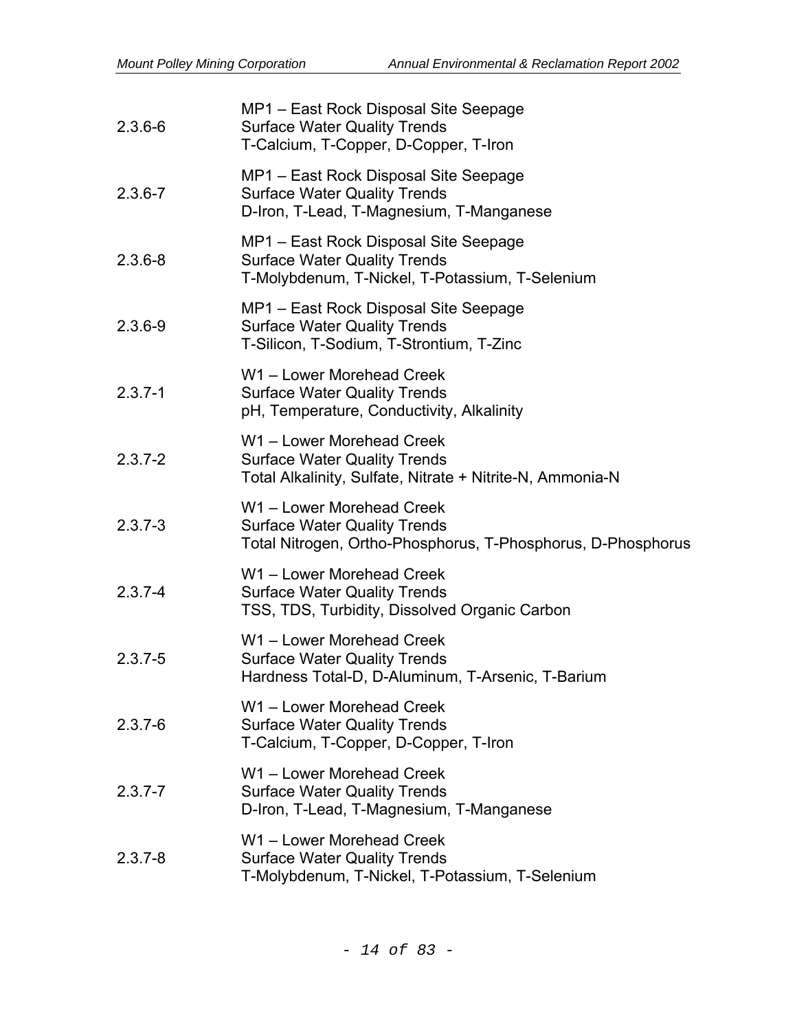| | |
|---|---|
| 2.3.6-6 | MP1 – East Rock Disposal Site Seepage<br>Surface Water Quality Trends<br>T-Calcium, T-Copper, D-Copper, T-Iron |
| 2.3.6-7 | MP1 – East Rock Disposal Site Seepage<br>Surface Water Quality Trends<br>D-Iron, T-Lead, T-Magnesium, T-Manganese |
| 2.3.6-8 | MP1 – East Rock Disposal Site Seepage<br>Surface Water Quality Trends<br>T-Molybdenum, T-Nickel, T-Potassium, T-Selenium |
| 2.3.6-9 | MP1 – East Rock Disposal Site Seepage<br>Surface Water Quality Trends<br>T-Silicon, T-Sodium, T-Strontium, T-Zinc |
| 2.3.7-1 | W1 – Lower Morehead Creek<br>Surface Water Quality Trends<br>pH, Temperature, Conductivity, Alkalinity |
| 2.3.7-2 | W1 – Lower Morehead Creek<br>Surface Water Quality Trends<br>Total Alkalinity, Sulfate, Nitrate + Nitrite-N, Ammonia-N |
| 2.3.7-3 | W1 – Lower Morehead Creek<br>Surface Water Quality Trends<br>Total Nitrogen, Ortho-Phosphorus, T-Phosphorus, D-Phosphorus |
| 2.3.7-4 | W1 – Lower Morehead Creek<br>Surface Water Quality Trends<br>TSS, TDS, Turbidity, Dissolved Organic Carbon |
| 2.3.7-5 | W1 – Lower Morehead Creek<br>Surface Water Quality Trends<br>Hardness Total-D, D-Aluminum, T-Arsenic, T-Barium |
| 2.3.7-6 | W1 – Lower Morehead Creek<br>Surface Water Quality Trends<br>T-Calcium, T-Copper, D-Copper, T-Iron |
| 2.3.7-7 | W1 – Lower Morehead Creek<br>Surface Water Quality Trends<br>D-Iron, T-Lead, T-Magnesium, T-Manganese |
| 2.3.7-8 | W1 – Lower Morehead Creek<br>Surface Water Quality Trends<br>T-Molybdenum, T-Nickel, T-Potassium, T-Selenium |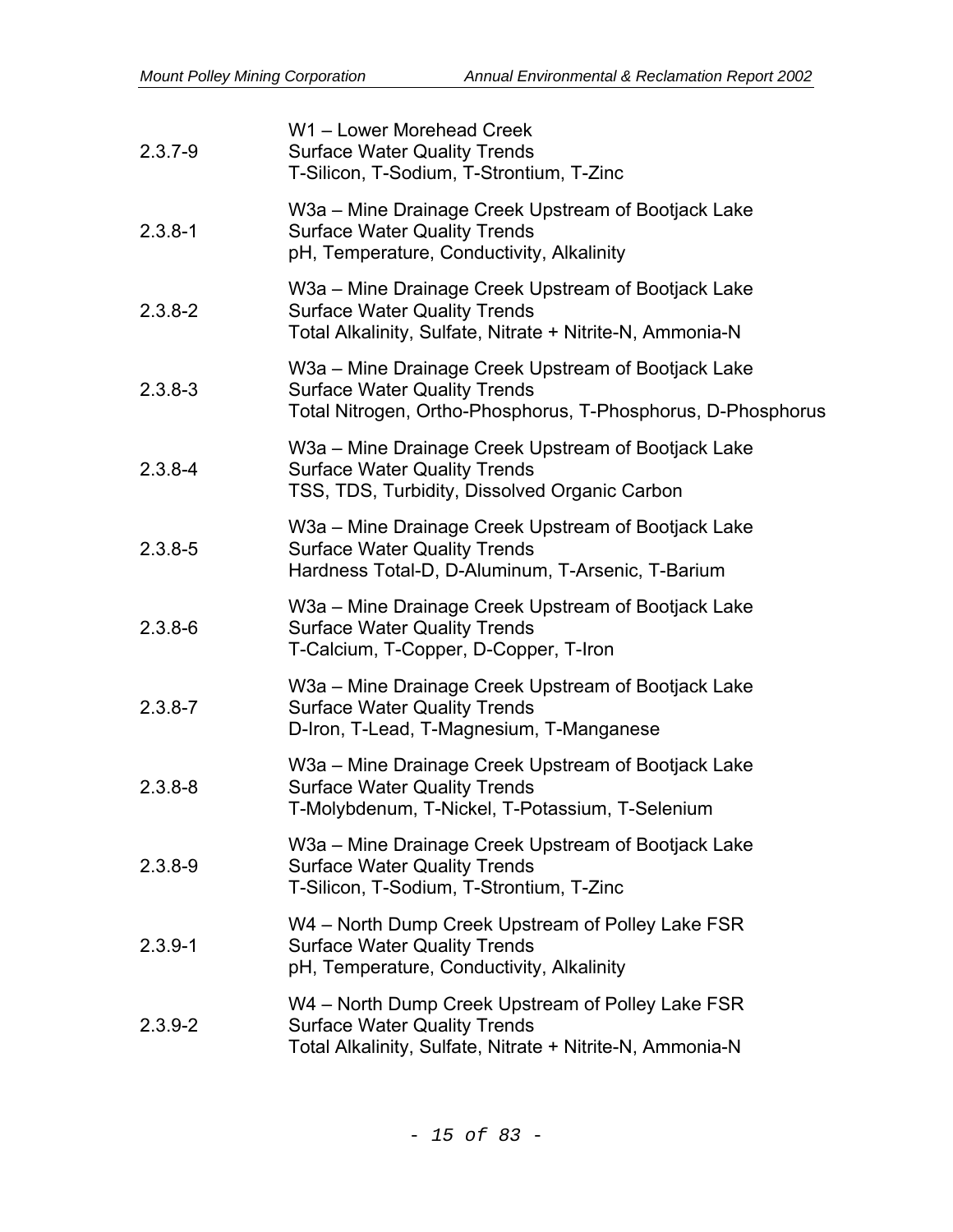| | |
|---|---|
| 2.3.7-9 | W1 – Lower Morehead Creek<br>Surface Water Quality Trends<br>T-Silicon, T-Sodium, T-Strontium, T-Zinc |
| 2.3.8-1 | W3a – Mine Drainage Creek Upstream of Bootjack Lake<br>Surface Water Quality Trends<br>pH, Temperature, Conductivity, Alkalinity |
| 2.3.8-2 | W3a – Mine Drainage Creek Upstream of Bootjack Lake<br>Surface Water Quality Trends<br>Total Alkalinity, Sulfate, Nitrate + Nitrite-N, Ammonia-N |
| 2.3.8-3 | W3a – Mine Drainage Creek Upstream of Bootjack Lake<br>Surface Water Quality Trends<br>Total Nitrogen, Ortho-Phosphorus, T-Phosphorus, D-Phosphorus |
| 2.3.8-4 | W3a – Mine Drainage Creek Upstream of Bootjack Lake<br>Surface Water Quality Trends<br>TSS, TDS, Turbidity, Dissolved Organic Carbon |
| 2.3.8-5 | W3a – Mine Drainage Creek Upstream of Bootjack Lake<br>Surface Water Quality Trends<br>Hardness Total-D, D-Aluminum, T-Arsenic, T-Barium |
| 2.3.8-6 | W3a – Mine Drainage Creek Upstream of Bootjack Lake<br>Surface Water Quality Trends<br>T-Calcium, T-Copper, D-Copper, T-Iron |
| 2.3.8-7 | W3a – Mine Drainage Creek Upstream of Bootjack Lake<br>Surface Water Quality Trends<br>D-Iron, T-Lead, T-Magnesium, T-Manganese |
| 2.3.8-8 | W3a – Mine Drainage Creek Upstream of Bootjack Lake<br>Surface Water Quality Trends<br>T-Molybdenum, T-Nickel, T-Potassium, T-Selenium |
| 2.3.8-9 | W3a – Mine Drainage Creek Upstream of Bootjack Lake<br>Surface Water Quality Trends<br>T-Silicon, T-Sodium, T-Strontium, T-Zinc |
| 2.3.9-1 | W4 – North Dump Creek Upstream of Polley Lake FSR<br>Surface Water Quality Trends<br>pH, Temperature, Conductivity, Alkalinity |
| 2.3.9-2 | W4 – North Dump Creek Upstream of Polley Lake FSR<br>Surface Water Quality Trends<br>Total Alkalinity, Sulfate, Nitrate + Nitrite-N, Ammonia-N |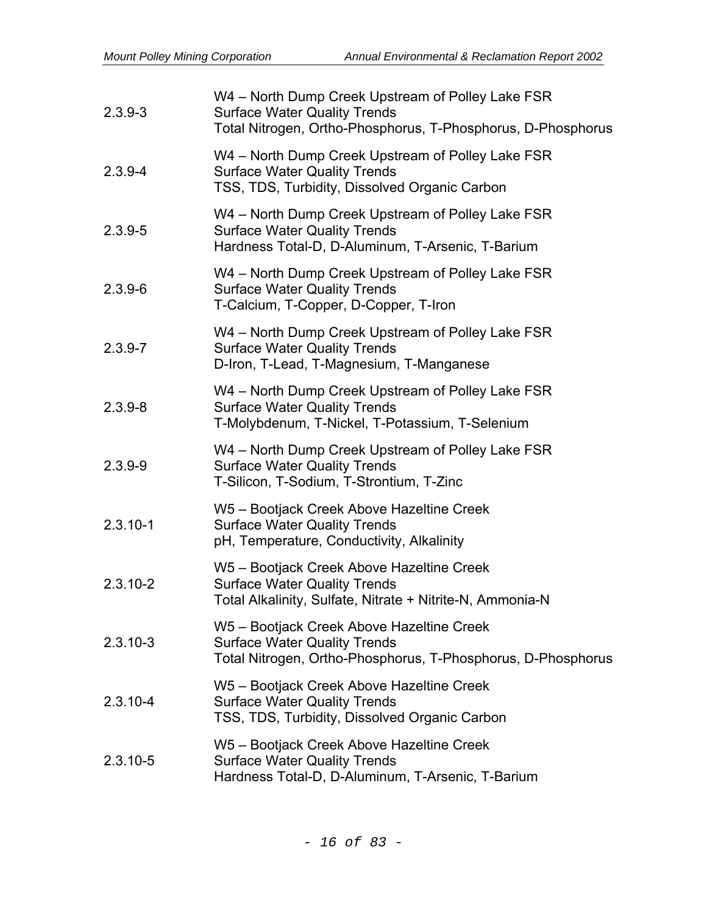| | |
|---|---|
| 2.3.9-3 | W4 – North Dump Creek Upstream of Polley Lake FSR<br>Surface Water Quality Trends<br>Total Nitrogen, Ortho-Phosphorus, T-Phosphorus, D-Phosphorus |
| 2.3.9-4 | W4 – North Dump Creek Upstream of Polley Lake FSR<br>Surface Water Quality Trends<br>TSS, TDS, Turbidity, Dissolved Organic Carbon |
| 2.3.9-5 | W4 – North Dump Creek Upstream of Polley Lake FSR<br>Surface Water Quality Trends<br>Hardness Total-D, D-Aluminum, T-Arsenic, T-Barium |
| 2.3.9-6 | W4 – North Dump Creek Upstream of Polley Lake FSR<br>Surface Water Quality Trends<br>T-Calcium, T-Copper, D-Copper, T-Iron |
| 2.3.9-7 | W4 – North Dump Creek Upstream of Polley Lake FSR<br>Surface Water Quality Trends<br>D-Iron, T-Lead, T-Magnesium, T-Manganese |
| 2.3.9-8 | W4 – North Dump Creek Upstream of Polley Lake FSR<br>Surface Water Quality Trends<br>T-Molybdenum, T-Nickel, T-Potassium, T-Selenium |
| 2.3.9-9 | W4 – North Dump Creek Upstream of Polley Lake FSR<br>Surface Water Quality Trends<br>T-Silicon, T-Sodium, T-Strontium, T-Zinc |
| 2.3.10-1 | W5 – Bootjack Creek Above Hazeltine Creek<br>Surface Water Quality Trends<br>pH, Temperature, Conductivity, Alkalinity |
| 2.3.10-2 | W5 – Bootjack Creek Above Hazeltine Creek<br>Surface Water Quality Trends<br>Total Alkalinity, Sulfate, Nitrate + Nitrite-N, Ammonia-N |
| 2.3.10-3 | W5 – Bootjack Creek Above Hazeltine Creek<br>Surface Water Quality Trends<br>Total Nitrogen, Ortho-Phosphorus, T-Phosphorus, D-Phosphorus |
| 2.3.10-4 | W5 – Bootjack Creek Above Hazeltine Creek<br>Surface Water Quality Trends<br>TSS, TDS, Turbidity, Dissolved Organic Carbon |
| 2.3.10-5 | W5 – Bootjack Creek Above Hazeltine Creek<br>Surface Water Quality Trends<br>Hardness Total-D, D-Aluminum, T-Arsenic, T-Barium |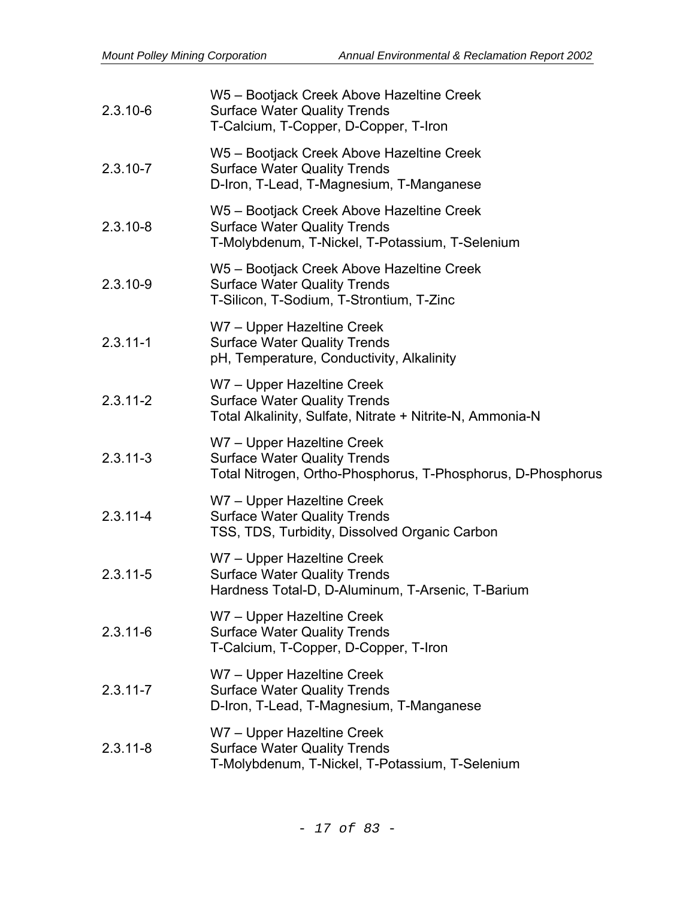| | |
|---|---|
| 2.3.10-6 | W5 – Bootjack Creek Above Hazeltine Creek<br>Surface Water Quality Trends<br>T-Calcium, T-Copper, D-Copper, T-Iron |
| 2.3.10-7 | W5 – Bootjack Creek Above Hazeltine Creek<br>Surface Water Quality Trends<br>D-Iron, T-Lead, T-Magnesium, T-Manganese |
| 2.3.10-8 | W5 – Bootjack Creek Above Hazeltine Creek<br>Surface Water Quality Trends<br>T-Molybdenum, T-Nickel, T-Potassium, T-Selenium |
| 2.3.10-9 | W5 – Bootjack Creek Above Hazeltine Creek<br>Surface Water Quality Trends<br>T-Silicon, T-Sodium, T-Strontium, T-Zinc |
| 2.3.11-1 | W7 – Upper Hazeltine Creek<br>Surface Water Quality Trends<br>pH, Temperature, Conductivity, Alkalinity |
| 2.3.11-2 | W7 – Upper Hazeltine Creek<br>Surface Water Quality Trends<br>Total Alkalinity, Sulfate, Nitrate + Nitrite-N, Ammonia-N |
| 2.3.11-3 | W7 – Upper Hazeltine Creek<br>Surface Water Quality Trends<br>Total Nitrogen, Ortho-Phosphorus, T-Phosphorus, D-Phosphorus |
| 2.3.11-4 | W7 – Upper Hazeltine Creek<br>Surface Water Quality Trends<br>TSS, TDS, Turbidity, Dissolved Organic Carbon |
| 2.3.11-5 | W7 – Upper Hazeltine Creek<br>Surface Water Quality Trends<br>Hardness Total-D, D-Aluminum, T-Arsenic, T-Barium |
| 2.3.11-6 | W7 – Upper Hazeltine Creek<br>Surface Water Quality Trends<br>T-Calcium, T-Copper, D-Copper, T-Iron |
| 2.3.11-7 | W7 – Upper Hazeltine Creek<br>Surface Water Quality Trends<br>D-Iron, T-Lead, T-Magnesium, T-Manganese |
| 2.3.11-8 | W7 – Upper Hazeltine Creek<br>Surface Water Quality Trends<br>T-Molybdenum, T-Nickel, T-Potassium, T-Selenium |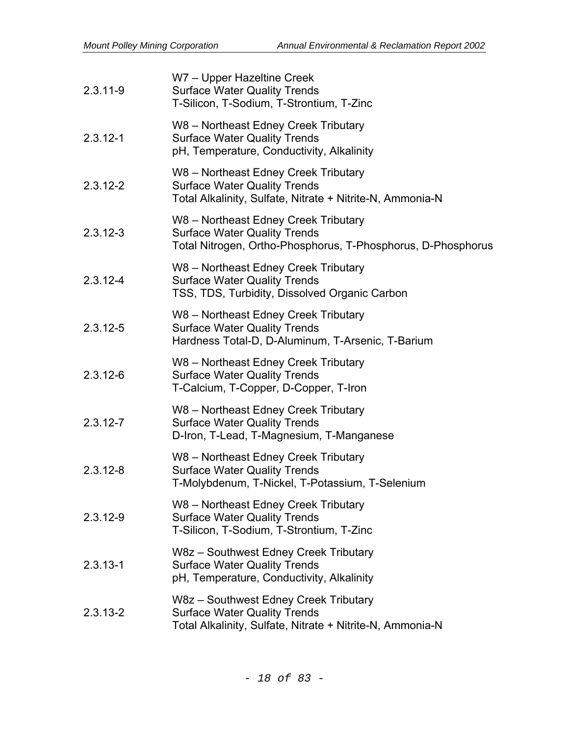| | |
|---|---|
| 2.3.11-9 | W7 – Upper Hazeltine Creek<br>Surface Water Quality Trends<br>T-Silicon, T-Sodium, T-Strontium, T-Zinc |
| 2.3.12-1 | W8 – Northeast Edney Creek Tributary<br>Surface Water Quality Trends<br>pH, Temperature, Conductivity, Alkalinity |
| 2.3.12-2 | W8 – Northeast Edney Creek Tributary<br>Surface Water Quality Trends<br>Total Alkalinity, Sulfate, Nitrate + Nitrite-N, Ammonia-N |
| 2.3.12-3 | W8 – Northeast Edney Creek Tributary<br>Surface Water Quality Trends<br>Total Nitrogen, Ortho-Phosphorus, T-Phosphorus, D-Phosphorus |
| 2.3.12-4 | W8 – Northeast Edney Creek Tributary<br>Surface Water Quality Trends<br>TSS, TDS, Turbidity, Dissolved Organic Carbon |
| 2.3.12-5 | W8 – Northeast Edney Creek Tributary<br>Surface Water Quality Trends<br>Hardness Total-D, D-Aluminum, T-Arsenic, T-Barium |
| 2.3.12-6 | W8 – Northeast Edney Creek Tributary<br>Surface Water Quality Trends<br>T-Calcium, T-Copper, D-Copper, T-Iron |
| 2.3.12-7 | W8 – Northeast Edney Creek Tributary<br>Surface Water Quality Trends<br>D-Iron, T-Lead, T-Magnesium, T-Manganese |
| 2.3.12-8 | W8 – Northeast Edney Creek Tributary<br>Surface Water Quality Trends<br>T-Molybdenum, T-Nickel, T-Potassium, T-Selenium |
| 2.3.12-9 | W8 – Northeast Edney Creek Tributary<br>Surface Water Quality Trends<br>T-Silicon, T-Sodium, T-Strontium, T-Zinc |
| 2.3.13-1 | W8z – Southwest Edney Creek Tributary<br>Surface Water Quality Trends<br>pH, Temperature, Conductivity, Alkalinity |
| 2.3.13-2 | W8z – Southwest Edney Creek Tributary<br>Surface Water Quality Trends<br>Total Alkalinity, Sulfate, Nitrate + Nitrite-N, Ammonia-N |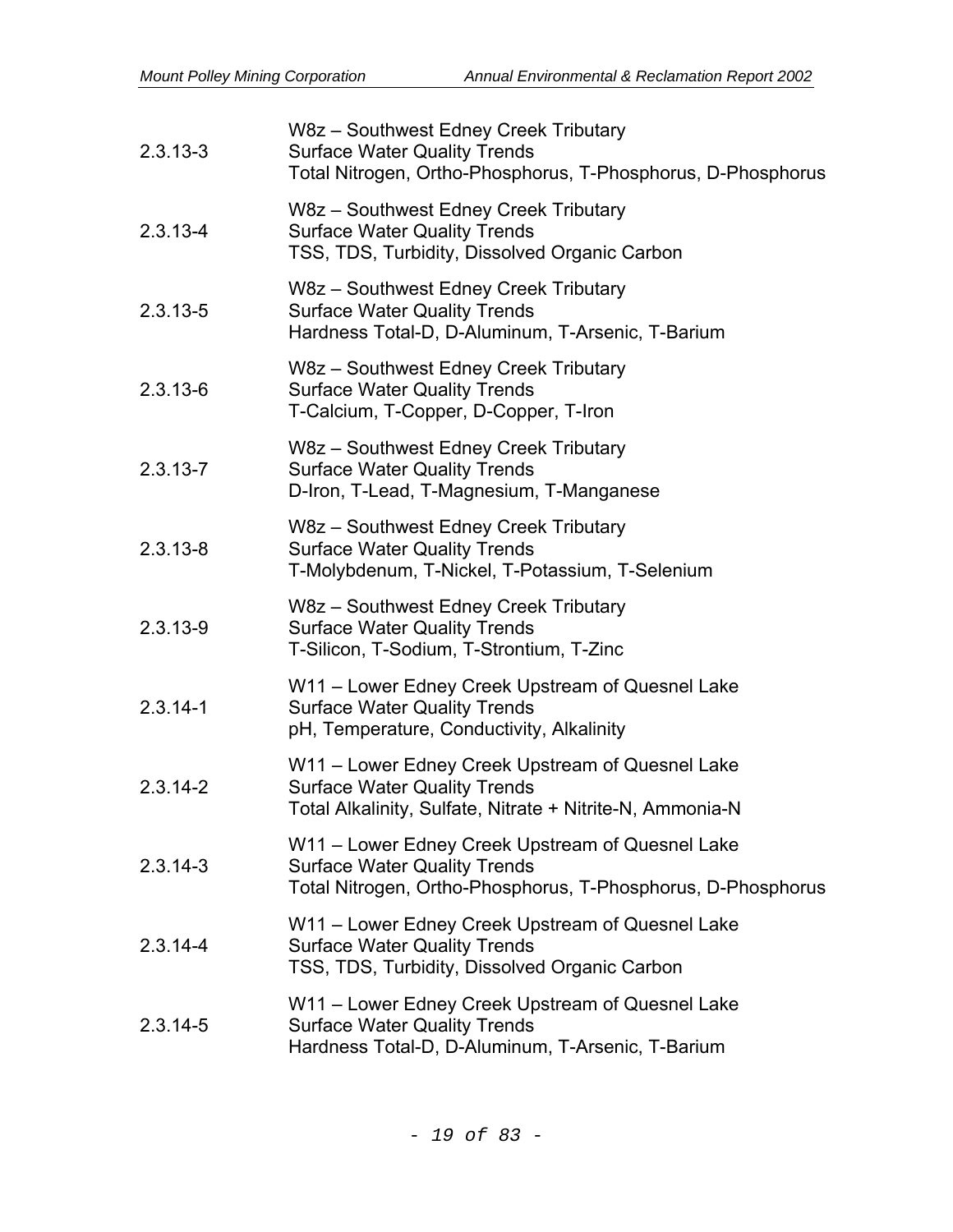| | |
|---|---|
| 2.3.13-3 | W8z – Southwest Edney Creek Tributary<br>Surface Water Quality Trends<br>Total Nitrogen, Ortho-Phosphorus, T-Phosphorus, D-Phosphorus |
| 2.3.13-4 | W8z – Southwest Edney Creek Tributary<br>Surface Water Quality Trends<br>TSS, TDS, Turbidity, Dissolved Organic Carbon |
| 2.3.13-5 | W8z – Southwest Edney Creek Tributary<br>Surface Water Quality Trends<br>Hardness Total-D, D-Aluminum, T-Arsenic, T-Barium |
| 2.3.13-6 | W8z – Southwest Edney Creek Tributary<br>Surface Water Quality Trends<br>T-Calcium, T-Copper, D-Copper, T-Iron |
| 2.3.13-7 | W8z – Southwest Edney Creek Tributary<br>Surface Water Quality Trends<br>D-Iron, T-Lead, T-Magnesium, T-Manganese |
| 2.3.13-8 | W8z – Southwest Edney Creek Tributary<br>Surface Water Quality Trends<br>T-Molybdenum, T-Nickel, T-Potassium, T-Selenium |
| 2.3.13-9 | W8z – Southwest Edney Creek Tributary<br>Surface Water Quality Trends<br>T-Silicon, T-Sodium, T-Strontium, T-Zinc |
| 2.3.14-1 | W11 – Lower Edney Creek Upstream of Quesnel Lake<br>Surface Water Quality Trends<br>pH, Temperature, Conductivity, Alkalinity |
| 2.3.14-2 | W11 – Lower Edney Creek Upstream of Quesnel Lake<br>Surface Water Quality Trends<br>Total Alkalinity, Sulfate, Nitrate + Nitrite-N, Ammonia-N |
| 2.3.14-3 | W11 – Lower Edney Creek Upstream of Quesnel Lake<br>Surface Water Quality Trends<br>Total Nitrogen, Ortho-Phosphorus, T-Phosphorus, D-Phosphorus |
| 2.3.14-4 | W11 – Lower Edney Creek Upstream of Quesnel Lake<br>Surface Water Quality Trends<br>TSS, TDS, Turbidity, Dissolved Organic Carbon |
| 2.3.14-5 | W11 – Lower Edney Creek Upstream of Quesnel Lake<br>Surface Water Quality Trends<br>Hardness Total-D, D-Aluminum, T-Arsenic, T-Barium |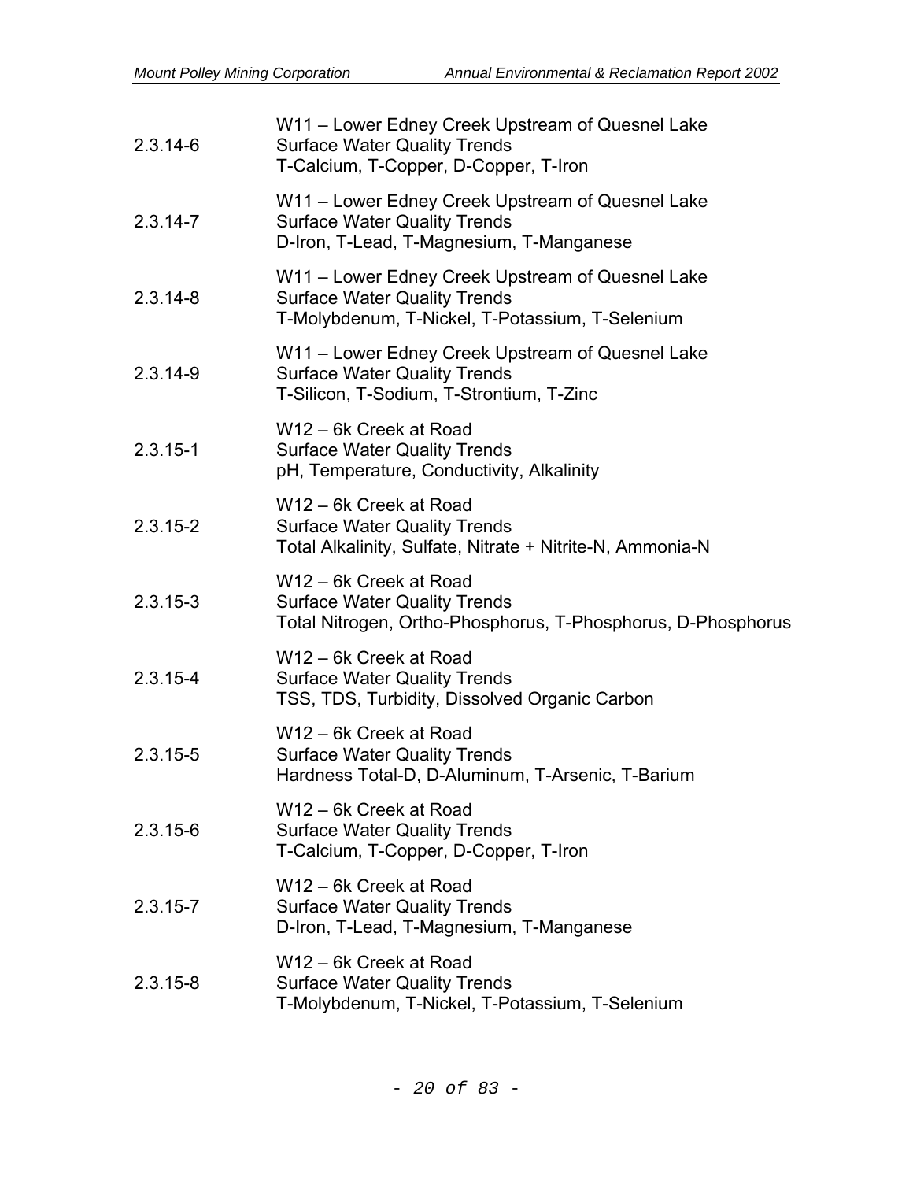| | |
|---|---|
| 2.3.14-6 | W11 – Lower Edney Creek Upstream of Quesnel Lake<br>Surface Water Quality Trends<br>T-Calcium, T-Copper, D-Copper, T-Iron |
| 2.3.14-7 | W11 – Lower Edney Creek Upstream of Quesnel Lake<br>Surface Water Quality Trends<br>D-Iron, T-Lead, T-Magnesium, T-Manganese |
| 2.3.14-8 | W11 – Lower Edney Creek Upstream of Quesnel Lake<br>Surface Water Quality Trends<br>T-Molybdenum, T-Nickel, T-Potassium, T-Selenium |
| 2.3.14-9 | W11 – Lower Edney Creek Upstream of Quesnel Lake<br>Surface Water Quality Trends<br>T-Silicon, T-Sodium, T-Strontium, T-Zinc |
| 2.3.15-1 | W12 – 6k Creek at Road<br>Surface Water Quality Trends<br>pH, Temperature, Conductivity, Alkalinity |
| 2.3.15-2 | W12 – 6k Creek at Road<br>Surface Water Quality Trends<br>Total Alkalinity, Sulfate, Nitrate + Nitrite-N, Ammonia-N |
| 2.3.15-3 | W12 – 6k Creek at Road<br>Surface Water Quality Trends<br>Total Nitrogen, Ortho-Phosphorus, T-Phosphorus, D-Phosphorus |
| 2.3.15-4 | W12 – 6k Creek at Road<br>Surface Water Quality Trends<br>TSS, TDS, Turbidity, Dissolved Organic Carbon |
| 2.3.15-5 | W12 – 6k Creek at Road<br>Surface Water Quality Trends<br>Hardness Total-D, D-Aluminum, T-Arsenic, T-Barium |
| 2.3.15-6 | W12 – 6k Creek at Road<br>Surface Water Quality Trends<br>T-Calcium, T-Copper, D-Copper, T-Iron |
| 2.3.15-7 | W12 – 6k Creek at Road<br>Surface Water Quality Trends<br>D-Iron, T-Lead, T-Magnesium, T-Manganese |
| 2.3.15-8 | W12 – 6k Creek at Road<br>Surface Water Quality Trends<br>T-Molybdenum, T-Nickel, T-Potassium, T-Selenium |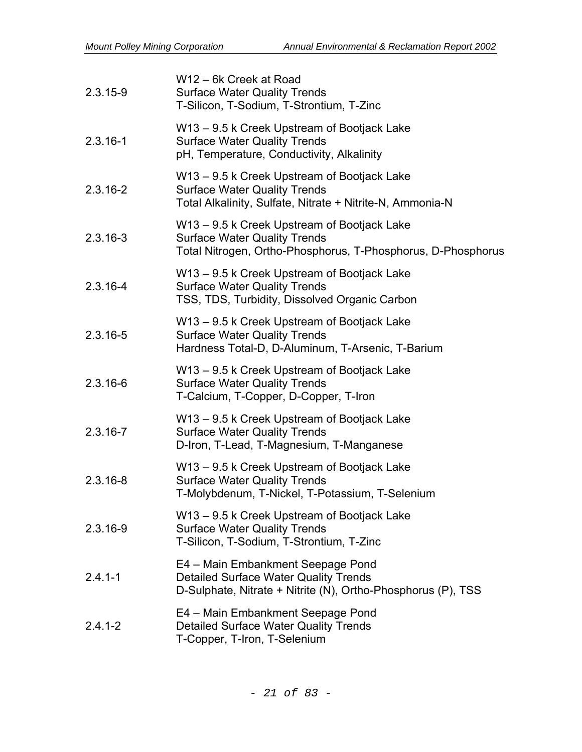| | |
|---|---|
| 2.3.15-9 | W12 – 6k Creek at Road<br>Surface Water Quality Trends<br>T-Silicon, T-Sodium, T-Strontium, T-Zinc |
| 2.3.16-1 | W13 – 9.5 k Creek Upstream of Bootjack Lake<br>Surface Water Quality Trends<br>pH, Temperature, Conductivity, Alkalinity |
| 2.3.16-2 | W13 – 9.5 k Creek Upstream of Bootjack Lake<br>Surface Water Quality Trends<br>Total Alkalinity, Sulfate, Nitrate + Nitrite-N, Ammonia-N |
| 2.3.16-3 | W13 – 9.5 k Creek Upstream of Bootjack Lake<br>Surface Water Quality Trends<br>Total Nitrogen, Ortho-Phosphorus, T-Phosphorus, D-Phosphorus |
| 2.3.16-4 | W13 – 9.5 k Creek Upstream of Bootjack Lake<br>Surface Water Quality Trends<br>TSS, TDS, Turbidity, Dissolved Organic Carbon |
| 2.3.16-5 | W13 – 9.5 k Creek Upstream of Bootjack Lake<br>Surface Water Quality Trends<br>Hardness Total-D, D-Aluminum, T-Arsenic, T-Barium |
| 2.3.16-6 | W13 – 9.5 k Creek Upstream of Bootjack Lake<br>Surface Water Quality Trends<br>T-Calcium, T-Copper, D-Copper, T-Iron |
| 2.3.16-7 | W13 – 9.5 k Creek Upstream of Bootjack Lake<br>Surface Water Quality Trends<br>D-Iron, T-Lead, T-Magnesium, T-Manganese |
| 2.3.16-8 | W13 – 9.5 k Creek Upstream of Bootjack Lake<br>Surface Water Quality Trends<br>T-Molybdenum, T-Nickel, T-Potassium, T-Selenium |
| 2.3.16-9 | W13 – 9.5 k Creek Upstream of Bootjack Lake<br>Surface Water Quality Trends<br>T-Silicon, T-Sodium, T-Strontium, T-Zinc |
| 2.4.1-1 | E4 – Main Embankment Seepage Pond<br>Detailed Surface Water Quality Trends<br>D-Sulphate, Nitrate + Nitrite (N), Ortho-Phosphorus (P), TSS |
| 2.4.1-2 | E4 – Main Embankment Seepage Pond<br>Detailed Surface Water Quality Trends<br>T-Copper, T-Iron, T-Selenium |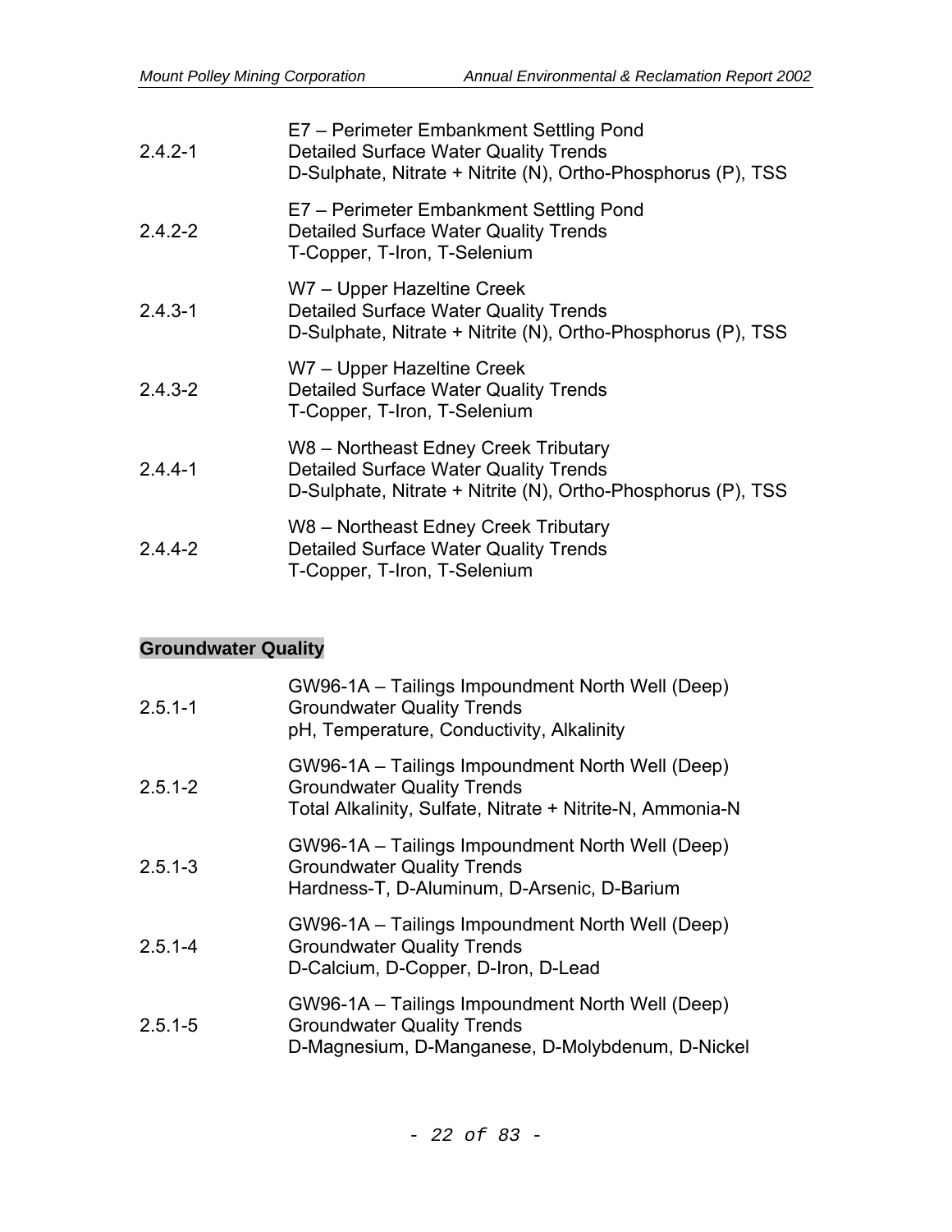| | |
|---|---|
| 2.4.2-1 | E7 – Perimeter Embankment Settling Pond<br>Detailed Surface Water Quality Trends<br>D-Sulphate, Nitrate + Nitrite (N), Ortho-Phosphorus (P), TSS |
| 2.4.2-2 | E7 – Perimeter Embankment Settling Pond<br>Detailed Surface Water Quality Trends<br>T-Copper, T-Iron, T-Selenium |
| 2.4.3-1 | W7 – Upper Hazeltine Creek<br>Detailed Surface Water Quality Trends<br>D-Sulphate, Nitrate + Nitrite (N), Ortho-Phosphorus (P), TSS |
| 2.4.3-2 | W7 – Upper Hazeltine Creek<br>Detailed Surface Water Quality Trends<br>T-Copper, T-Iron, T-Selenium |
| 2.4.4-1 | W8 – Northeast Edney Creek Tributary<br>Detailed Surface Water Quality Trends<br>D-Sulphate, Nitrate + Nitrite (N), Ortho-Phosphorus (P), TSS |
| 2.4.4-2 | W8 – Northeast Edney Creek Tributary<br>Detailed Surface Water Quality Trends<br>T-Copper, T-Iron, T-Selenium |

**Groundwater Quality**

| | |
|---|---|
| 2.5.1-1 | GW96-1A – Tailings Impoundment North Well (Deep)<br>Groundwater Quality Trends<br>pH, Temperature, Conductivity, Alkalinity |
| 2.5.1-2 | GW96-1A – Tailings Impoundment North Well (Deep)<br>Groundwater Quality Trends<br>Total Alkalinity, Sulfate, Nitrate + Nitrite-N, Ammonia-N |
| 2.5.1-3 | GW96-1A – Tailings Impoundment North Well (Deep)<br>Groundwater Quality Trends<br>Hardness-T, D-Aluminum, D-Arsenic, D-Barium |
| 2.5.1-4 | GW96-1A – Tailings Impoundment North Well (Deep)<br>Groundwater Quality Trends<br>D-Calcium, D-Copper, D-Iron, D-Lead |
| 2.5.1-5 | GW96-1A – Tailings Impoundment North Well (Deep)<br>Groundwater Quality Trends<br>D-Magnesium, D-Manganese, D-Molybdenum, D-Nickel |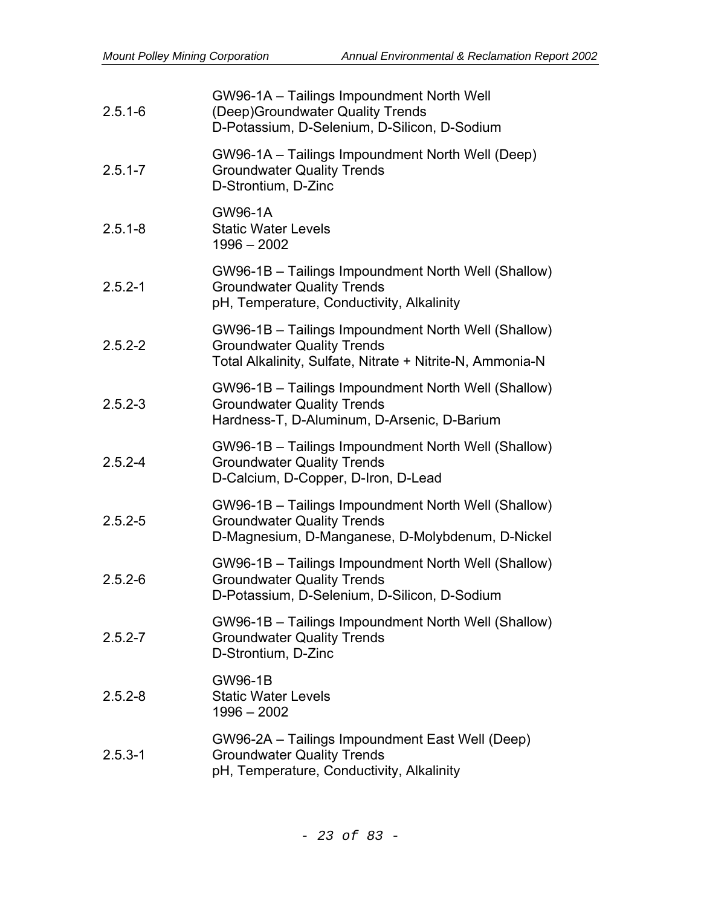| | |
|---|---|
| 2.5.1-6 | GW96-1A – Tailings Impoundment North Well (Deep)Groundwater Quality Trends<br>D-Potassium, D-Selenium, D-Silicon, D-Sodium |
| 2.5.1-7 | GW96-1A – Tailings Impoundment North Well (Deep)<br>Groundwater Quality Trends<br>D-Strontium, D-Zinc |
| 2.5.1-8 | GW96-1A<br>Static Water Levels<br>1996 – 2002 |
| 2.5.2-1 | GW96-1B – Tailings Impoundment North Well (Shallow)<br>Groundwater Quality Trends<br>pH, Temperature, Conductivity, Alkalinity |
| 2.5.2-2 | GW96-1B – Tailings Impoundment North Well (Shallow)<br>Groundwater Quality Trends<br>Total Alkalinity, Sulfate, Nitrate + Nitrite-N, Ammonia-N |
| 2.5.2-3 | GW96-1B – Tailings Impoundment North Well (Shallow)<br>Groundwater Quality Trends<br>Hardness-T, D-Aluminum, D-Arsenic, D-Barium |
| 2.5.2-4 | GW96-1B – Tailings Impoundment North Well (Shallow)<br>Groundwater Quality Trends<br>D-Calcium, D-Copper, D-Iron, D-Lead |
| 2.5.2-5 | GW96-1B – Tailings Impoundment North Well (Shallow)<br>Groundwater Quality Trends<br>D-Magnesium, D-Manganese, D-Molybdenum, D-Nickel |
| 2.5.2-6 | GW96-1B – Tailings Impoundment North Well (Shallow)<br>Groundwater Quality Trends<br>D-Potassium, D-Selenium, D-Silicon, D-Sodium |
| 2.5.2-7 | GW96-1B – Tailings Impoundment North Well (Shallow)<br>Groundwater Quality Trends<br>D-Strontium, D-Zinc |
| 2.5.2-8 | GW96-1B<br>Static Water Levels<br>1996 – 2002 |
| 2.5.3-1 | GW96-2A – Tailings Impoundment East Well (Deep)<br>Groundwater Quality Trends<br>pH, Temperature, Conductivity, Alkalinity |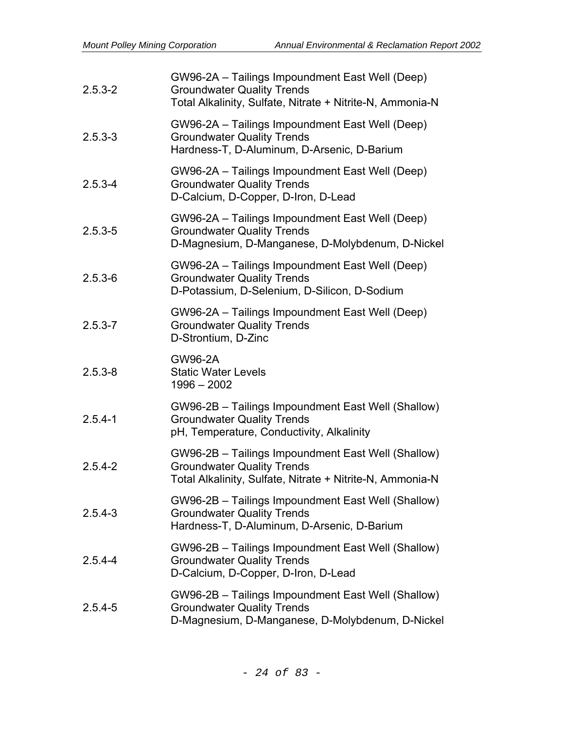| | |
|---|---|
| 2.5.3-2 | GW96-2A – Tailings Impoundment East Well (Deep)<br>Groundwater Quality Trends<br>Total Alkalinity, Sulfate, Nitrate + Nitrite-N, Ammonia-N |
| 2.5.3-3 | GW96-2A – Tailings Impoundment East Well (Deep)<br>Groundwater Quality Trends<br>Hardness-T, D-Aluminum, D-Arsenic, D-Barium |
| 2.5.3-4 | GW96-2A – Tailings Impoundment East Well (Deep)<br>Groundwater Quality Trends<br>D-Calcium, D-Copper, D-Iron, D-Lead |
| 2.5.3-5 | GW96-2A – Tailings Impoundment East Well (Deep)<br>Groundwater Quality Trends<br>D-Magnesium, D-Manganese, D-Molybdenum, D-Nickel |
| 2.5.3-6 | GW96-2A – Tailings Impoundment East Well (Deep)<br>Groundwater Quality Trends<br>D-Potassium, D-Selenium, D-Silicon, D-Sodium |
| 2.5.3-7 | GW96-2A – Tailings Impoundment East Well (Deep)<br>Groundwater Quality Trends<br>D-Strontium, D-Zinc |
| 2.5.3-8 | GW96-2A<br>Static Water Levels<br>1996 – 2002 |
| 2.5.4-1 | GW96-2B – Tailings Impoundment East Well (Shallow)<br>Groundwater Quality Trends<br>pH, Temperature, Conductivity, Alkalinity |
| 2.5.4-2 | GW96-2B – Tailings Impoundment East Well (Shallow)<br>Groundwater Quality Trends<br>Total Alkalinity, Sulfate, Nitrate + Nitrite-N, Ammonia-N |
| 2.5.4-3 | GW96-2B – Tailings Impoundment East Well (Shallow)<br>Groundwater Quality Trends<br>Hardness-T, D-Aluminum, D-Arsenic, D-Barium |
| 2.5.4-4 | GW96-2B – Tailings Impoundment East Well (Shallow)<br>Groundwater Quality Trends<br>D-Calcium, D-Copper, D-Iron, D-Lead |
| 2.5.4-5 | GW96-2B – Tailings Impoundment East Well (Shallow)<br>Groundwater Quality Trends<br>D-Magnesium, D-Manganese, D-Molybdenum, D-Nickel |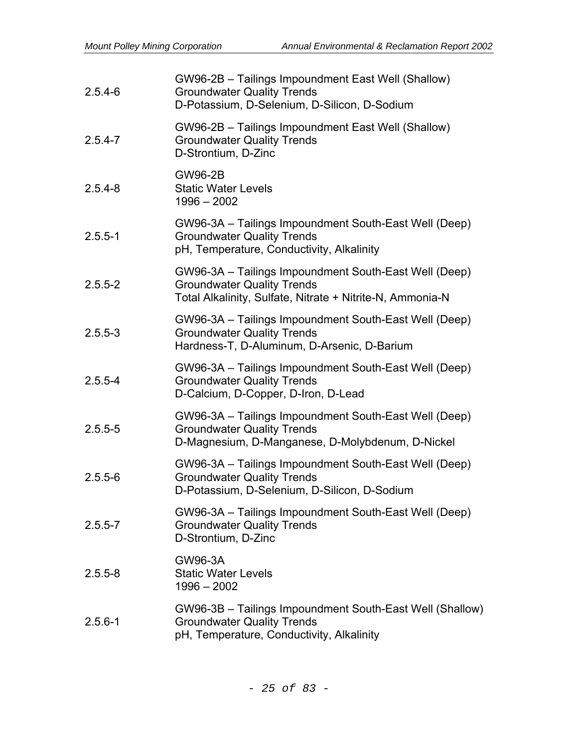| | |
|---|---|
| 2.5.4-6 | GW96-2B – Tailings Impoundment East Well (Shallow)<br>Groundwater Quality Trends<br>D-Potassium, D-Selenium, D-Silicon, D-Sodium |
| 2.5.4-7 | GW96-2B – Tailings Impoundment East Well (Shallow)<br>Groundwater Quality Trends<br>D-Strontium, D-Zinc |
| 2.5.4-8 | GW96-2B<br>Static Water Levels<br>1996 – 2002 |
| 2.5.5-1 | GW96-3A – Tailings Impoundment South-East Well (Deep)<br>Groundwater Quality Trends<br>pH, Temperature, Conductivity, Alkalinity |
| 2.5.5-2 | GW96-3A – Tailings Impoundment South-East Well (Deep)<br>Groundwater Quality Trends<br>Total Alkalinity, Sulfate, Nitrate + Nitrite-N, Ammonia-N |
| 2.5.5-3 | GW96-3A – Tailings Impoundment South-East Well (Deep)<br>Groundwater Quality Trends<br>Hardness-T, D-Aluminum, D-Arsenic, D-Barium |
| 2.5.5-4 | GW96-3A – Tailings Impoundment South-East Well (Deep)<br>Groundwater Quality Trends<br>D-Calcium, D-Copper, D-Iron, D-Lead |
| 2.5.5-5 | GW96-3A – Tailings Impoundment South-East Well (Deep)<br>Groundwater Quality Trends<br>D-Magnesium, D-Manganese, D-Molybdenum, D-Nickel |
| 2.5.5-6 | GW96-3A – Tailings Impoundment South-East Well (Deep)<br>Groundwater Quality Trends<br>D-Potassium, D-Selenium, D-Silicon, D-Sodium |
| 2.5.5-7 | GW96-3A – Tailings Impoundment South-East Well (Deep)<br>Groundwater Quality Trends<br>D-Strontium, D-Zinc |
| 2.5.5-8 | GW96-3A<br>Static Water Levels<br>1996 – 2002 |
| 2.5.6-1 | GW96-3B – Tailings Impoundment South-East Well (Shallow)<br>Groundwater Quality Trends<br>pH, Temperature, Conductivity, Alkalinity |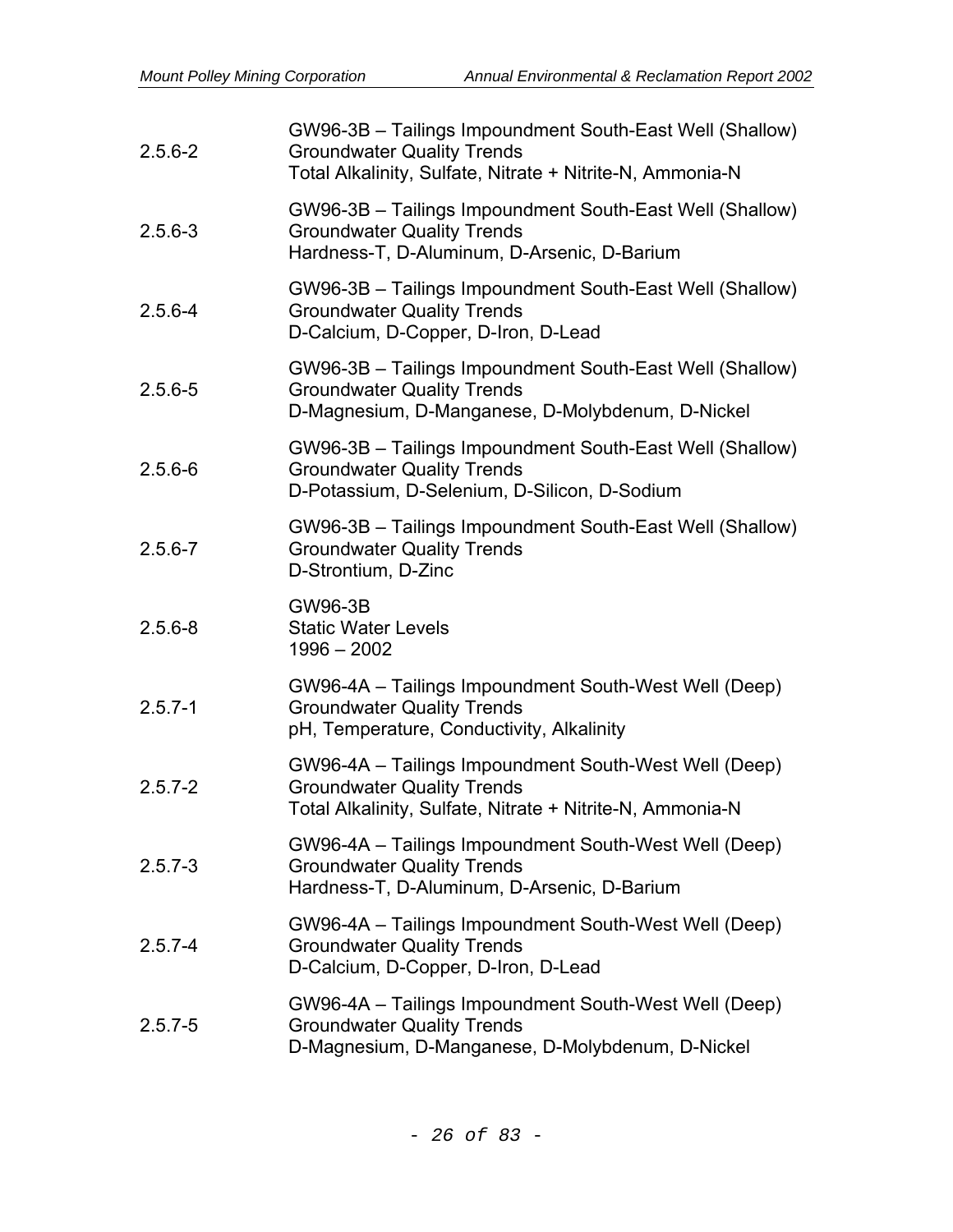| | |
|---|---|
| 2.5.6-2 | GW96-3B – Tailings Impoundment South-East Well (Shallow)<br>Groundwater Quality Trends<br>Total Alkalinity, Sulfate, Nitrate + Nitrite-N, Ammonia-N |
| 2.5.6-3 | GW96-3B – Tailings Impoundment South-East Well (Shallow)<br>Groundwater Quality Trends<br>Hardness-T, D-Aluminum, D-Arsenic, D-Barium |
| 2.5.6-4 | GW96-3B – Tailings Impoundment South-East Well (Shallow)<br>Groundwater Quality Trends<br>D-Calcium, D-Copper, D-Iron, D-Lead |
| 2.5.6-5 | GW96-3B – Tailings Impoundment South-East Well (Shallow)<br>Groundwater Quality Trends<br>D-Magnesium, D-Manganese, D-Molybdenum, D-Nickel |
| 2.5.6-6 | GW96-3B – Tailings Impoundment South-East Well (Shallow)<br>Groundwater Quality Trends<br>D-Potassium, D-Selenium, D-Silicon, D-Sodium |
| 2.5.6-7 | GW96-3B – Tailings Impoundment South-East Well (Shallow)<br>Groundwater Quality Trends<br>D-Strontium, D-Zinc |
| 2.5.6-8 | GW96-3B<br>Static Water Levels<br>1996 – 2002 |
| 2.5.7-1 | GW96-4A – Tailings Impoundment South-West Well (Deep)<br>Groundwater Quality Trends<br>pH, Temperature, Conductivity, Alkalinity |
| 2.5.7-2 | GW96-4A – Tailings Impoundment South-West Well (Deep)<br>Groundwater Quality Trends<br>Total Alkalinity, Sulfate, Nitrate + Nitrite-N, Ammonia-N |
| 2.5.7-3 | GW96-4A – Tailings Impoundment South-West Well (Deep)<br>Groundwater Quality Trends<br>Hardness-T, D-Aluminum, D-Arsenic, D-Barium |
| 2.5.7-4 | GW96-4A – Tailings Impoundment South-West Well (Deep)<br>Groundwater Quality Trends<br>D-Calcium, D-Copper, D-Iron, D-Lead |
| 2.5.7-5 | GW96-4A – Tailings Impoundment South-West Well (Deep)<br>Groundwater Quality Trends<br>D-Magnesium, D-Manganese, D-Molybdenum, D-Nickel |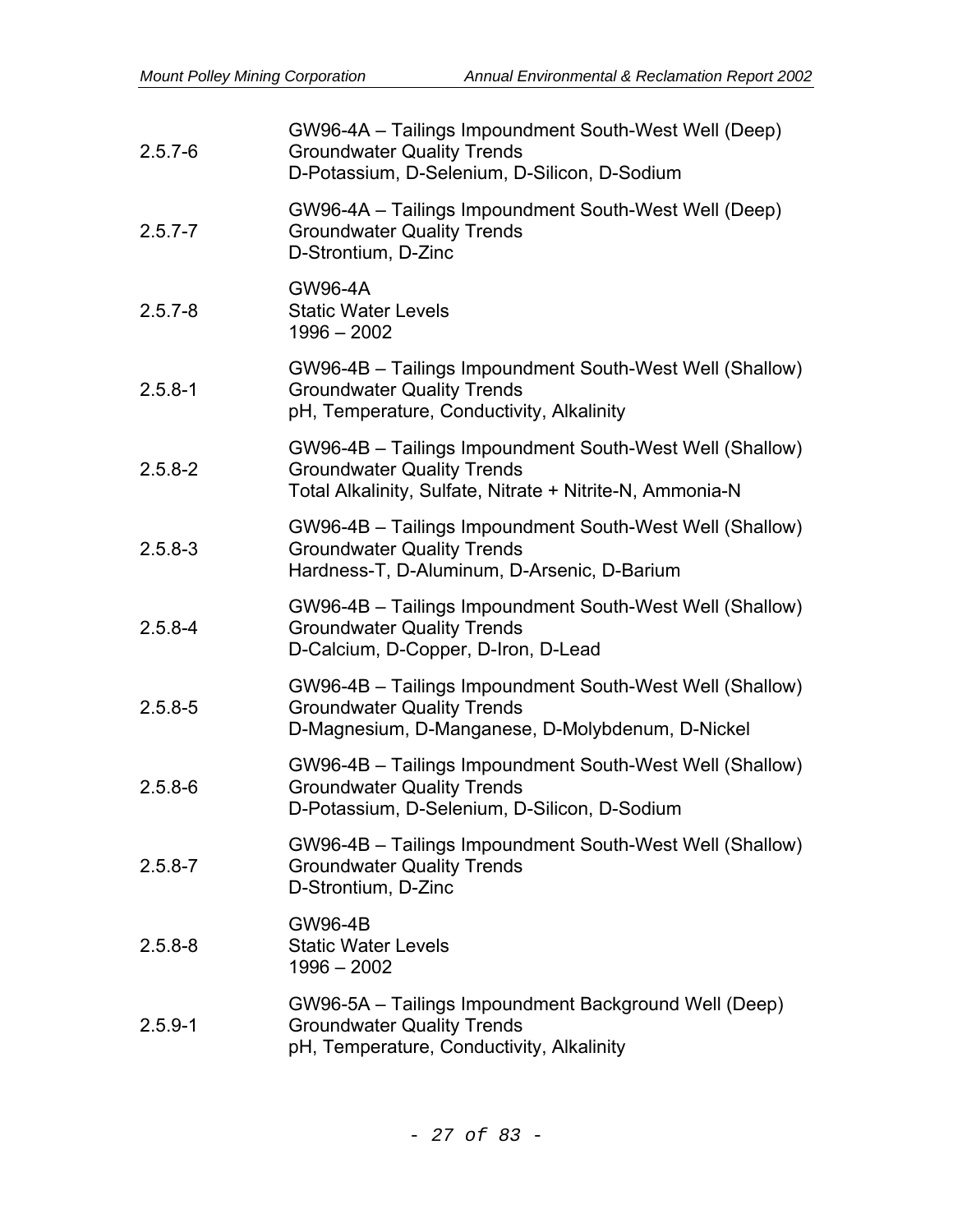| | |
|---|---|
| 2.5.7-6 | GW96-4A – Tailings Impoundment South-West Well (Deep)<br>Groundwater Quality Trends<br>D-Potassium, D-Selenium, D-Silicon, D-Sodium |
| 2.5.7-7 | GW96-4A – Tailings Impoundment South-West Well (Deep)<br>Groundwater Quality Trends<br>D-Strontium, D-Zinc |
| 2.5.7-8 | GW96-4A<br>Static Water Levels<br>1996 – 2002 |
| 2.5.8-1 | GW96-4B – Tailings Impoundment South-West Well (Shallow)<br>Groundwater Quality Trends<br>pH, Temperature, Conductivity, Alkalinity |
| 2.5.8-2 | GW96-4B – Tailings Impoundment South-West Well (Shallow)<br>Groundwater Quality Trends<br>Total Alkalinity, Sulfate, Nitrate + Nitrite-N, Ammonia-N |
| 2.5.8-3 | GW96-4B – Tailings Impoundment South-West Well (Shallow)<br>Groundwater Quality Trends<br>Hardness-T, D-Aluminum, D-Arsenic, D-Barium |
| 2.5.8-4 | GW96-4B – Tailings Impoundment South-West Well (Shallow)<br>Groundwater Quality Trends<br>D-Calcium, D-Copper, D-Iron, D-Lead |
| 2.5.8-5 | GW96-4B – Tailings Impoundment South-West Well (Shallow)<br>Groundwater Quality Trends<br>D-Magnesium, D-Manganese, D-Molybdenum, D-Nickel |
| 2.5.8-6 | GW96-4B – Tailings Impoundment South-West Well (Shallow)<br>Groundwater Quality Trends<br>D-Potassium, D-Selenium, D-Silicon, D-Sodium |
| 2.5.8-7 | GW96-4B – Tailings Impoundment South-West Well (Shallow)<br>Groundwater Quality Trends<br>D-Strontium, D-Zinc |
| 2.5.8-8 | GW96-4B<br>Static Water Levels<br>1996 – 2002 |
| 2.5.9-1 | GW96-5A – Tailings Impoundment Background Well (Deep)<br>Groundwater Quality Trends<br>pH, Temperature, Conductivity, Alkalinity |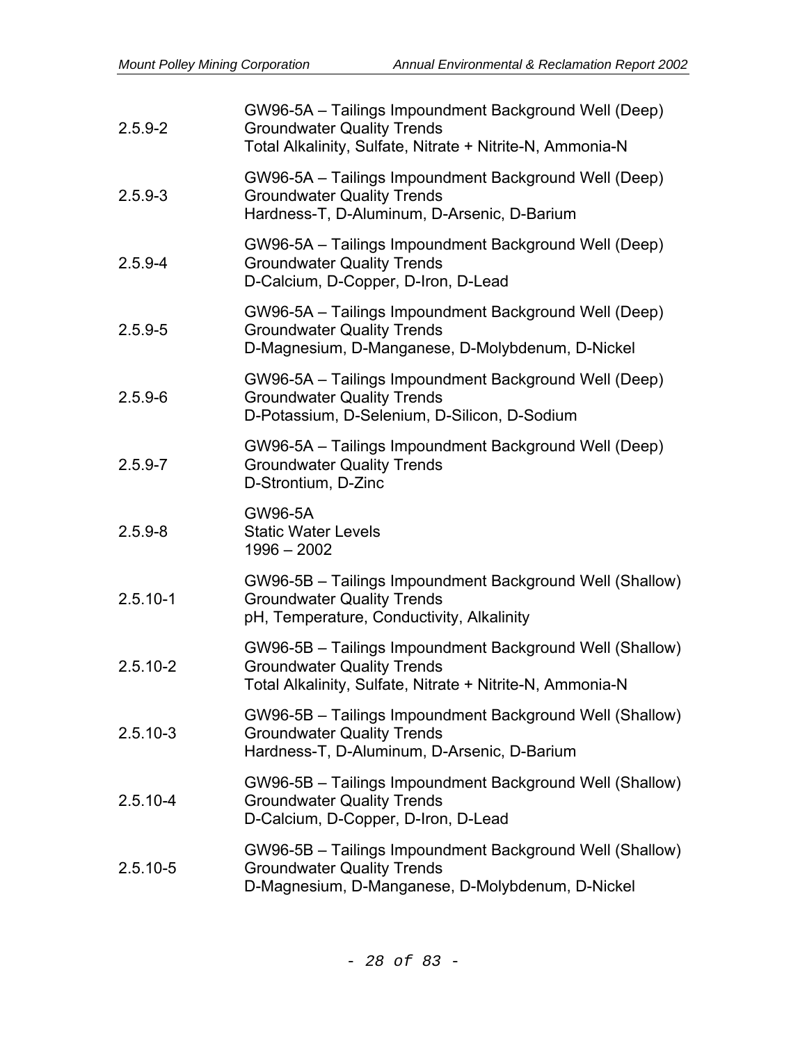| | |
|---|---|
| 2.5.9-2 | GW96-5A – Tailings Impoundment Background Well (Deep)<br>Groundwater Quality Trends<br>Total Alkalinity, Sulfate, Nitrate + Nitrite-N, Ammonia-N |
| 2.5.9-3 | GW96-5A – Tailings Impoundment Background Well (Deep)<br>Groundwater Quality Trends<br>Hardness-T, D-Aluminum, D-Arsenic, D-Barium |
| 2.5.9-4 | GW96-5A – Tailings Impoundment Background Well (Deep)<br>Groundwater Quality Trends<br>D-Calcium, D-Copper, D-Iron, D-Lead |
| 2.5.9-5 | GW96-5A – Tailings Impoundment Background Well (Deep)<br>Groundwater Quality Trends<br>D-Magnesium, D-Manganese, D-Molybdenum, D-Nickel |
| 2.5.9-6 | GW96-5A – Tailings Impoundment Background Well (Deep)<br>Groundwater Quality Trends<br>D-Potassium, D-Selenium, D-Silicon, D-Sodium |
| 2.5.9-7 | GW96-5A – Tailings Impoundment Background Well (Deep)<br>Groundwater Quality Trends<br>D-Strontium, D-Zinc |
| 2.5.9-8 | GW96-5A<br>Static Water Levels<br>1996 – 2002 |
| 2.5.10-1 | GW96-5B – Tailings Impoundment Background Well (Shallow)<br>Groundwater Quality Trends<br>pH, Temperature, Conductivity, Alkalinity |
| 2.5.10-2 | GW96-5B – Tailings Impoundment Background Well (Shallow)<br>Groundwater Quality Trends<br>Total Alkalinity, Sulfate, Nitrate + Nitrite-N, Ammonia-N |
| 2.5.10-3 | GW96-5B – Tailings Impoundment Background Well (Shallow)<br>Groundwater Quality Trends<br>Hardness-T, D-Aluminum, D-Arsenic, D-Barium |
| 2.5.10-4 | GW96-5B – Tailings Impoundment Background Well (Shallow)<br>Groundwater Quality Trends<br>D-Calcium, D-Copper, D-Iron, D-Lead |
| 2.5.10-5 | GW96-5B – Tailings Impoundment Background Well (Shallow)<br>Groundwater Quality Trends<br>D-Magnesium, D-Manganese, D-Molybdenum, D-Nickel |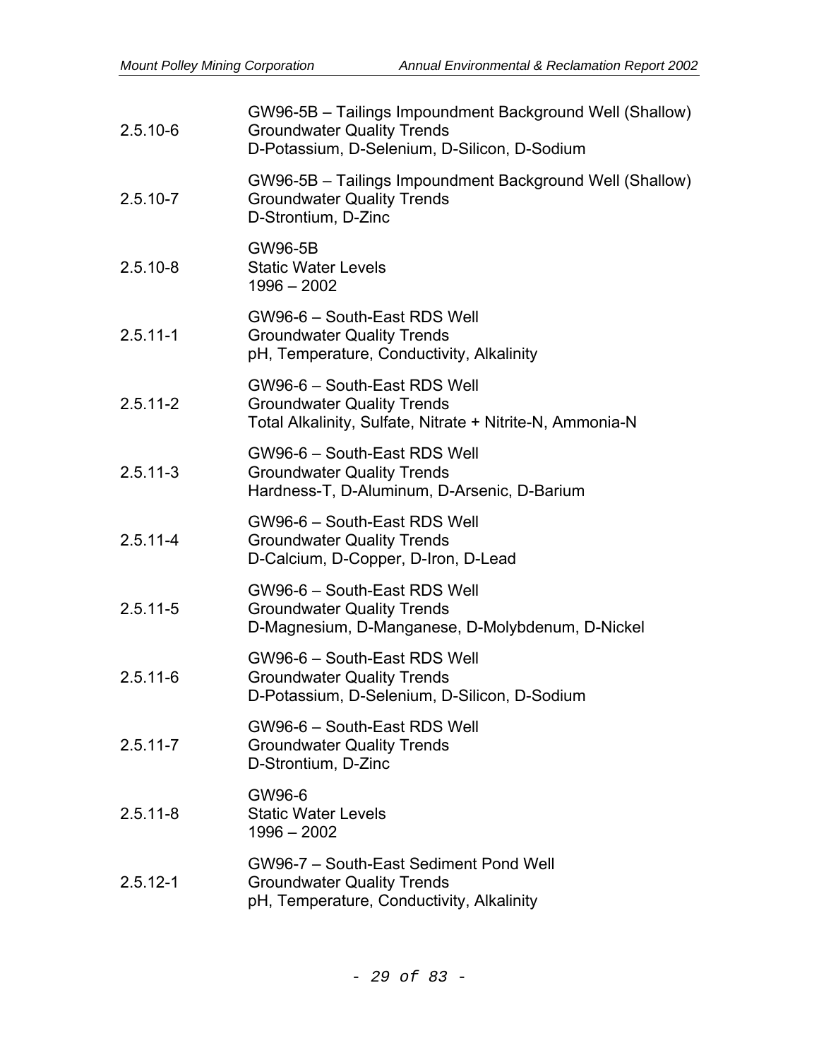| | |
|---|---|
| 2.5.10-6 | GW96-5B – Tailings Impoundment Background Well (Shallow)<br>Groundwater Quality Trends<br>D-Potassium, D-Selenium, D-Silicon, D-Sodium |
| 2.5.10-7 | GW96-5B – Tailings Impoundment Background Well (Shallow)<br>Groundwater Quality Trends<br>D-Strontium, D-Zinc |
| 2.5.10-8 | GW96-5B<br>Static Water Levels<br>1996 – 2002 |
| 2.5.11-1 | GW96-6 – South-East RDS Well<br>Groundwater Quality Trends<br>pH, Temperature, Conductivity, Alkalinity |
| 2.5.11-2 | GW96-6 – South-East RDS Well<br>Groundwater Quality Trends<br>Total Alkalinity, Sulfate, Nitrate + Nitrite-N, Ammonia-N |
| 2.5.11-3 | GW96-6 – South-East RDS Well<br>Groundwater Quality Trends<br>Hardness-T, D-Aluminum, D-Arsenic, D-Barium |
| 2.5.11-4 | GW96-6 – South-East RDS Well<br>Groundwater Quality Trends<br>D-Calcium, D-Copper, D-Iron, D-Lead |
| 2.5.11-5 | GW96-6 – South-East RDS Well<br>Groundwater Quality Trends<br>D-Magnesium, D-Manganese, D-Molybdenum, D-Nickel |
| 2.5.11-6 | GW96-6 – South-East RDS Well<br>Groundwater Quality Trends<br>D-Potassium, D-Selenium, D-Silicon, D-Sodium |
| 2.5.11-7 | GW96-6 – South-East RDS Well<br>Groundwater Quality Trends<br>D-Strontium, D-Zinc |
| 2.5.11-8 | GW96-6<br>Static Water Levels<br>1996 – 2002 |
| 2.5.12-1 | GW96-7 – South-East Sediment Pond Well<br>Groundwater Quality Trends<br>pH, Temperature, Conductivity, Alkalinity |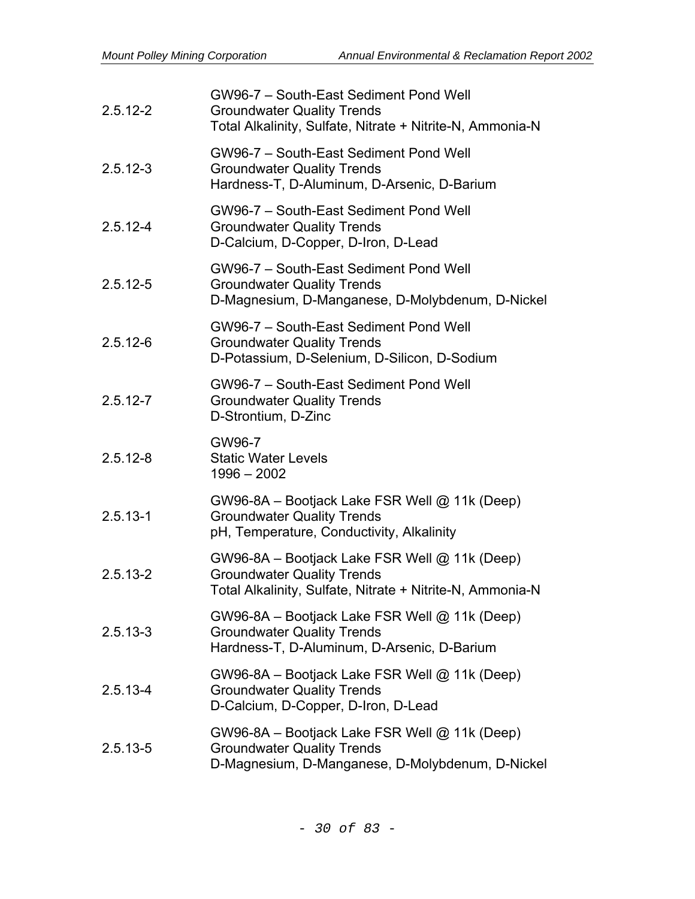| | |
|---|---|
| 2.5.12-2 | GW96-7 – South-East Sediment Pond Well<br>Groundwater Quality Trends<br>Total Alkalinity, Sulfate, Nitrate + Nitrite-N, Ammonia-N |
| 2.5.12-3 | GW96-7 – South-East Sediment Pond Well<br>Groundwater Quality Trends<br>Hardness-T, D-Aluminum, D-Arsenic, D-Barium |
| 2.5.12-4 | GW96-7 – South-East Sediment Pond Well<br>Groundwater Quality Trends<br>D-Calcium, D-Copper, D-Iron, D-Lead |
| 2.5.12-5 | GW96-7 – South-East Sediment Pond Well<br>Groundwater Quality Trends<br>D-Magnesium, D-Manganese, D-Molybdenum, D-Nickel |
| 2.5.12-6 | GW96-7 – South-East Sediment Pond Well<br>Groundwater Quality Trends<br>D-Potassium, D-Selenium, D-Silicon, D-Sodium |
| 2.5.12-7 | GW96-7 – South-East Sediment Pond Well<br>Groundwater Quality Trends<br>D-Strontium, D-Zinc |
| 2.5.12-8 | GW96-7<br>Static Water Levels<br>1996 – 2002 |
| 2.5.13-1 | GW96-8A – Bootjack Lake FSR Well @ 11k (Deep)<br>Groundwater Quality Trends<br>pH, Temperature, Conductivity, Alkalinity |
| 2.5.13-2 | GW96-8A – Bootjack Lake FSR Well @ 11k (Deep)<br>Groundwater Quality Trends<br>Total Alkalinity, Sulfate, Nitrate + Nitrite-N, Ammonia-N |
| 2.5.13-3 | GW96-8A – Bootjack Lake FSR Well @ 11k (Deep)<br>Groundwater Quality Trends<br>Hardness-T, D-Aluminum, D-Arsenic, D-Barium |
| 2.5.13-4 | GW96-8A – Bootjack Lake FSR Well @ 11k (Deep)<br>Groundwater Quality Trends<br>D-Calcium, D-Copper, D-Iron, D-Lead |
| 2.5.13-5 | GW96-8A – Bootjack Lake FSR Well @ 11k (Deep)<br>Groundwater Quality Trends<br>D-Magnesium, D-Manganese, D-Molybdenum, D-Nickel |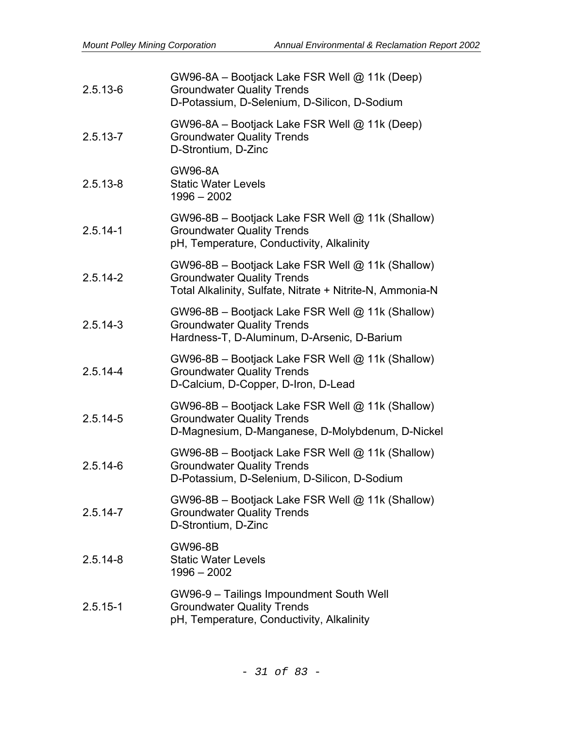| | |
|---|---|
| 2.5.13-6 | GW96-8A – Bootjack Lake FSR Well @ 11k (Deep)<br>Groundwater Quality Trends<br>D-Potassium, D-Selenium, D-Silicon, D-Sodium |
| 2.5.13-7 | GW96-8A – Bootjack Lake FSR Well @ 11k (Deep)<br>Groundwater Quality Trends<br>D-Strontium, D-Zinc |
| 2.5.13-8 | GW96-8A<br>Static Water Levels<br>1996 – 2002 |
| 2.5.14-1 | GW96-8B – Bootjack Lake FSR Well @ 11k (Shallow)<br>Groundwater Quality Trends<br>pH, Temperature, Conductivity, Alkalinity |
| 2.5.14-2 | GW96-8B – Bootjack Lake FSR Well @ 11k (Shallow)<br>Groundwater Quality Trends<br>Total Alkalinity, Sulfate, Nitrate + Nitrite-N, Ammonia-N |
| 2.5.14-3 | GW96-8B – Bootjack Lake FSR Well @ 11k (Shallow)<br>Groundwater Quality Trends<br>Hardness-T, D-Aluminum, D-Arsenic, D-Barium |
| 2.5.14-4 | GW96-8B – Bootjack Lake FSR Well @ 11k (Shallow)<br>Groundwater Quality Trends<br>D-Calcium, D-Copper, D-Iron, D-Lead |
| 2.5.14-5 | GW96-8B – Bootjack Lake FSR Well @ 11k (Shallow)<br>Groundwater Quality Trends<br>D-Magnesium, D-Manganese, D-Molybdenum, D-Nickel |
| 2.5.14-6 | GW96-8B – Bootjack Lake FSR Well @ 11k (Shallow)<br>Groundwater Quality Trends<br>D-Potassium, D-Selenium, D-Silicon, D-Sodium |
| 2.5.14-7 | GW96-8B – Bootjack Lake FSR Well @ 11k (Shallow)<br>Groundwater Quality Trends<br>D-Strontium, D-Zinc |
| 2.5.14-8 | GW96-8B<br>Static Water Levels<br>1996 – 2002 |
| 2.5.15-1 | GW96-9 – Tailings Impoundment South Well<br>Groundwater Quality Trends<br>pH, Temperature, Conductivity, Alkalinity |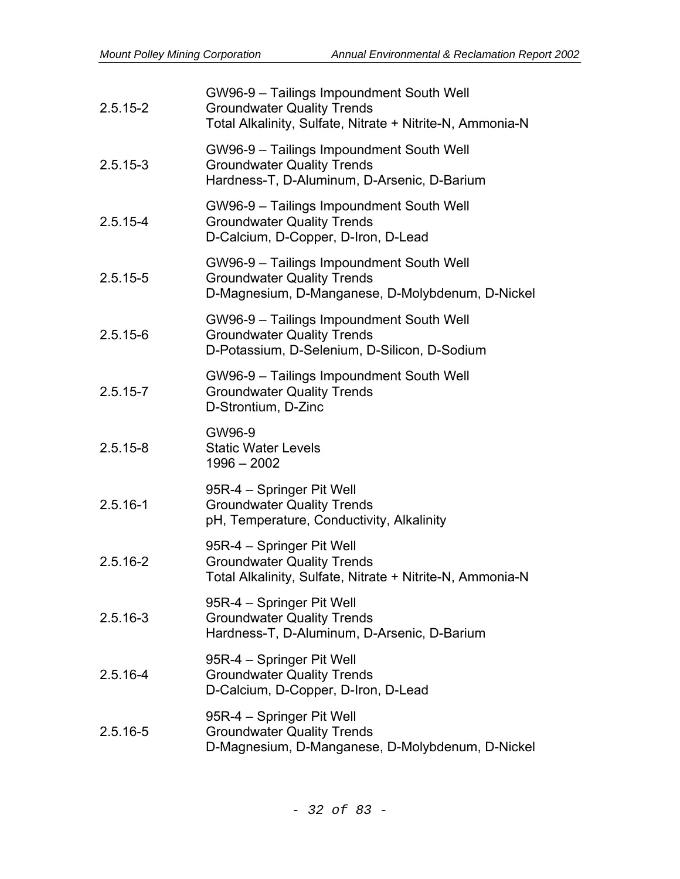| | |
|---|---|
| 2.5.15-2 | GW96-9 – Tailings Impoundment South Well<br>Groundwater Quality Trends<br>Total Alkalinity, Sulfate, Nitrate + Nitrite-N, Ammonia-N |
| 2.5.15-3 | GW96-9 – Tailings Impoundment South Well<br>Groundwater Quality Trends<br>Hardness-T, D-Aluminum, D-Arsenic, D-Barium |
| 2.5.15-4 | GW96-9 – Tailings Impoundment South Well<br>Groundwater Quality Trends<br>D-Calcium, D-Copper, D-Iron, D-Lead |
| 2.5.15-5 | GW96-9 – Tailings Impoundment South Well<br>Groundwater Quality Trends<br>D-Magnesium, D-Manganese, D-Molybdenum, D-Nickel |
| 2.5.15-6 | GW96-9 – Tailings Impoundment South Well<br>Groundwater Quality Trends<br>D-Potassium, D-Selenium, D-Silicon, D-Sodium |
| 2.5.15-7 | GW96-9 – Tailings Impoundment South Well<br>Groundwater Quality Trends<br>D-Strontium, D-Zinc |
| 2.5.15-8 | GW96-9<br>Static Water Levels<br>1996 – 2002 |
| 2.5.16-1 | 95R-4 – Springer Pit Well<br>Groundwater Quality Trends<br>pH, Temperature, Conductivity, Alkalinity |
| 2.5.16-2 | 95R-4 – Springer Pit Well<br>Groundwater Quality Trends<br>Total Alkalinity, Sulfate, Nitrate + Nitrite-N, Ammonia-N |
| 2.5.16-3 | 95R-4 – Springer Pit Well<br>Groundwater Quality Trends<br>Hardness-T, D-Aluminum, D-Arsenic, D-Barium |
| 2.5.16-4 | 95R-4 – Springer Pit Well<br>Groundwater Quality Trends<br>D-Calcium, D-Copper, D-Iron, D-Lead |
| 2.5.16-5 | 95R-4 – Springer Pit Well<br>Groundwater Quality Trends<br>D-Magnesium, D-Manganese, D-Molybdenum, D-Nickel |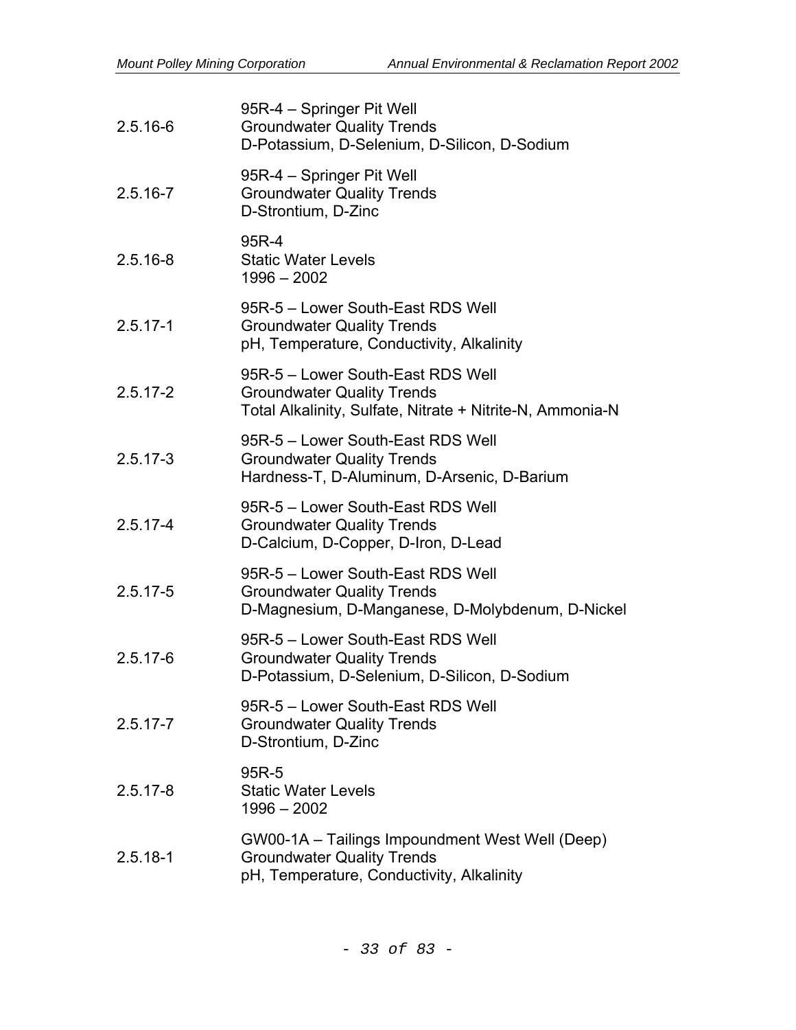| | |
|---|---|
| 2.5.16-6 | 95R-4 – Springer Pit Well<br>Groundwater Quality Trends<br>D-Potassium, D-Selenium, D-Silicon, D-Sodium |
| 2.5.16-7 | 95R-4 – Springer Pit Well<br>Groundwater Quality Trends<br>D-Strontium, D-Zinc |
| 2.5.16-8 | 95R-4<br>Static Water Levels<br>1996 – 2002 |
| 2.5.17-1 | 95R-5 – Lower South-East RDS Well<br>Groundwater Quality Trends<br>pH, Temperature, Conductivity, Alkalinity |
| 2.5.17-2 | 95R-5 – Lower South-East RDS Well<br>Groundwater Quality Trends<br>Total Alkalinity, Sulfate, Nitrate + Nitrite-N, Ammonia-N |
| 2.5.17-3 | 95R-5 – Lower South-East RDS Well<br>Groundwater Quality Trends<br>Hardness-T, D-Aluminum, D-Arsenic, D-Barium |
| 2.5.17-4 | 95R-5 – Lower South-East RDS Well<br>Groundwater Quality Trends<br>D-Calcium, D-Copper, D-Iron, D-Lead |
| 2.5.17-5 | 95R-5 – Lower South-East RDS Well<br>Groundwater Quality Trends<br>D-Magnesium, D-Manganese, D-Molybdenum, D-Nickel |
| 2.5.17-6 | 95R-5 – Lower South-East RDS Well<br>Groundwater Quality Trends<br>D-Potassium, D-Selenium, D-Silicon, D-Sodium |
| 2.5.17-7 | 95R-5 – Lower South-East RDS Well<br>Groundwater Quality Trends<br>D-Strontium, D-Zinc |
| 2.5.17-8 | 95R-5<br>Static Water Levels<br>1996 – 2002 |
| 2.5.18-1 | GW00-1A – Tailings Impoundment West Well (Deep)<br>Groundwater Quality Trends<br>pH, Temperature, Conductivity, Alkalinity |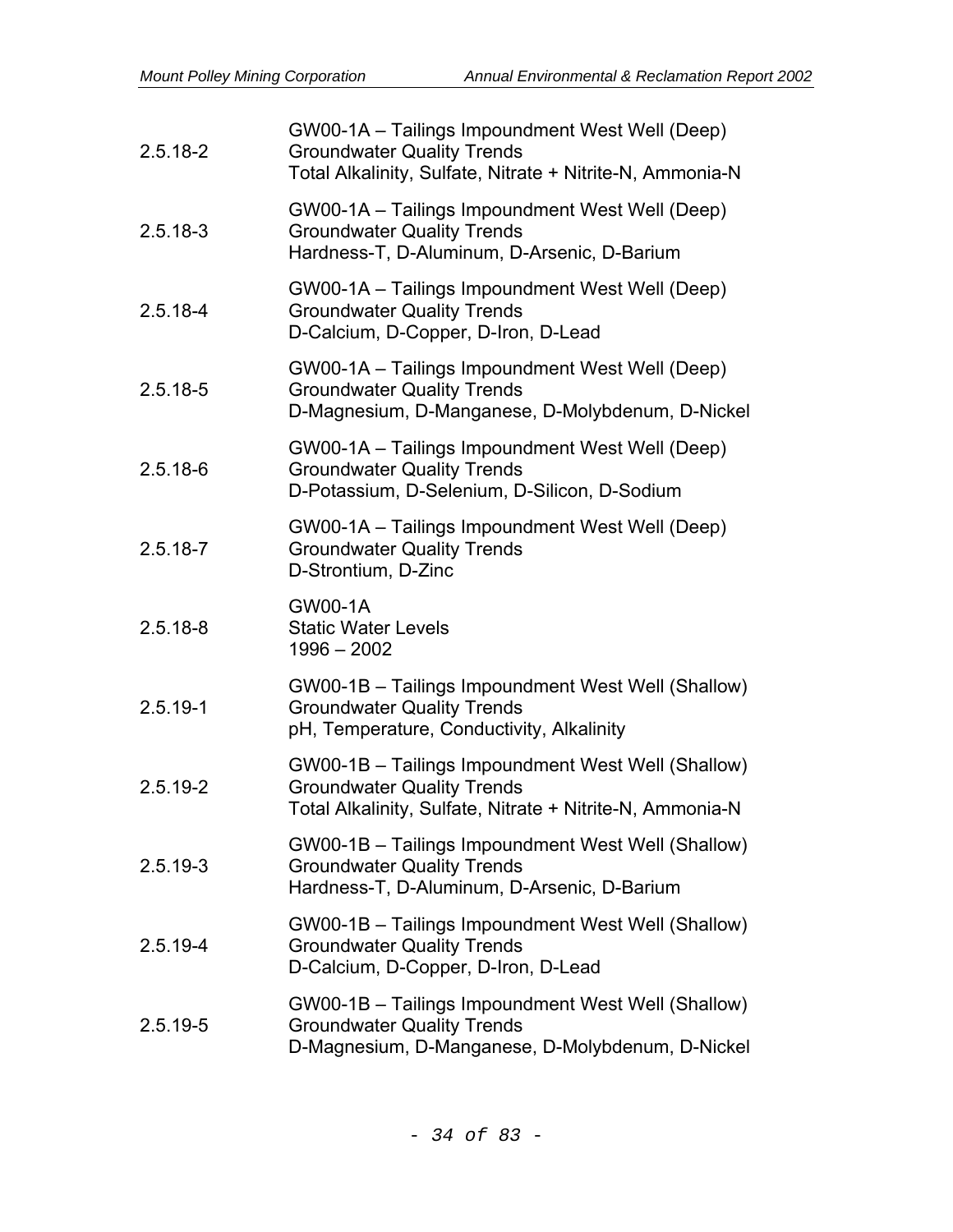| | |
|---|---|
| 2.5.18-2 | GW00-1A – Tailings Impoundment West Well (Deep)<br>Groundwater Quality Trends<br>Total Alkalinity, Sulfate, Nitrate + Nitrite-N, Ammonia-N |
| 2.5.18-3 | GW00-1A – Tailings Impoundment West Well (Deep)<br>Groundwater Quality Trends<br>Hardness-T, D-Aluminum, D-Arsenic, D-Barium |
| 2.5.18-4 | GW00-1A – Tailings Impoundment West Well (Deep)<br>Groundwater Quality Trends<br>D-Calcium, D-Copper, D-Iron, D-Lead |
| 2.5.18-5 | GW00-1A – Tailings Impoundment West Well (Deep)<br>Groundwater Quality Trends<br>D-Magnesium, D-Manganese, D-Molybdenum, D-Nickel |
| 2.5.18-6 | GW00-1A – Tailings Impoundment West Well (Deep)<br>Groundwater Quality Trends<br>D-Potassium, D-Selenium, D-Silicon, D-Sodium |
| 2.5.18-7 | GW00-1A – Tailings Impoundment West Well (Deep)<br>Groundwater Quality Trends<br>D-Strontium, D-Zinc |
| 2.5.18-8 | GW00-1A<br>Static Water Levels<br>1996 – 2002 |
| 2.5.19-1 | GW00-1B – Tailings Impoundment West Well (Shallow)<br>Groundwater Quality Trends<br>pH, Temperature, Conductivity, Alkalinity |
| 2.5.19-2 | GW00-1B – Tailings Impoundment West Well (Shallow)<br>Groundwater Quality Trends<br>Total Alkalinity, Sulfate, Nitrate + Nitrite-N, Ammonia-N |
| 2.5.19-3 | GW00-1B – Tailings Impoundment West Well (Shallow)<br>Groundwater Quality Trends<br>Hardness-T, D-Aluminum, D-Arsenic, D-Barium |
| 2.5.19-4 | GW00-1B – Tailings Impoundment West Well (Shallow)<br>Groundwater Quality Trends<br>D-Calcium, D-Copper, D-Iron, D-Lead |
| 2.5.19-5 | GW00-1B – Tailings Impoundment West Well (Shallow)<br>Groundwater Quality Trends<br>D-Magnesium, D-Manganese, D-Molybdenum, D-Nickel |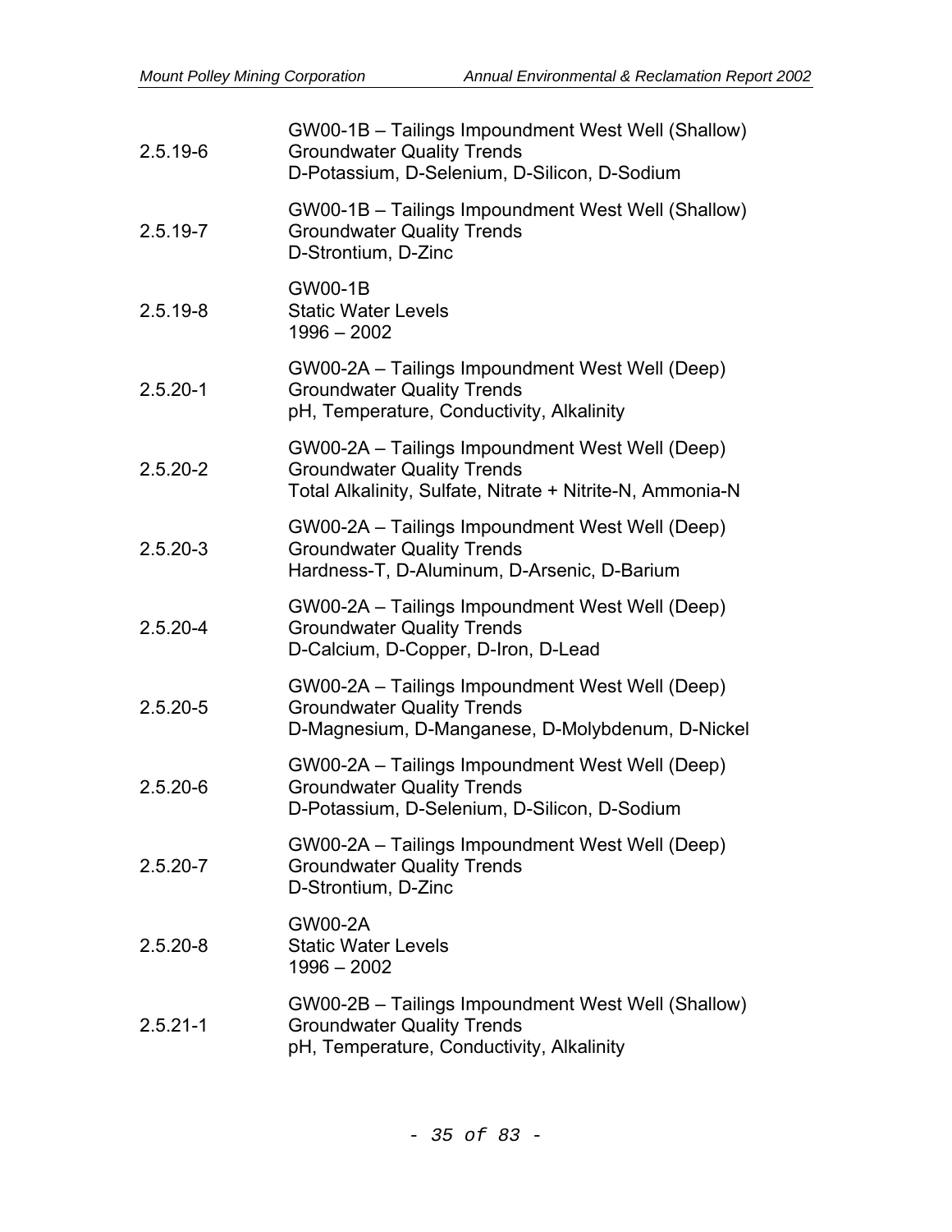| | |
|---|---|
| 2.5.19-6 | GW00-1B – Tailings Impoundment West Well (Shallow)<br>Groundwater Quality Trends<br>D-Potassium, D-Selenium, D-Silicon, D-Sodium |
| 2.5.19-7 | GW00-1B – Tailings Impoundment West Well (Shallow)<br>Groundwater Quality Trends<br>D-Strontium, D-Zinc |
| 2.5.19-8 | GW00-1B<br>Static Water Levels<br>1996 – 2002 |
| 2.5.20-1 | GW00-2A – Tailings Impoundment West Well (Deep)<br>Groundwater Quality Trends<br>pH, Temperature, Conductivity, Alkalinity |
| 2.5.20-2 | GW00-2A – Tailings Impoundment West Well (Deep)<br>Groundwater Quality Trends<br>Total Alkalinity, Sulfate, Nitrate + Nitrite-N, Ammonia-N |
| 2.5.20-3 | GW00-2A – Tailings Impoundment West Well (Deep)<br>Groundwater Quality Trends<br>Hardness-T, D-Aluminum, D-Arsenic, D-Barium |
| 2.5.20-4 | GW00-2A – Tailings Impoundment West Well (Deep)<br>Groundwater Quality Trends<br>D-Calcium, D-Copper, D-Iron, D-Lead |
| 2.5.20-5 | GW00-2A – Tailings Impoundment West Well (Deep)<br>Groundwater Quality Trends<br>D-Magnesium, D-Manganese, D-Molybdenum, D-Nickel |
| 2.5.20-6 | GW00-2A – Tailings Impoundment West Well (Deep)<br>Groundwater Quality Trends<br>D-Potassium, D-Selenium, D-Silicon, D-Sodium |
| 2.5.20-7 | GW00-2A – Tailings Impoundment West Well (Deep)<br>Groundwater Quality Trends<br>D-Strontium, D-Zinc |
| 2.5.20-8 | GW00-2A<br>Static Water Levels<br>1996 – 2002 |
| 2.5.21-1 | GW00-2B – Tailings Impoundment West Well (Shallow)<br>Groundwater Quality Trends<br>pH, Temperature, Conductivity, Alkalinity |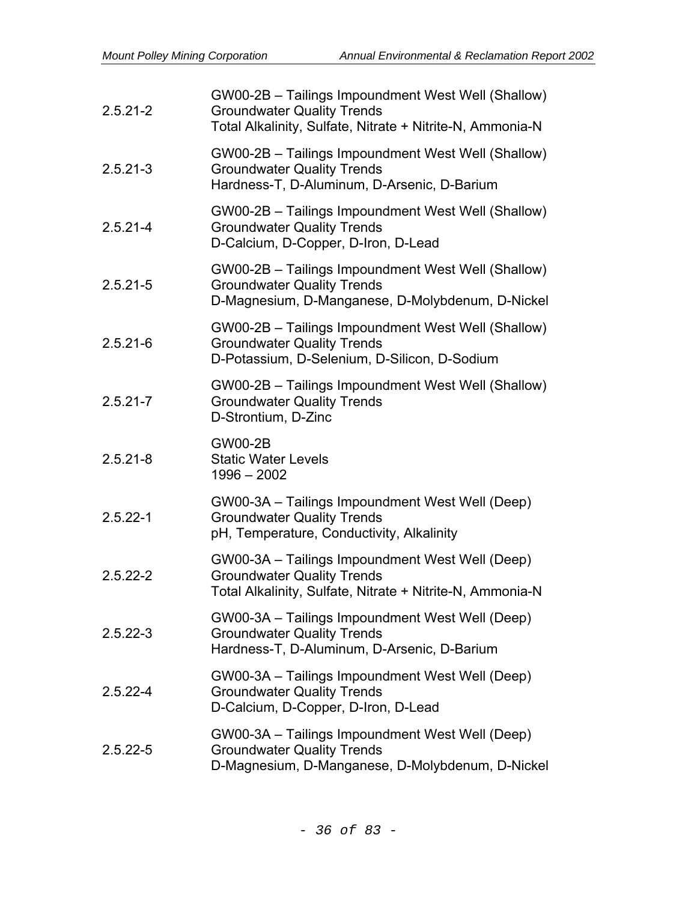| | |
|---|---|
| 2.5.21-2 | GW00-2B – Tailings Impoundment West Well (Shallow)<br>Groundwater Quality Trends<br>Total Alkalinity, Sulfate, Nitrate + Nitrite-N, Ammonia-N |
| 2.5.21-3 | GW00-2B – Tailings Impoundment West Well (Shallow)<br>Groundwater Quality Trends<br>Hardness-T, D-Aluminum, D-Arsenic, D-Barium |
| 2.5.21-4 | GW00-2B – Tailings Impoundment West Well (Shallow)<br>Groundwater Quality Trends<br>D-Calcium, D-Copper, D-Iron, D-Lead |
| 2.5.21-5 | GW00-2B – Tailings Impoundment West Well (Shallow)<br>Groundwater Quality Trends<br>D-Magnesium, D-Manganese, D-Molybdenum, D-Nickel |
| 2.5.21-6 | GW00-2B – Tailings Impoundment West Well (Shallow)<br>Groundwater Quality Trends<br>D-Potassium, D-Selenium, D-Silicon, D-Sodium |
| 2.5.21-7 | GW00-2B – Tailings Impoundment West Well (Shallow)<br>Groundwater Quality Trends<br>D-Strontium, D-Zinc |
| 2.5.21-8 | GW00-2B<br>Static Water Levels<br>1996 – 2002 |
| 2.5.22-1 | GW00-3A – Tailings Impoundment West Well (Deep)<br>Groundwater Quality Trends<br>pH, Temperature, Conductivity, Alkalinity |
| 2.5.22-2 | GW00-3A – Tailings Impoundment West Well (Deep)<br>Groundwater Quality Trends<br>Total Alkalinity, Sulfate, Nitrate + Nitrite-N, Ammonia-N |
| 2.5.22-3 | GW00-3A – Tailings Impoundment West Well (Deep)<br>Groundwater Quality Trends<br>Hardness-T, D-Aluminum, D-Arsenic, D-Barium |
| 2.5.22-4 | GW00-3A – Tailings Impoundment West Well (Deep)<br>Groundwater Quality Trends<br>D-Calcium, D-Copper, D-Iron, D-Lead |
| 2.5.22-5 | GW00-3A – Tailings Impoundment West Well (Deep)<br>Groundwater Quality Trends<br>D-Magnesium, D-Manganese, D-Molybdenum, D-Nickel |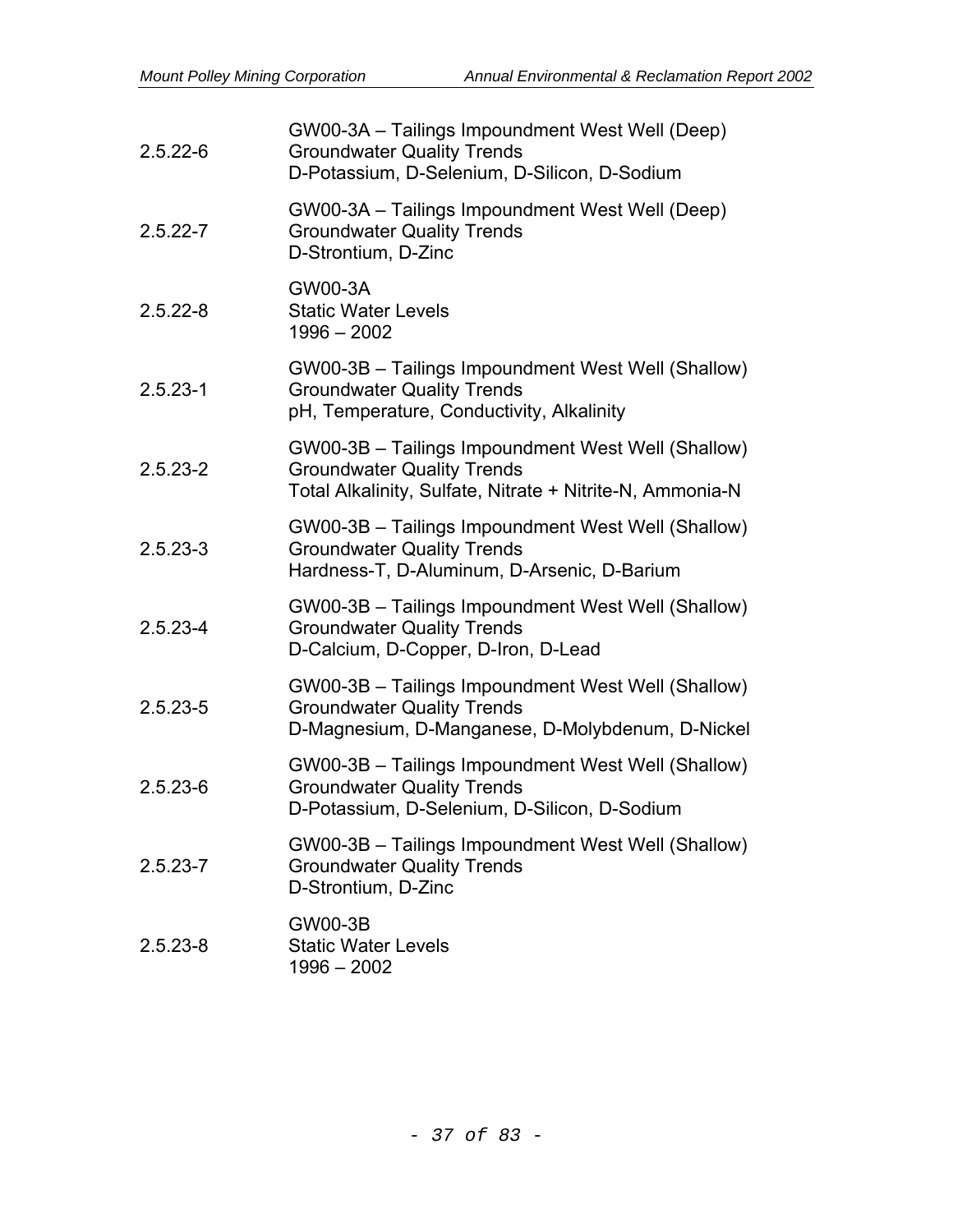| | |
|---|---|
| 2.5.22-6 | GW00-3A – Tailings Impoundment West Well (Deep)<br>Groundwater Quality Trends<br>D-Potassium, D-Selenium, D-Silicon, D-Sodium |
| 2.5.22-7 | GW00-3A – Tailings Impoundment West Well (Deep)<br>Groundwater Quality Trends<br>D-Strontium, D-Zinc |
| 2.5.22-8 | GW00-3A<br>Static Water Levels<br>1996 – 2002 |
| 2.5.23-1 | GW00-3B – Tailings Impoundment West Well (Shallow)<br>Groundwater Quality Trends<br>pH, Temperature, Conductivity, Alkalinity |
| 2.5.23-2 | GW00-3B – Tailings Impoundment West Well (Shallow)<br>Groundwater Quality Trends<br>Total Alkalinity, Sulfate, Nitrate + Nitrite-N, Ammonia-N |
| 2.5.23-3 | GW00-3B – Tailings Impoundment West Well (Shallow)<br>Groundwater Quality Trends<br>Hardness-T, D-Aluminum, D-Arsenic, D-Barium |
| 2.5.23-4 | GW00-3B – Tailings Impoundment West Well (Shallow)<br>Groundwater Quality Trends<br>D-Calcium, D-Copper, D-Iron, D-Lead |
| 2.5.23-5 | GW00-3B – Tailings Impoundment West Well (Shallow)<br>Groundwater Quality Trends<br>D-Magnesium, D-Manganese, D-Molybdenum, D-Nickel |
| 2.5.23-6 | GW00-3B – Tailings Impoundment West Well (Shallow)<br>Groundwater Quality Trends<br>D-Potassium, D-Selenium, D-Silicon, D-Sodium |
| 2.5.23-7 | GW00-3B – Tailings Impoundment West Well (Shallow)<br>Groundwater Quality Trends<br>D-Strontium, D-Zinc |
| 2.5.23-8 | GW00-3B<br>Static Water Levels<br>1996 – 2002 |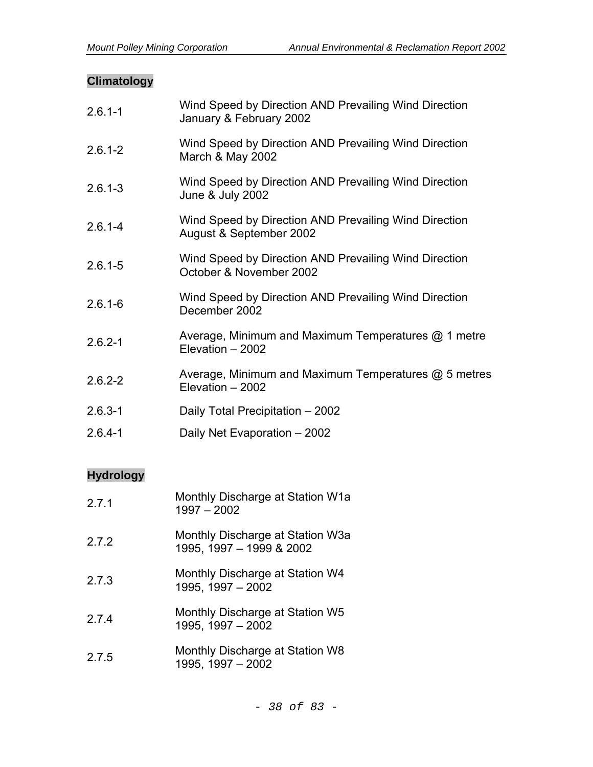## Climatology

| | |
|---|---|
| 2.6.1-1 | Wind Speed by Direction AND Prevailing Wind Direction January & February 2002 |
| 2.6.1-2 | Wind Speed by Direction AND Prevailing Wind Direction March & May 2002 |
| 2.6.1-3 | Wind Speed by Direction AND Prevailing Wind Direction June & July 2002 |
| 2.6.1-4 | Wind Speed by Direction AND Prevailing Wind Direction August & September 2002 |
| 2.6.1-5 | Wind Speed by Direction AND Prevailing Wind Direction October & November 2002 |
| 2.6.1-6 | Wind Speed by Direction AND Prevailing Wind Direction December 2002 |
| 2.6.2-1 | Average, Minimum and Maximum Temperatures @ 1 metre Elevation – 2002 |
| 2.6.2-2 | Average, Minimum and Maximum Temperatures @ 5 metres Elevation – 2002 |
| 2.6.3-1 | Daily Total Precipitation – 2002 |
| 2.6.4-1 | Daily Net Evaporation – 2002 |

## Hydrology

| | |
|---|---|
| 2.7.1 | Monthly Discharge at Station W1a 1997 – 2002 |
| 2.7.2 | Monthly Discharge at Station W3a 1995, 1997 – 1999 & 2002 |
| 2.7.3 | Monthly Discharge at Station W4 1995, 1997 – 2002 |
| 2.7.4 | Monthly Discharge at Station W5 1995, 1997 – 2002 |
| 2.7.5 | Monthly Discharge at Station W8 1995, 1997 – 2002 |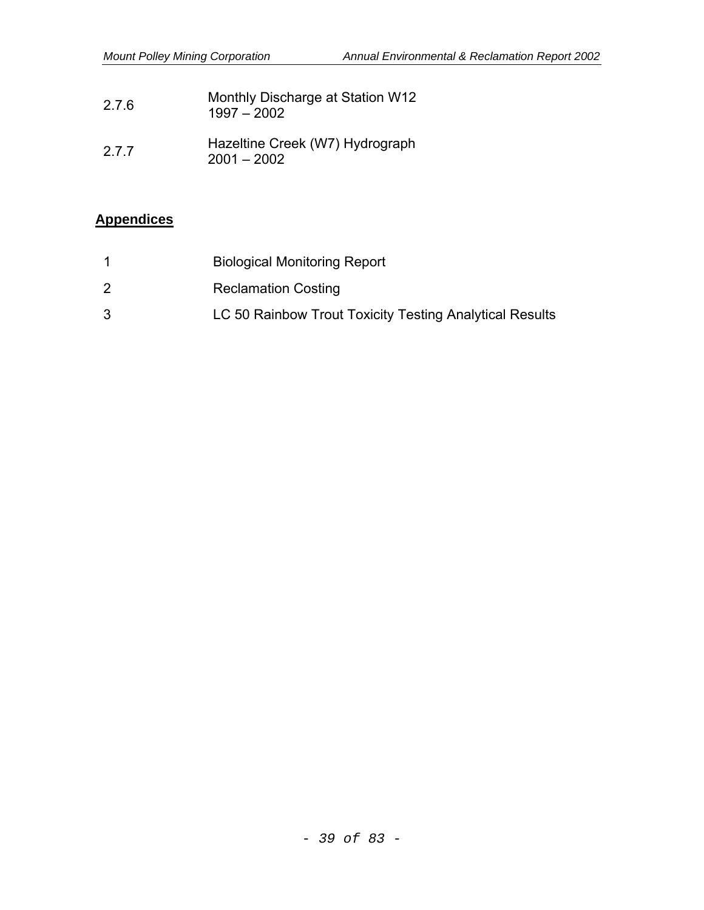| | |
|---|---|
| 2.7.6 | Monthly Discharge at Station W12<br>1997 – 2002 |
| 2.7.7 | Hazeltine Creek (W7) Hydrograph<br>2001 – 2002 |

## Appendices

| | |
|---|---|
| 1 | Biological Monitoring Report |
| 2 | Reclamation Costing |
| 3 | LC 50 Rainbow Trout Toxicity Testing Analytical Results |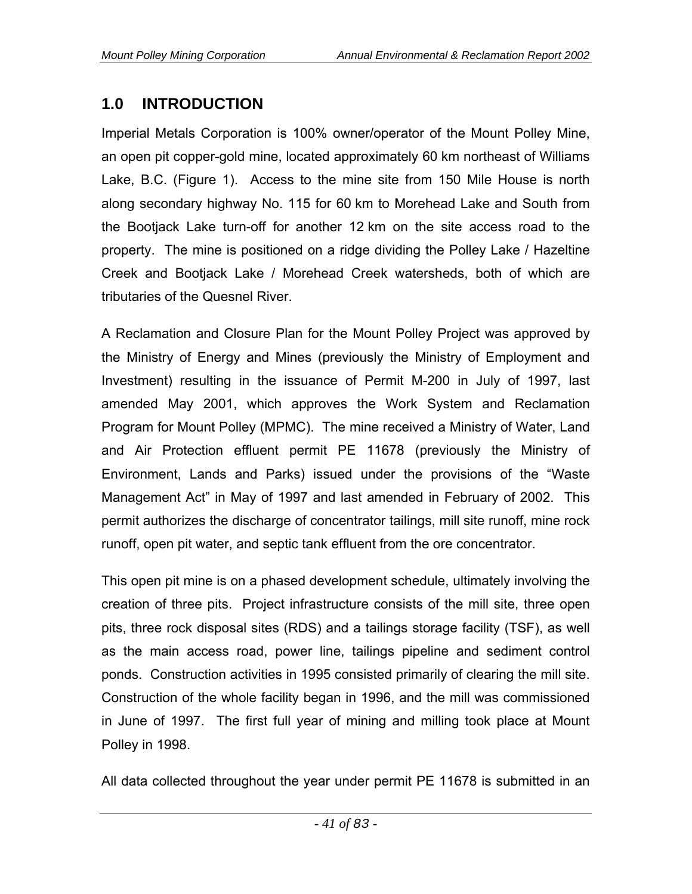# 1.0 INTRODUCTION

Imperial Metals Corporation is 100% owner/operator of the Mount Polley Mine, an open pit copper-gold mine, located approximately 60 km northeast of Williams Lake, B.C. (Figure 1). Access to the mine site from 150 Mile House is north along secondary highway No. 115 for 60 km to Morehead Lake and South from the Bootjack Lake turn-off for another 12 km on the site access road to the property. The mine is positioned on a ridge dividing the Polley Lake / Hazeltine Creek and Bootjack Lake / Morehead Creek watersheds, both of which are tributaries of the Quesnel River.

A Reclamation and Closure Plan for the Mount Polley Project was approved by the Ministry of Energy and Mines (previously the Ministry of Employment and Investment) resulting in the issuance of Permit M-200 in July of 1997, last amended May 2001, which approves the Work System and Reclamation Program for Mount Polley (MPMC). The mine received a Ministry of Water, Land and Air Protection effluent permit PE 11678 (previously the Ministry of Environment, Lands and Parks) issued under the provisions of the "Waste Management Act" in May of 1997 and last amended in February of 2002. This permit authorizes the discharge of concentrator tailings, mill site runoff, mine rock runoff, open pit water, and septic tank effluent from the ore concentrator.

This open pit mine is on a phased development schedule, ultimately involving the creation of three pits. Project infrastructure consists of the mill site, three open pits, three rock disposal sites (RDS) and a tailings storage facility (TSF), as well as the main access road, power line, tailings pipeline and sediment control ponds. Construction activities in 1995 consisted primarily of clearing the mill site. Construction of the whole facility began in 1996, and the mill was commissioned in June of 1997. The first full year of mining and milling took place at Mount Polley in 1998.

All data collected throughout the year under permit PE 11678 is submitted in an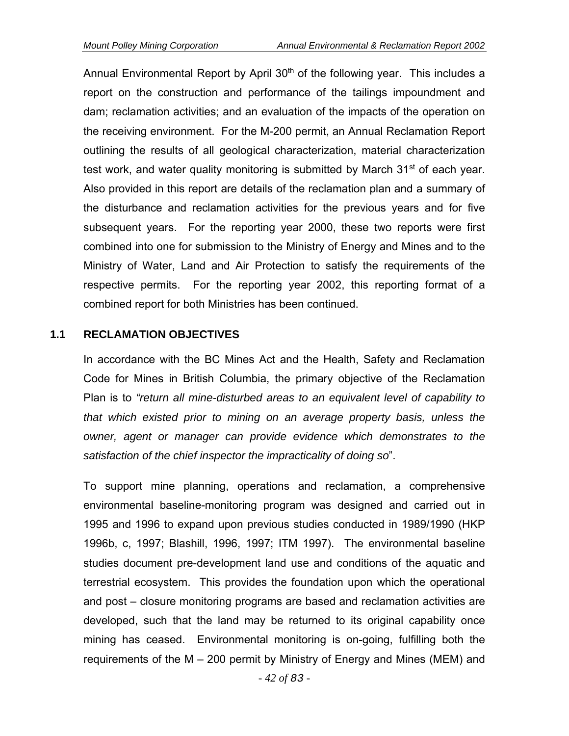Annual Environmental Report by April 30th of the following year. This includes a report on the construction and performance of the tailings impoundment and dam; reclamation activities; and an evaluation of the impacts of the operation on the receiving environment. For the M-200 permit, an Annual Reclamation Report outlining the results of all geological characterization, material characterization test work, and water quality monitoring is submitted by March 31st of each year. Also provided in this report are details of the reclamation plan and a summary of the disturbance and reclamation activities for the previous years and for five subsequent years. For the reporting year 2000, these two reports were first combined into one for submission to the Ministry of Energy and Mines and to the Ministry of Water, Land and Air Protection to satisfy the requirements of the respective permits. For the reporting year 2002, this reporting format of a combined report for both Ministries has been continued.

## 1.1 RECLAMATION OBJECTIVES

In accordance with the BC Mines Act and the Health, Safety and Reclamation Code for Mines in British Columbia, the primary objective of the Reclamation Plan is to *"return all mine-disturbed areas to an equivalent level of capability to that which existed prior to mining on an average property basis, unless the owner, agent or manager can provide evidence which demonstrates to the satisfaction of the chief inspector the impracticality of doing so"*.

To support mine planning, operations and reclamation, a comprehensive environmental baseline-monitoring program was designed and carried out in 1995 and 1996 to expand upon previous studies conducted in 1989/1990 (HKP 1996b, c, 1997; Blashill, 1996, 1997; ITM 1997). The environmental baseline studies document pre-development land use and conditions of the aquatic and terrestrial ecosystem. This provides the foundation upon which the operational and post – closure monitoring programs are based and reclamation activities are developed, such that the land may be returned to its original capability once mining has ceased. Environmental monitoring is on-going, fulfilling both the requirements of the M – 200 permit by Ministry of Energy and Mines (MEM) and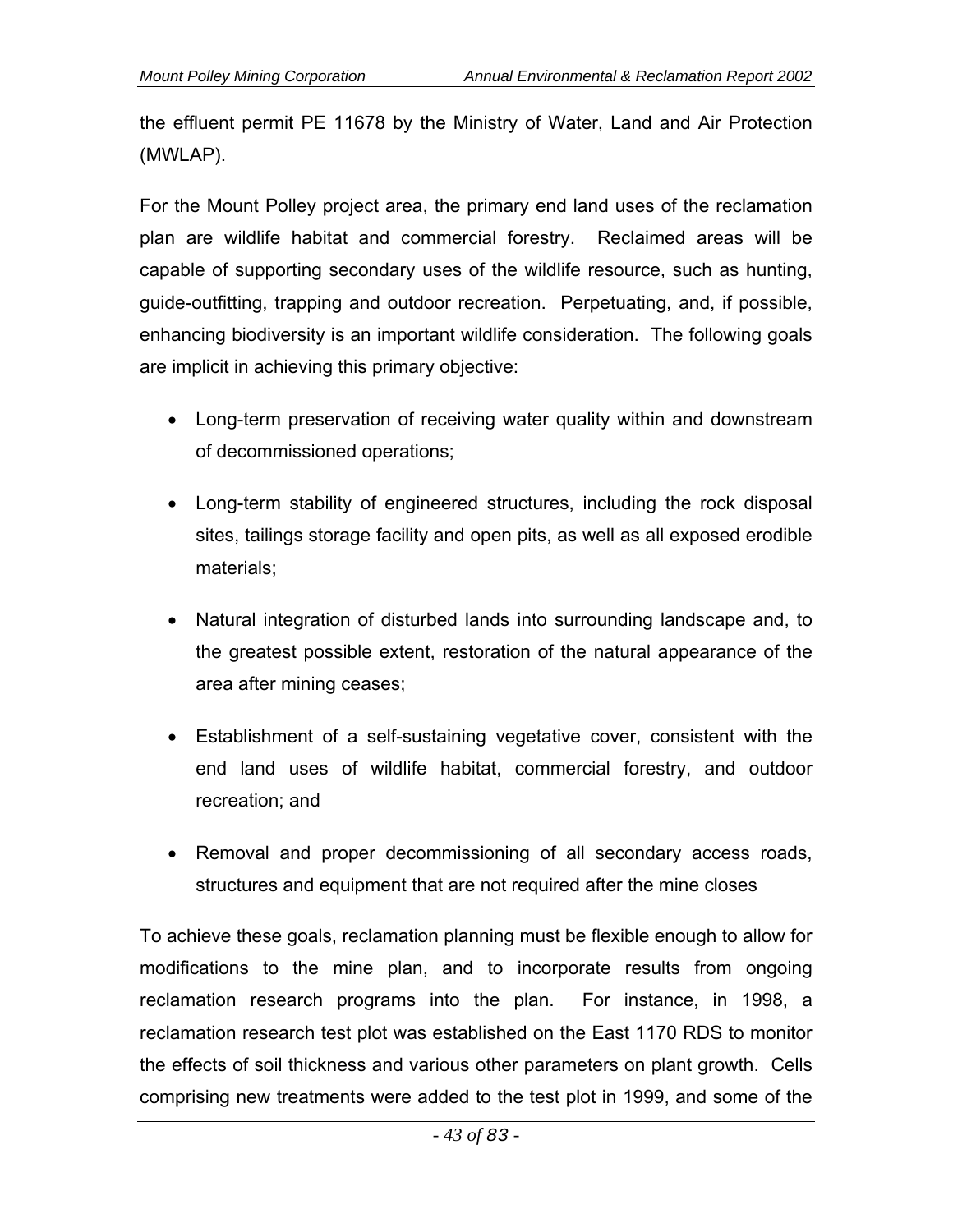the effluent permit PE 11678 by the Ministry of Water, Land and Air Protection (MWLAP).

For the Mount Polley project area, the primary end land uses of the reclamation plan are wildlife habitat and commercial forestry. Reclaimed areas will be capable of supporting secondary uses of the wildlife resource, such as hunting, guide-outfitting, trapping and outdoor recreation. Perpetuating, and, if possible, enhancing biodiversity is an important wildlife consideration. The following goals are implicit in achieving this primary objective:

- Long-term preservation of receiving water quality within and downstream of decommissioned operations;
- Long-term stability of engineered structures, including the rock disposal sites, tailings storage facility and open pits, as well as all exposed erodible materials;
- Natural integration of disturbed lands into surrounding landscape and, to the greatest possible extent, restoration of the natural appearance of the area after mining ceases;
- Establishment of a self-sustaining vegetative cover, consistent with the end land uses of wildlife habitat, commercial forestry, and outdoor recreation; and
- Removal and proper decommissioning of all secondary access roads, structures and equipment that are not required after the mine closes

To achieve these goals, reclamation planning must be flexible enough to allow for modifications to the mine plan, and to incorporate results from ongoing reclamation research programs into the plan. For instance, in 1998, a reclamation research test plot was established on the East 1170 RDS to monitor the effects of soil thickness and various other parameters on plant growth. Cells comprising new treatments were added to the test plot in 1999, and some of the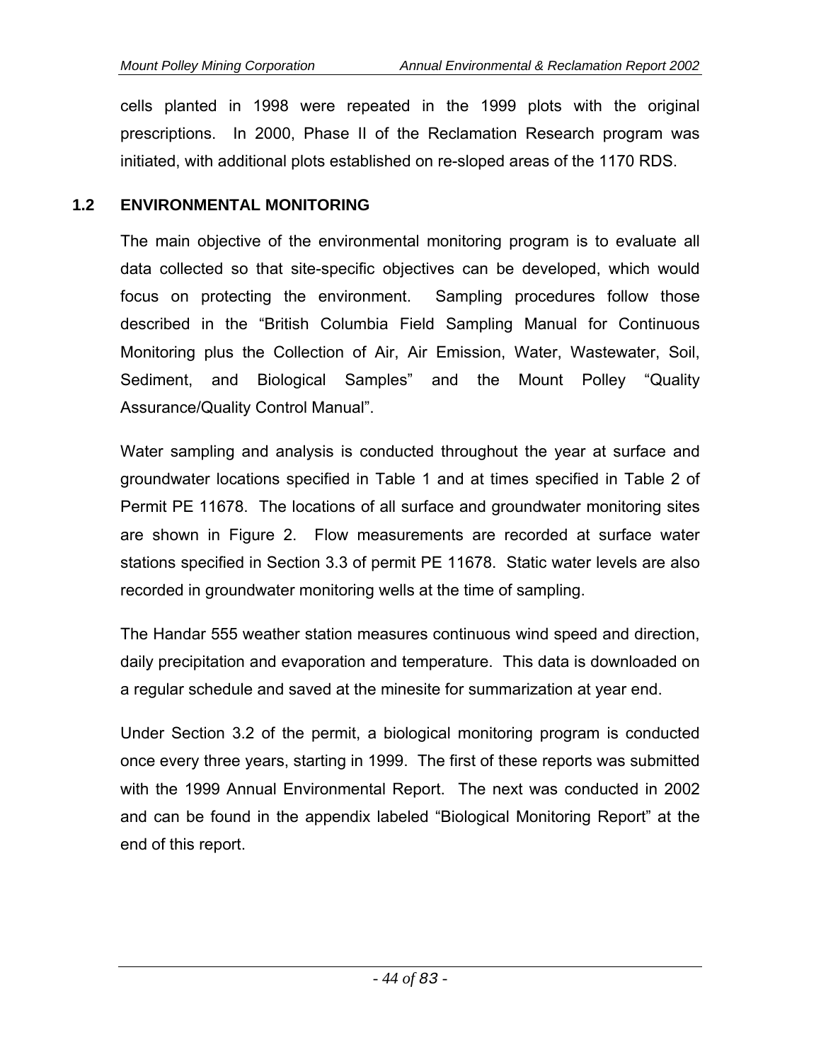cells planted in 1998 were repeated in the 1999 plots with the original prescriptions. In 2000, Phase II of the Reclamation Research program was initiated, with additional plots established on re-sloped areas of the 1170 RDS.

## 1.2 ENVIRONMENTAL MONITORING

The main objective of the environmental monitoring program is to evaluate all data collected so that site-specific objectives can be developed, which would focus on protecting the environment. Sampling procedures follow those described in the "British Columbia Field Sampling Manual for Continuous Monitoring plus the Collection of Air, Air Emission, Water, Wastewater, Soil, Sediment, and Biological Samples" and the Mount Polley "Quality Assurance/Quality Control Manual".

Water sampling and analysis is conducted throughout the year at surface and groundwater locations specified in Table 1 and at times specified in Table 2 of Permit PE 11678. The locations of all surface and groundwater monitoring sites are shown in Figure 2. Flow measurements are recorded at surface water stations specified in Section 3.3 of permit PE 11678. Static water levels are also recorded in groundwater monitoring wells at the time of sampling.

The Handar 555 weather station measures continuous wind speed and direction, daily precipitation and evaporation and temperature. This data is downloaded on a regular schedule and saved at the minesite for summarization at year end.

Under Section 3.2 of the permit, a biological monitoring program is conducted once every three years, starting in 1999. The first of these reports was submitted with the 1999 Annual Environmental Report. The next was conducted in 2002 and can be found in the appendix labeled "Biological Monitoring Report" at the end of this report.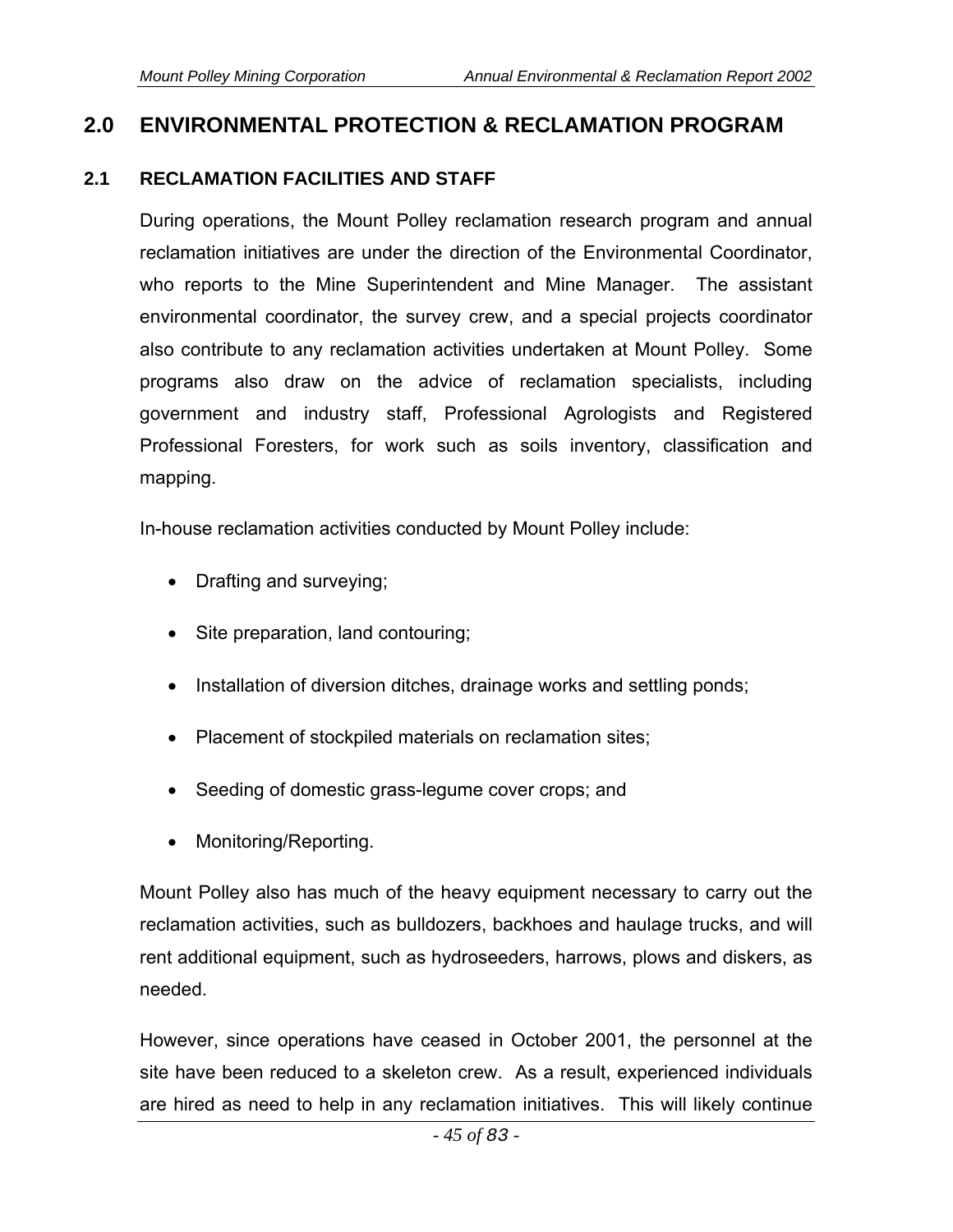# 2.0 ENVIRONMENTAL PROTECTION & RECLAMATION PROGRAM

## 2.1 RECLAMATION FACILITIES AND STAFF

During operations, the Mount Polley reclamation research program and annual reclamation initiatives are under the direction of the Environmental Coordinator, who reports to the Mine Superintendent and Mine Manager. The assistant environmental coordinator, the survey crew, and a special projects coordinator also contribute to any reclamation activities undertaken at Mount Polley. Some programs also draw on the advice of reclamation specialists, including government and industry staff, Professional Agrologists and Registered Professional Foresters, for work such as soils inventory, classification and mapping.

In-house reclamation activities conducted by Mount Polley include:

- Drafting and surveying;
- Site preparation, land contouring;
- Installation of diversion ditches, drainage works and settling ponds;
- Placement of stockpiled materials on reclamation sites;
- Seeding of domestic grass-legume cover crops; and
- Monitoring/Reporting.

Mount Polley also has much of the heavy equipment necessary to carry out the reclamation activities, such as bulldozers, backhoes and haulage trucks, and will rent additional equipment, such as hydroseeders, harrows, plows and diskers, as needed.

However, since operations have ceased in October 2001, the personnel at the site have been reduced to a skeleton crew. As a result, experienced individuals are hired as need to help in any reclamation initiatives. This will likely continue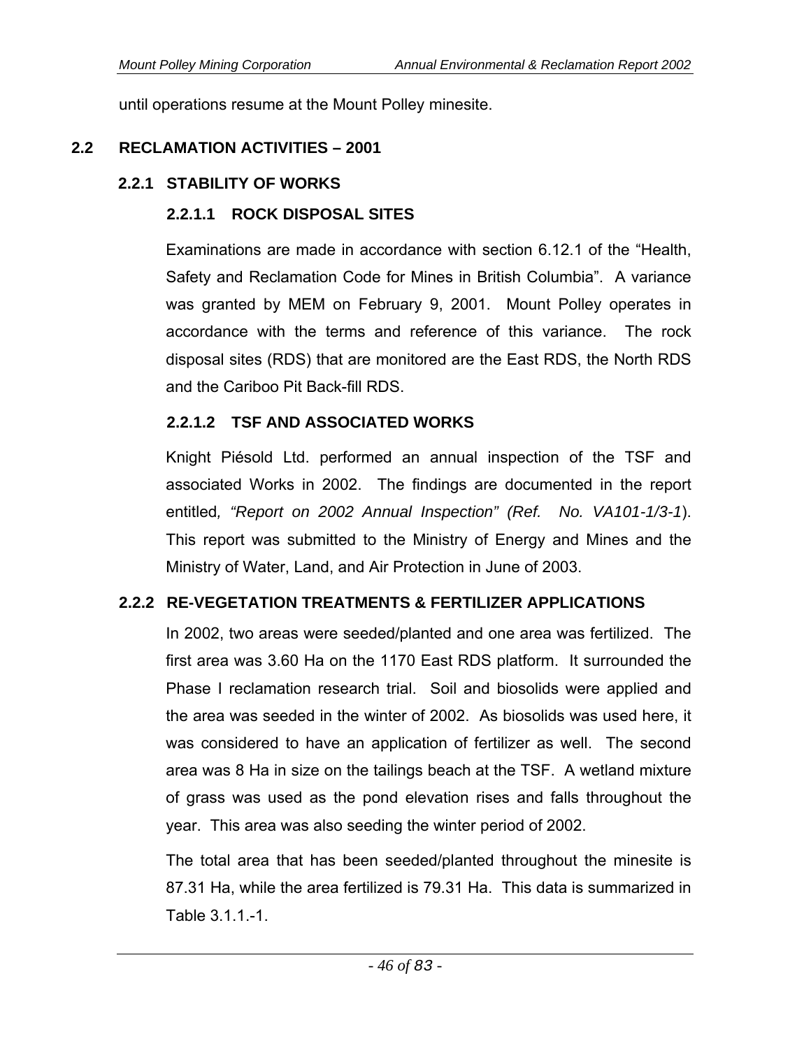until operations resume at the Mount Polley minesite.

## 2.2 RECLAMATION ACTIVITIES – 2001

### 2.2.1 STABILITY OF WORKS

#### 2.2.1.1 ROCK DISPOSAL SITES

Examinations are made in accordance with section 6.12.1 of the "Health, Safety and Reclamation Code for Mines in British Columbia". A variance was granted by MEM on February 9, 2001. Mount Polley operates in accordance with the terms and reference of this variance. The rock disposal sites (RDS) that are monitored are the East RDS, the North RDS and the Cariboo Pit Back-fill RDS.

#### 2.2.1.2 TSF AND ASSOCIATED WORKS

Knight Piésold Ltd. performed an annual inspection of the TSF and associated Works in 2002. The findings are documented in the report entitled*, "Report on 2002 Annual Inspection" (Ref. No. VA101-1/3-1*). This report was submitted to the Ministry of Energy and Mines and the Ministry of Water, Land, and Air Protection in June of 2003.

### 2.2.2 RE-VEGETATION TREATMENTS & FERTILIZER APPLICATIONS

In 2002, two areas were seeded/planted and one area was fertilized. The first area was 3.60 Ha on the 1170 East RDS platform. It surrounded the Phase I reclamation research trial. Soil and biosolids were applied and the area was seeded in the winter of 2002. As biosolids was used here, it was considered to have an application of fertilizer as well. The second area was 8 Ha in size on the tailings beach at the TSF. A wetland mixture of grass was used as the pond elevation rises and falls throughout the year. This area was also seeding the winter period of 2002.

The total area that has been seeded/planted throughout the minesite is 87.31 Ha, while the area fertilized is 79.31 Ha. This data is summarized in Table 3.1.1.-1.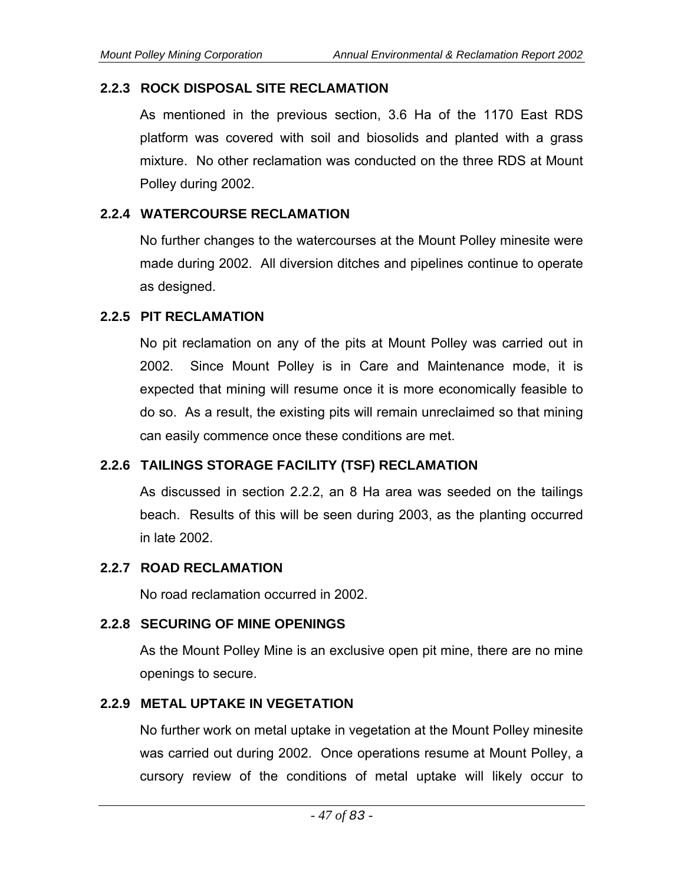### 2.2.3 ROCK DISPOSAL SITE RECLAMATION

As mentioned in the previous section, 3.6 Ha of the 1170 East RDS platform was covered with soil and biosolids and planted with a grass mixture. No other reclamation was conducted on the three RDS at Mount Polley during 2002.

### 2.2.4 WATERCOURSE RECLAMATION

No further changes to the watercourses at the Mount Polley minesite were made during 2002. All diversion ditches and pipelines continue to operate as designed.

### 2.2.5 PIT RECLAMATION

No pit reclamation on any of the pits at Mount Polley was carried out in 2002. Since Mount Polley is in Care and Maintenance mode, it is expected that mining will resume once it is more economically feasible to do so. As a result, the existing pits will remain unreclaimed so that mining can easily commence once these conditions are met.

### 2.2.6 TAILINGS STORAGE FACILITY (TSF) RECLAMATION

As discussed in section 2.2.2, an 8 Ha area was seeded on the tailings beach. Results of this will be seen during 2003, as the planting occurred in late 2002.

### 2.2.7 ROAD RECLAMATION

No road reclamation occurred in 2002.

### 2.2.8 SECURING OF MINE OPENINGS

As the Mount Polley Mine is an exclusive open pit mine, there are no mine openings to secure.

### 2.2.9 METAL UPTAKE IN VEGETATION

No further work on metal uptake in vegetation at the Mount Polley minesite was carried out during 2002. Once operations resume at Mount Polley, a cursory review of the conditions of metal uptake will likely occur to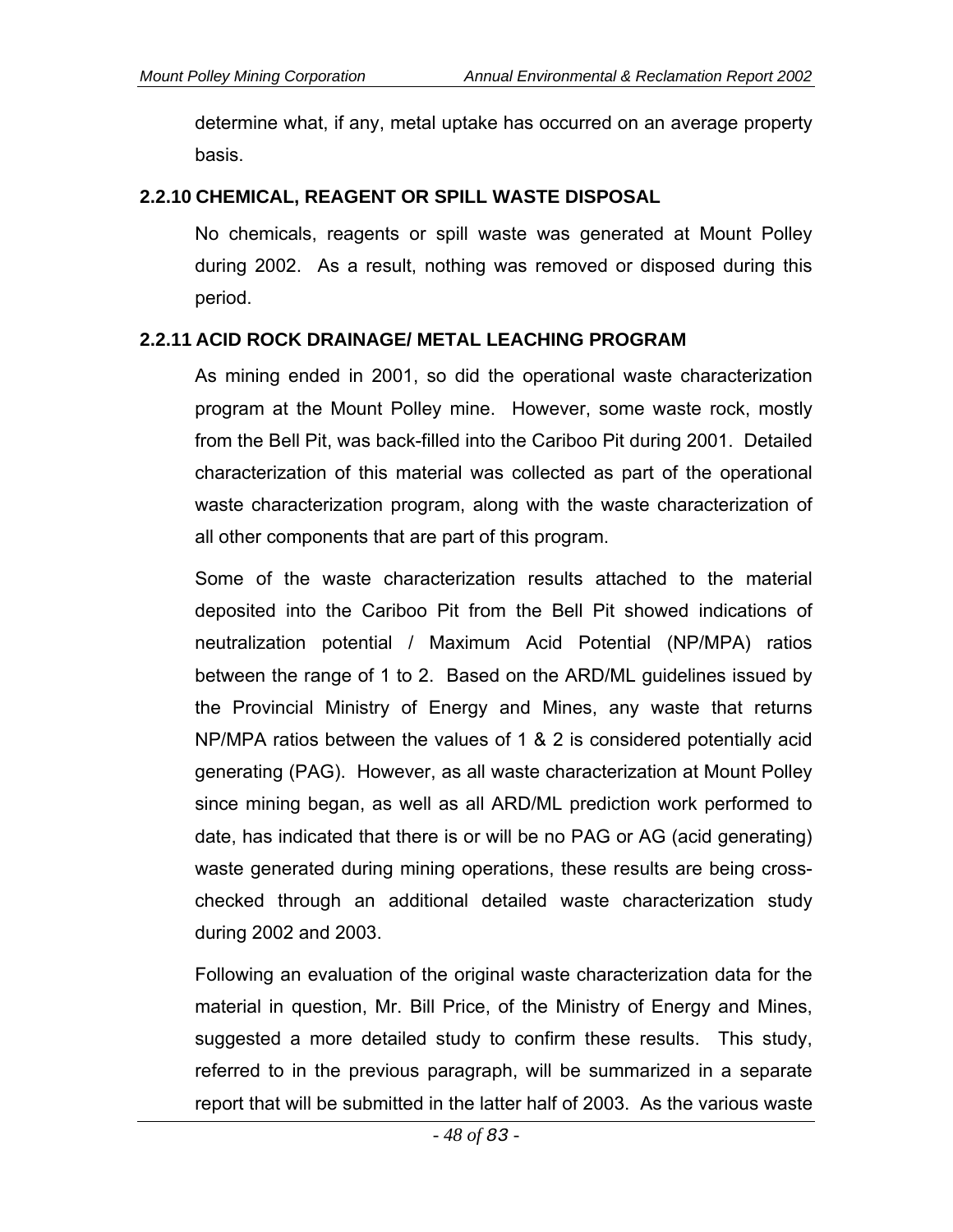determine what, if any, metal uptake has occurred on an average property basis.

### 2.2.10 CHEMICAL, REAGENT OR SPILL WASTE DISPOSAL

No chemicals, reagents or spill waste was generated at Mount Polley during 2002. As a result, nothing was removed or disposed during this period.

### 2.2.11 ACID ROCK DRAINAGE/ METAL LEACHING PROGRAM

As mining ended in 2001, so did the operational waste characterization program at the Mount Polley mine. However, some waste rock, mostly from the Bell Pit, was back-filled into the Cariboo Pit during 2001. Detailed characterization of this material was collected as part of the operational waste characterization program, along with the waste characterization of all other components that are part of this program.

Some of the waste characterization results attached to the material deposited into the Cariboo Pit from the Bell Pit showed indications of neutralization potential / Maximum Acid Potential (NP/MPA) ratios between the range of 1 to 2. Based on the ARD/ML guidelines issued by the Provincial Ministry of Energy and Mines, any waste that returns NP/MPA ratios between the values of 1 & 2 is considered potentially acid generating (PAG). However, as all waste characterization at Mount Polley since mining began, as well as all ARD/ML prediction work performed to date, has indicated that there is or will be no PAG or AG (acid generating) waste generated during mining operations, these results are being cross-checked through an additional detailed waste characterization study during 2002 and 2003.

Following an evaluation of the original waste characterization data for the material in question, Mr. Bill Price, of the Ministry of Energy and Mines, suggested a more detailed study to confirm these results. This study, referred to in the previous paragraph, will be summarized in a separate report that will be submitted in the latter half of 2003. As the various waste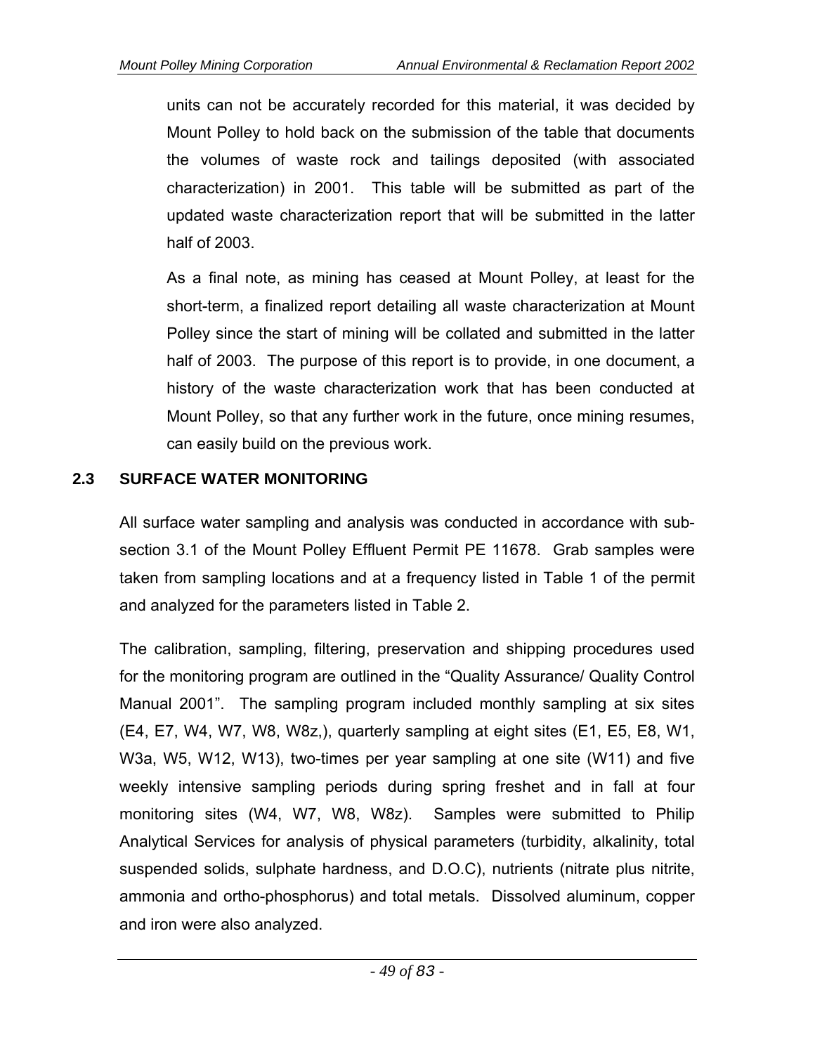units can not be accurately recorded for this material, it was decided by Mount Polley to hold back on the submission of the table that documents the volumes of waste rock and tailings deposited (with associated characterization) in 2001. This table will be submitted as part of the updated waste characterization report that will be submitted in the latter half of 2003.

As a final note, as mining has ceased at Mount Polley, at least for the short-term, a finalized report detailing all waste characterization at Mount Polley since the start of mining will be collated and submitted in the latter half of 2003. The purpose of this report is to provide, in one document, a history of the waste characterization work that has been conducted at Mount Polley, so that any further work in the future, once mining resumes, can easily build on the previous work.

## 2.3 SURFACE WATER MONITORING

All surface water sampling and analysis was conducted in accordance with sub-section 3.1 of the Mount Polley Effluent Permit PE 11678. Grab samples were taken from sampling locations and at a frequency listed in Table 1 of the permit and analyzed for the parameters listed in Table 2.

The calibration, sampling, filtering, preservation and shipping procedures used for the monitoring program are outlined in the "Quality Assurance/ Quality Control Manual 2001". The sampling program included monthly sampling at six sites (E4, E7, W4, W7, W8, W8z,), quarterly sampling at eight sites (E1, E5, E8, W1, W3a, W5, W12, W13), two-times per year sampling at one site (W11) and five weekly intensive sampling periods during spring freshet and in fall at four monitoring sites (W4, W7, W8, W8z). Samples were submitted to Philip Analytical Services for analysis of physical parameters (turbidity, alkalinity, total suspended solids, sulphate hardness, and D.O.C), nutrients (nitrate plus nitrite, ammonia and ortho-phosphorus) and total metals. Dissolved aluminum, copper and iron were also analyzed.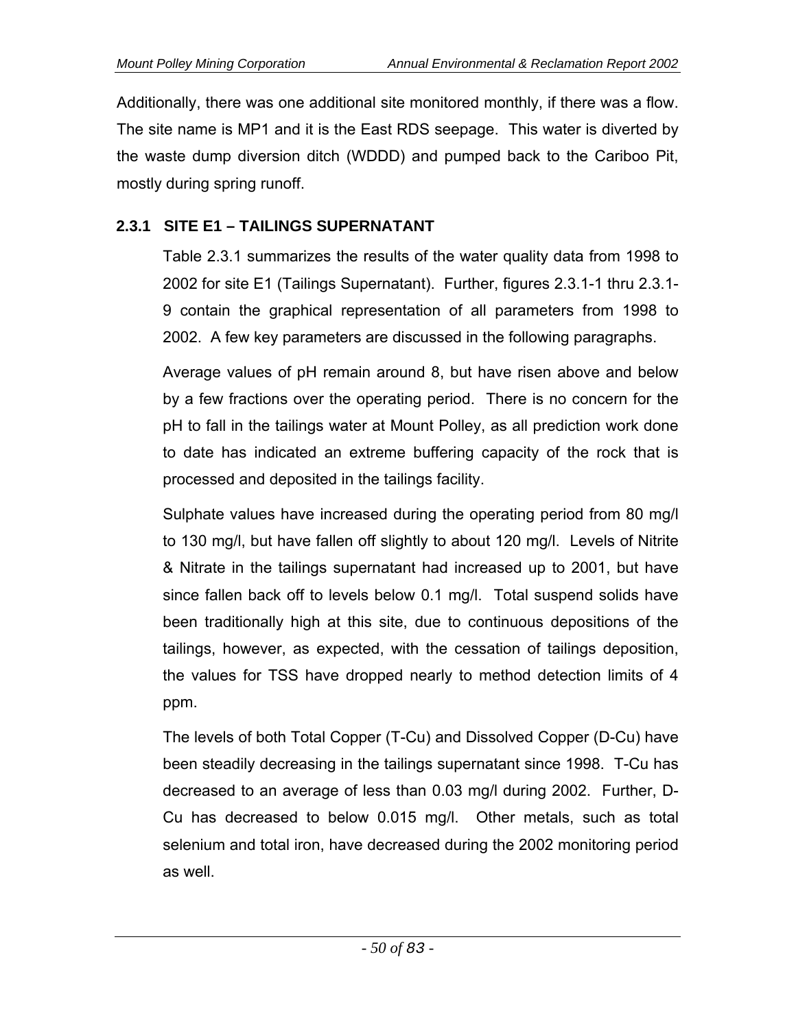Additionally, there was one additional site monitored monthly, if there was a flow. The site name is MP1 and it is the East RDS seepage. This water is diverted by the waste dump diversion ditch (WDDD) and pumped back to the Cariboo Pit, mostly during spring runoff.

### 2.3.1 SITE E1 – TAILINGS SUPERNATANT

Table 2.3.1 summarizes the results of the water quality data from 1998 to 2002 for site E1 (Tailings Supernatant). Further, figures 2.3.1-1 thru 2.3.1-9 contain the graphical representation of all parameters from 1998 to 2002. A few key parameters are discussed in the following paragraphs.

Average values of pH remain around 8, but have risen above and below by a few fractions over the operating period. There is no concern for the pH to fall in the tailings water at Mount Polley, as all prediction work done to date has indicated an extreme buffering capacity of the rock that is processed and deposited in the tailings facility.

Sulphate values have increased during the operating period from 80 mg/l to 130 mg/l, but have fallen off slightly to about 120 mg/l. Levels of Nitrite & Nitrate in the tailings supernatant had increased up to 2001, but have since fallen back off to levels below 0.1 mg/l. Total suspend solids have been traditionally high at this site, due to continuous depositions of the tailings, however, as expected, with the cessation of tailings deposition, the values for TSS have dropped nearly to method detection limits of 4 ppm.

The levels of both Total Copper (T-Cu) and Dissolved Copper (D-Cu) have been steadily decreasing in the tailings supernatant since 1998. T-Cu has decreased to an average of less than 0.03 mg/l during 2002. Further, D-Cu has decreased to below 0.015 mg/l. Other metals, such as total selenium and total iron, have decreased during the 2002 monitoring period as well.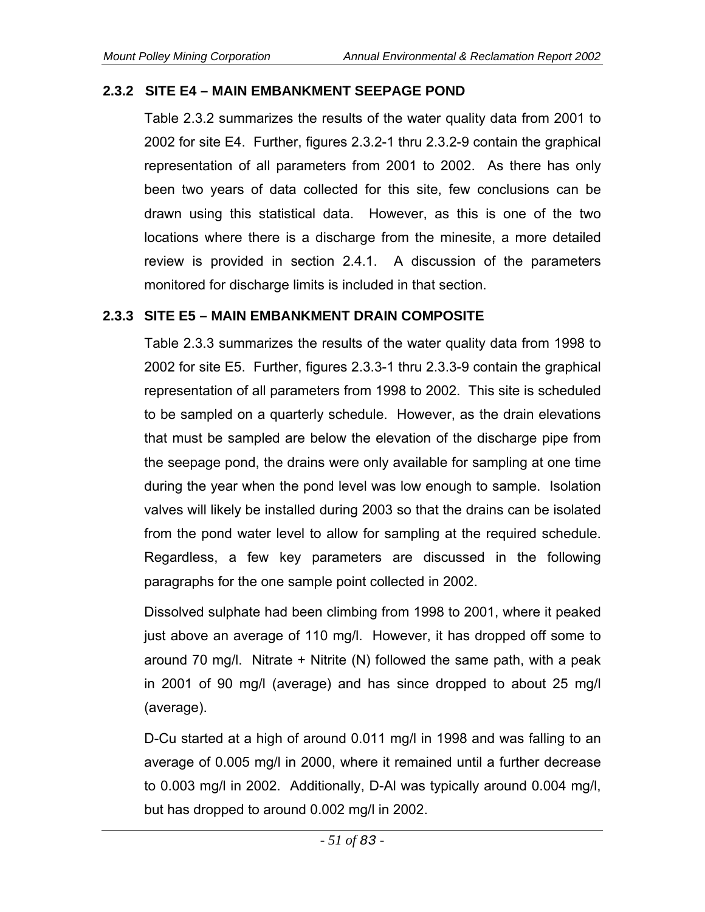### 2.3.2 SITE E4 – MAIN EMBANKMENT SEEPAGE POND

Table 2.3.2 summarizes the results of the water quality data from 2001 to 2002 for site E4. Further, figures 2.3.2-1 thru 2.3.2-9 contain the graphical representation of all parameters from 2001 to 2002. As there has only been two years of data collected for this site, few conclusions can be drawn using this statistical data. However, as this is one of the two locations where there is a discharge from the minesite, a more detailed review is provided in section 2.4.1. A discussion of the parameters monitored for discharge limits is included in that section.

### 2.3.3 SITE E5 – MAIN EMBANKMENT DRAIN COMPOSITE

Table 2.3.3 summarizes the results of the water quality data from 1998 to 2002 for site E5. Further, figures 2.3.3-1 thru 2.3.3-9 contain the graphical representation of all parameters from 1998 to 2002. This site is scheduled to be sampled on a quarterly schedule. However, as the drain elevations that must be sampled are below the elevation of the discharge pipe from the seepage pond, the drains were only available for sampling at one time during the year when the pond level was low enough to sample. Isolation valves will likely be installed during 2003 so that the drains can be isolated from the pond water level to allow for sampling at the required schedule. Regardless, a few key parameters are discussed in the following paragraphs for the one sample point collected in 2002.

Dissolved sulphate had been climbing from 1998 to 2001, where it peaked just above an average of 110 mg/l. However, it has dropped off some to around 70 mg/l. Nitrate + Nitrite (N) followed the same path, with a peak in 2001 of 90 mg/l (average) and has since dropped to about 25 mg/l (average).

D-Cu started at a high of around 0.011 mg/l in 1998 and was falling to an average of 0.005 mg/l in 2000, where it remained until a further decrease to 0.003 mg/l in 2002. Additionally, D-Al was typically around 0.004 mg/l, but has dropped to around 0.002 mg/l in 2002.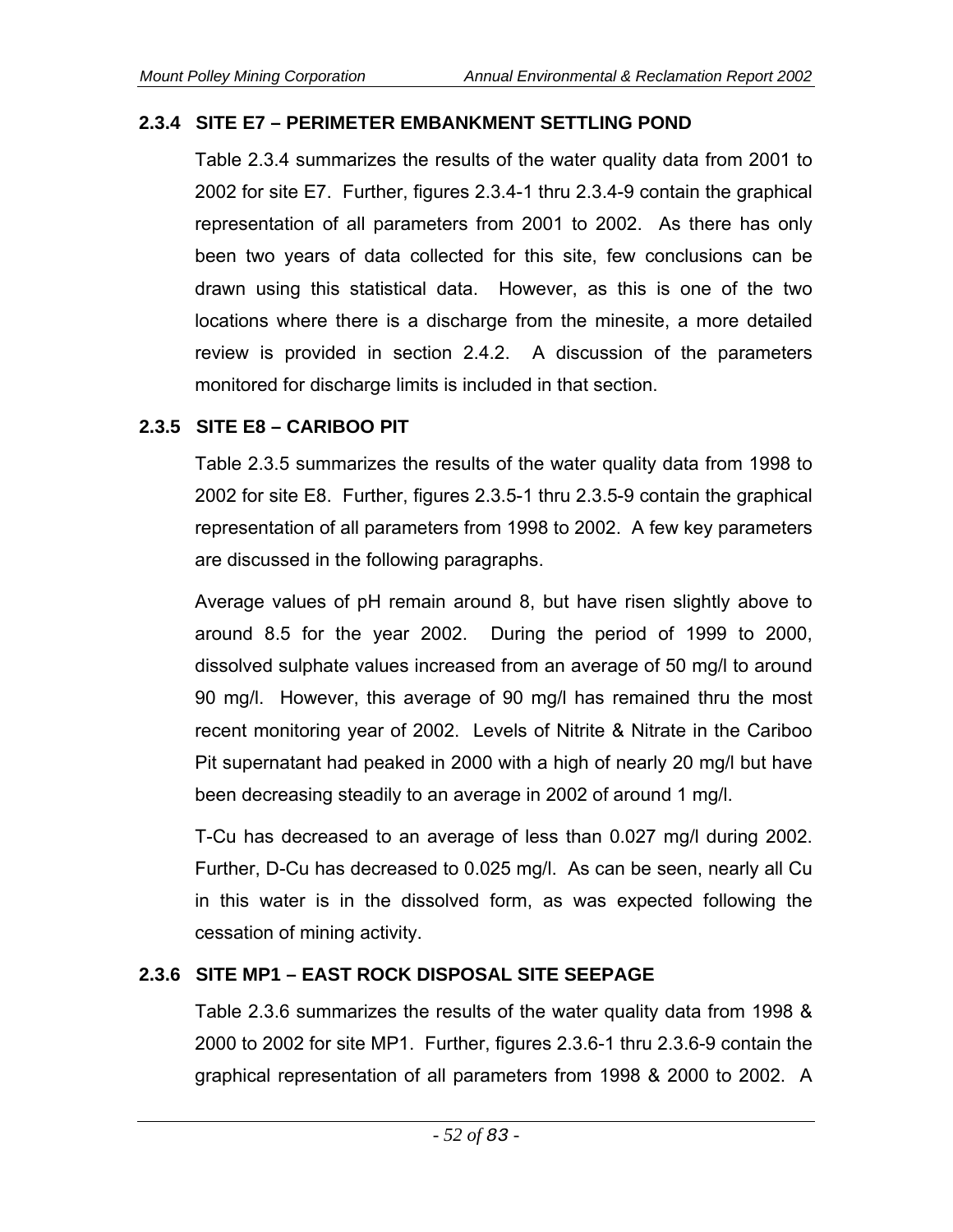### 2.3.4 SITE E7 – PERIMETER EMBANKMENT SETTLING POND

Table 2.3.4 summarizes the results of the water quality data from 2001 to 2002 for site E7. Further, figures 2.3.4-1 thru 2.3.4-9 contain the graphical representation of all parameters from 2001 to 2002. As there has only been two years of data collected for this site, few conclusions can be drawn using this statistical data. However, as this is one of the two locations where there is a discharge from the minesite, a more detailed review is provided in section 2.4.2. A discussion of the parameters monitored for discharge limits is included in that section.

### 2.3.5 SITE E8 – CARIBOO PIT

Table 2.3.5 summarizes the results of the water quality data from 1998 to 2002 for site E8. Further, figures 2.3.5-1 thru 2.3.5-9 contain the graphical representation of all parameters from 1998 to 2002. A few key parameters are discussed in the following paragraphs.

Average values of pH remain around 8, but have risen slightly above to around 8.5 for the year 2002. During the period of 1999 to 2000, dissolved sulphate values increased from an average of 50 mg/l to around 90 mg/l. However, this average of 90 mg/l has remained thru the most recent monitoring year of 2002. Levels of Nitrite & Nitrate in the Cariboo Pit supernatant had peaked in 2000 with a high of nearly 20 mg/l but have been decreasing steadily to an average in 2002 of around 1 mg/l.

T-Cu has decreased to an average of less than 0.027 mg/l during 2002. Further, D-Cu has decreased to 0.025 mg/l. As can be seen, nearly all Cu in this water is in the dissolved form, as was expected following the cessation of mining activity.

### 2.3.6 SITE MP1 – EAST ROCK DISPOSAL SITE SEEPAGE

Table 2.3.6 summarizes the results of the water quality data from 1998 & 2000 to 2002 for site MP1. Further, figures 2.3.6-1 thru 2.3.6-9 contain the graphical representation of all parameters from 1998 & 2000 to 2002. A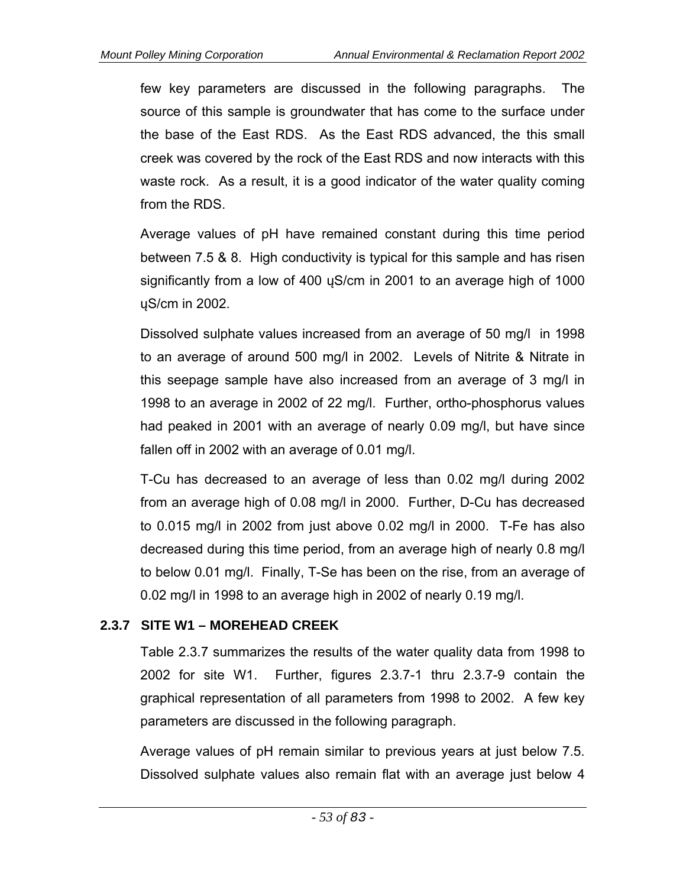few key parameters are discussed in the following paragraphs. The source of this sample is groundwater that has come to the surface under the base of the East RDS. As the East RDS advanced, the this small creek was covered by the rock of the East RDS and now interacts with this waste rock. As a result, it is a good indicator of the water quality coming from the RDS.

Average values of pH have remained constant during this time period between 7.5 & 8. High conductivity is typical for this sample and has risen significantly from a low of 400 ųS/cm in 2001 to an average high of 1000 ųS/cm in 2002.

Dissolved sulphate values increased from an average of 50 mg/l in 1998 to an average of around 500 mg/l in 2002. Levels of Nitrite & Nitrate in this seepage sample have also increased from an average of 3 mg/l in 1998 to an average in 2002 of 22 mg/l. Further, ortho-phosphorus values had peaked in 2001 with an average of nearly 0.09 mg/l, but have since fallen off in 2002 with an average of 0.01 mg/l.

T-Cu has decreased to an average of less than 0.02 mg/l during 2002 from an average high of 0.08 mg/l in 2000. Further, D-Cu has decreased to 0.015 mg/l in 2002 from just above 0.02 mg/l in 2000. T-Fe has also decreased during this time period, from an average high of nearly 0.8 mg/l to below 0.01 mg/l. Finally, T-Se has been on the rise, from an average of 0.02 mg/l in 1998 to an average high in 2002 of nearly 0.19 mg/l.

### 2.3.7 SITE W1 – MOREHEAD CREEK

Table 2.3.7 summarizes the results of the water quality data from 1998 to 2002 for site W1. Further, figures 2.3.7-1 thru 2.3.7-9 contain the graphical representation of all parameters from 1998 to 2002. A few key parameters are discussed in the following paragraph.

Average values of pH remain similar to previous years at just below 7.5. Dissolved sulphate values also remain flat with an average just below 4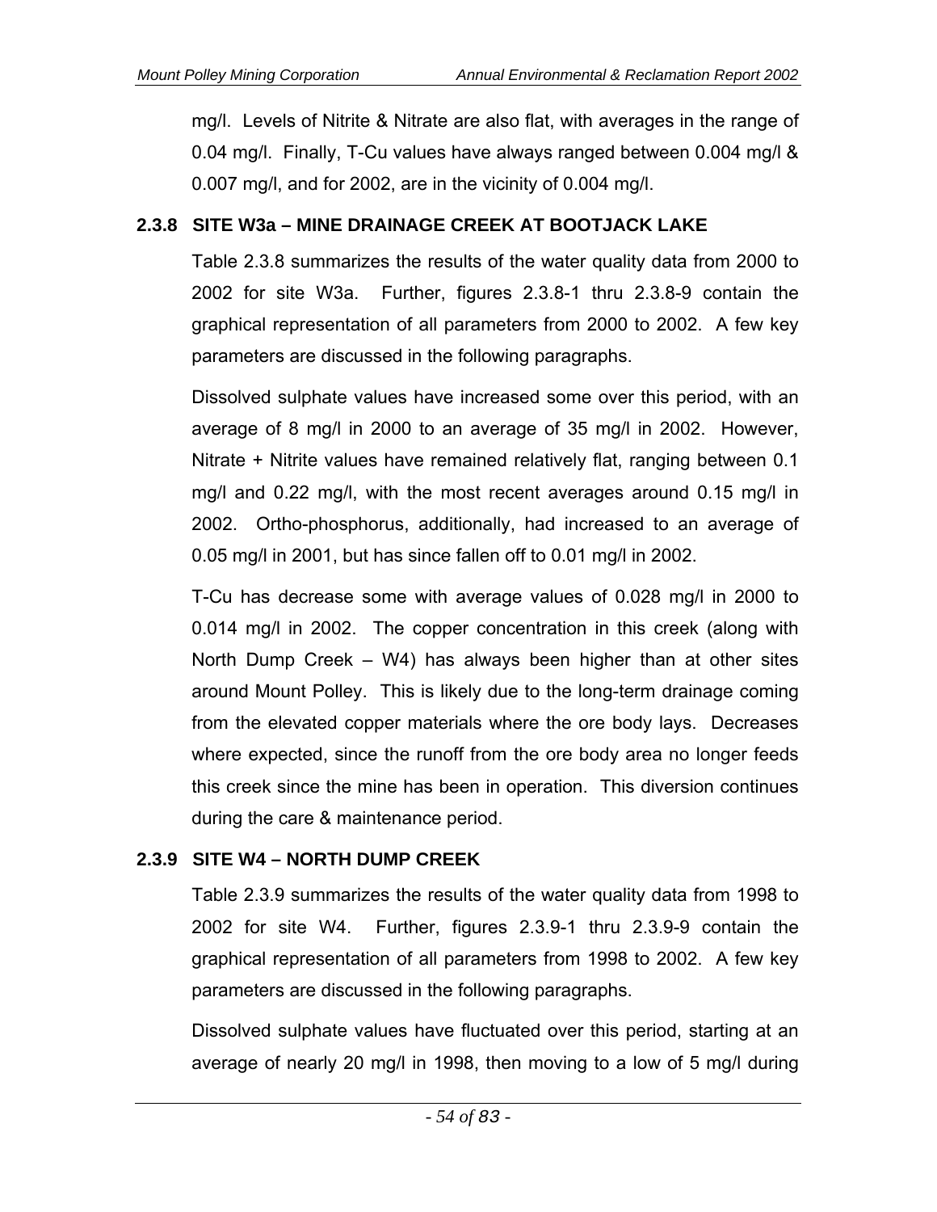mg/l. Levels of Nitrite & Nitrate are also flat, with averages in the range of 0.04 mg/l. Finally, T-Cu values have always ranged between 0.004 mg/l & 0.007 mg/l, and for 2002, are in the vicinity of 0.004 mg/l.

### 2.3.8 SITE W3a – MINE DRAINAGE CREEK AT BOOTJACK LAKE

Table 2.3.8 summarizes the results of the water quality data from 2000 to 2002 for site W3a. Further, figures 2.3.8-1 thru 2.3.8-9 contain the graphical representation of all parameters from 2000 to 2002. A few key parameters are discussed in the following paragraphs.

Dissolved sulphate values have increased some over this period, with an average of 8 mg/l in 2000 to an average of 35 mg/l in 2002. However, Nitrate + Nitrite values have remained relatively flat, ranging between 0.1 mg/l and 0.22 mg/l, with the most recent averages around 0.15 mg/l in 2002. Ortho-phosphorus, additionally, had increased to an average of 0.05 mg/l in 2001, but has since fallen off to 0.01 mg/l in 2002.

T-Cu has decrease some with average values of 0.028 mg/l in 2000 to 0.014 mg/l in 2002. The copper concentration in this creek (along with North Dump Creek – W4) has always been higher than at other sites around Mount Polley. This is likely due to the long-term drainage coming from the elevated copper materials where the ore body lays. Decreases where expected, since the runoff from the ore body area no longer feeds this creek since the mine has been in operation. This diversion continues during the care & maintenance period.

### 2.3.9 SITE W4 – NORTH DUMP CREEK

Table 2.3.9 summarizes the results of the water quality data from 1998 to 2002 for site W4. Further, figures 2.3.9-1 thru 2.3.9-9 contain the graphical representation of all parameters from 1998 to 2002. A few key parameters are discussed in the following paragraphs.

Dissolved sulphate values have fluctuated over this period, starting at an average of nearly 20 mg/l in 1998, then moving to a low of 5 mg/l during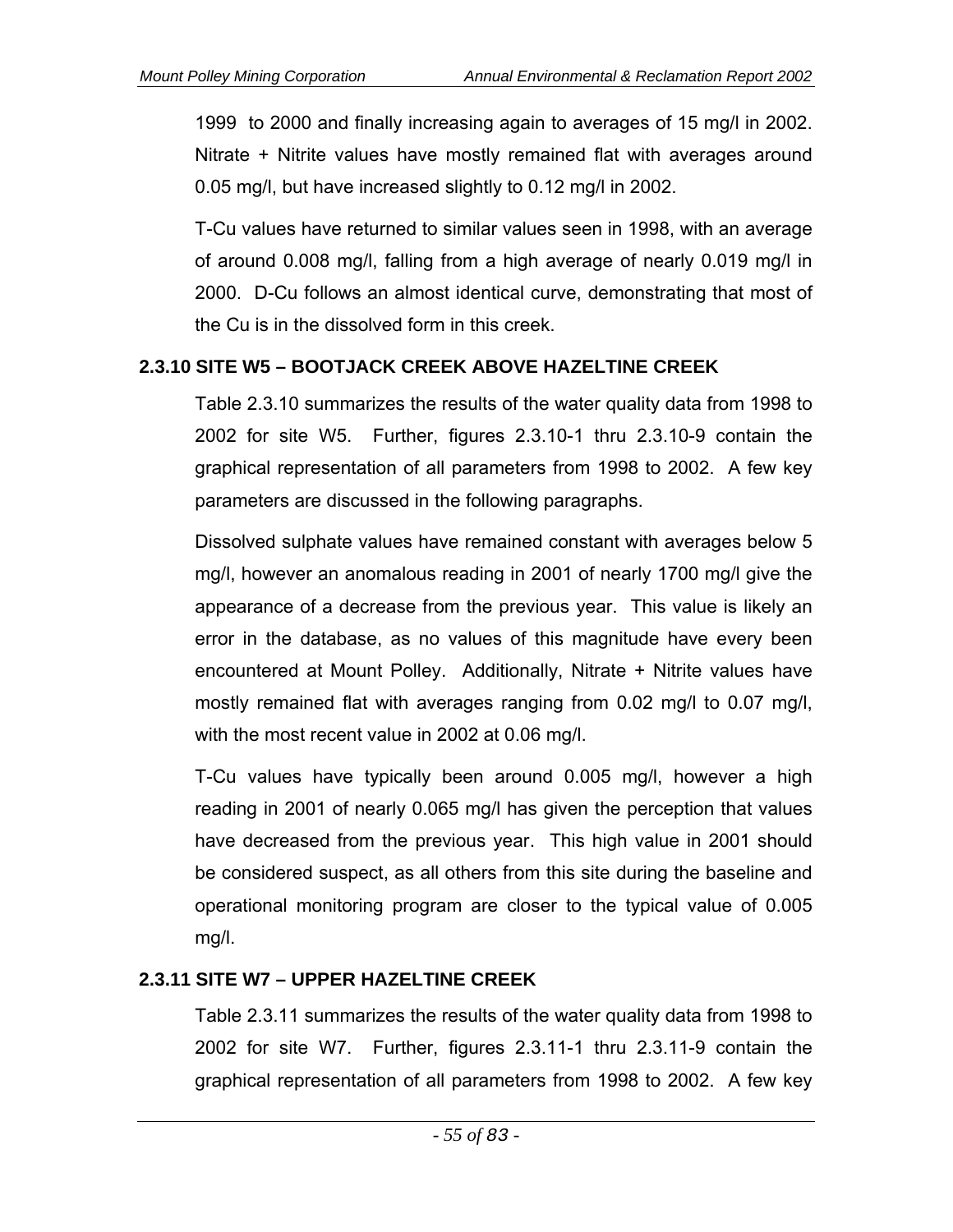1999 to 2000 and finally increasing again to averages of 15 mg/l in 2002. Nitrate + Nitrite values have mostly remained flat with averages around 0.05 mg/l, but have increased slightly to 0.12 mg/l in 2002.

T-Cu values have returned to similar values seen in 1998, with an average of around 0.008 mg/l, falling from a high average of nearly 0.019 mg/l in 2000. D-Cu follows an almost identical curve, demonstrating that most of the Cu is in the dissolved form in this creek.

### 2.3.10 SITE W5 – BOOTJACK CREEK ABOVE HAZELTINE CREEK

Table 2.3.10 summarizes the results of the water quality data from 1998 to 2002 for site W5. Further, figures 2.3.10-1 thru 2.3.10-9 contain the graphical representation of all parameters from 1998 to 2002. A few key parameters are discussed in the following paragraphs.

Dissolved sulphate values have remained constant with averages below 5 mg/l, however an anomalous reading in 2001 of nearly 1700 mg/l give the appearance of a decrease from the previous year. This value is likely an error in the database, as no values of this magnitude have every been encountered at Mount Polley. Additionally, Nitrate + Nitrite values have mostly remained flat with averages ranging from 0.02 mg/l to 0.07 mg/l, with the most recent value in 2002 at 0.06 mg/l.

T-Cu values have typically been around 0.005 mg/l, however a high reading in 2001 of nearly 0.065 mg/l has given the perception that values have decreased from the previous year. This high value in 2001 should be considered suspect, as all others from this site during the baseline and operational monitoring program are closer to the typical value of 0.005 mg/l.

### 2.3.11 SITE W7 – UPPER HAZELTINE CREEK

Table 2.3.11 summarizes the results of the water quality data from 1998 to 2002 for site W7. Further, figures 2.3.11-1 thru 2.3.11-9 contain the graphical representation of all parameters from 1998 to 2002. A few key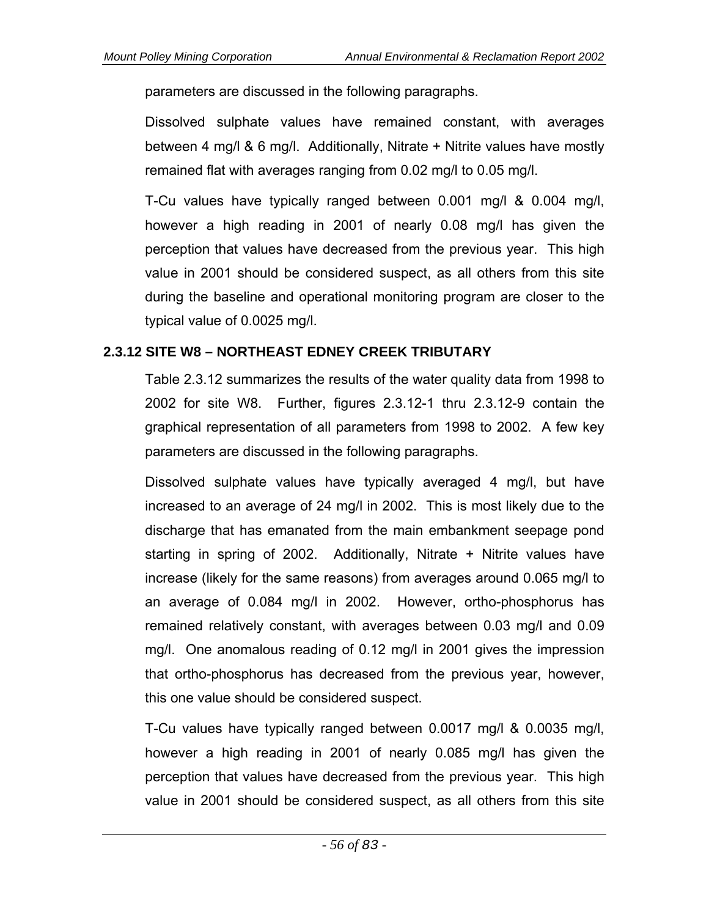parameters are discussed in the following paragraphs.

Dissolved sulphate values have remained constant, with averages between 4 mg/l & 6 mg/l. Additionally, Nitrate + Nitrite values have mostly remained flat with averages ranging from 0.02 mg/l to 0.05 mg/l.

T-Cu values have typically ranged between 0.001 mg/l & 0.004 mg/l, however a high reading in 2001 of nearly 0.08 mg/l has given the perception that values have decreased from the previous year. This high value in 2001 should be considered suspect, as all others from this site during the baseline and operational monitoring program are closer to the typical value of 0.0025 mg/l.

### 2.3.12 SITE W8 – NORTHEAST EDNEY CREEK TRIBUTARY

Table 2.3.12 summarizes the results of the water quality data from 1998 to 2002 for site W8. Further, figures 2.3.12-1 thru 2.3.12-9 contain the graphical representation of all parameters from 1998 to 2002. A few key parameters are discussed in the following paragraphs.

Dissolved sulphate values have typically averaged 4 mg/l, but have increased to an average of 24 mg/l in 2002. This is most likely due to the discharge that has emanated from the main embankment seepage pond starting in spring of 2002. Additionally, Nitrate + Nitrite values have increase (likely for the same reasons) from averages around 0.065 mg/l to an average of 0.084 mg/l in 2002. However, ortho-phosphorus has remained relatively constant, with averages between 0.03 mg/l and 0.09 mg/l. One anomalous reading of 0.12 mg/l in 2001 gives the impression that ortho-phosphorus has decreased from the previous year, however, this one value should be considered suspect.

T-Cu values have typically ranged between 0.0017 mg/l & 0.0035 mg/l, however a high reading in 2001 of nearly 0.085 mg/l has given the perception that values have decreased from the previous year. This high value in 2001 should be considered suspect, as all others from this site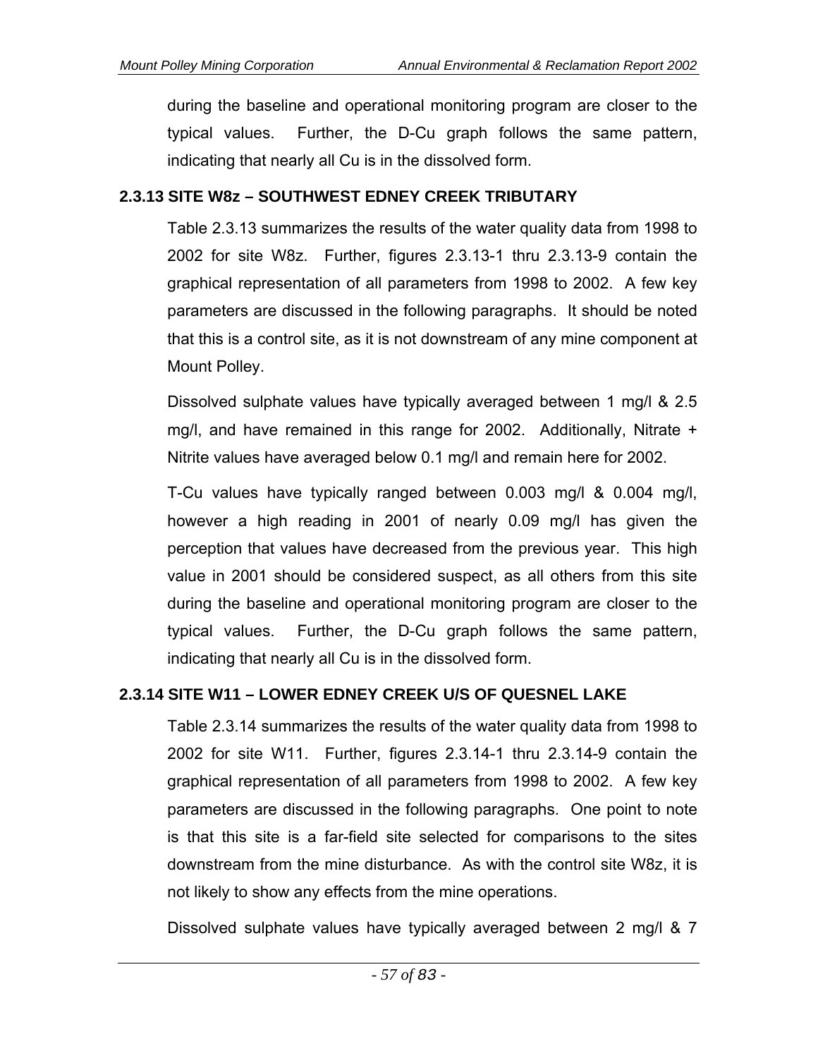during the baseline and operational monitoring program are closer to the typical values. Further, the D-Cu graph follows the same pattern, indicating that nearly all Cu is in the dissolved form.

### 2.3.13 SITE W8z – SOUTHWEST EDNEY CREEK TRIBUTARY

Table 2.3.13 summarizes the results of the water quality data from 1998 to 2002 for site W8z. Further, figures 2.3.13-1 thru 2.3.13-9 contain the graphical representation of all parameters from 1998 to 2002. A few key parameters are discussed in the following paragraphs. It should be noted that this is a control site, as it is not downstream of any mine component at Mount Polley.

Dissolved sulphate values have typically averaged between 1 mg/l & 2.5 mg/l, and have remained in this range for 2002. Additionally, Nitrate + Nitrite values have averaged below 0.1 mg/l and remain here for 2002.

T-Cu values have typically ranged between 0.003 mg/l & 0.004 mg/l, however a high reading in 2001 of nearly 0.09 mg/l has given the perception that values have decreased from the previous year. This high value in 2001 should be considered suspect, as all others from this site during the baseline and operational monitoring program are closer to the typical values. Further, the D-Cu graph follows the same pattern, indicating that nearly all Cu is in the dissolved form.

### 2.3.14 SITE W11 – LOWER EDNEY CREEK U/S OF QUESNEL LAKE

Table 2.3.14 summarizes the results of the water quality data from 1998 to 2002 for site W11. Further, figures 2.3.14-1 thru 2.3.14-9 contain the graphical representation of all parameters from 1998 to 2002. A few key parameters are discussed in the following paragraphs. One point to note is that this site is a far-field site selected for comparisons to the sites downstream from the mine disturbance. As with the control site W8z, it is not likely to show any effects from the mine operations.

Dissolved sulphate values have typically averaged between 2 mg/l & 7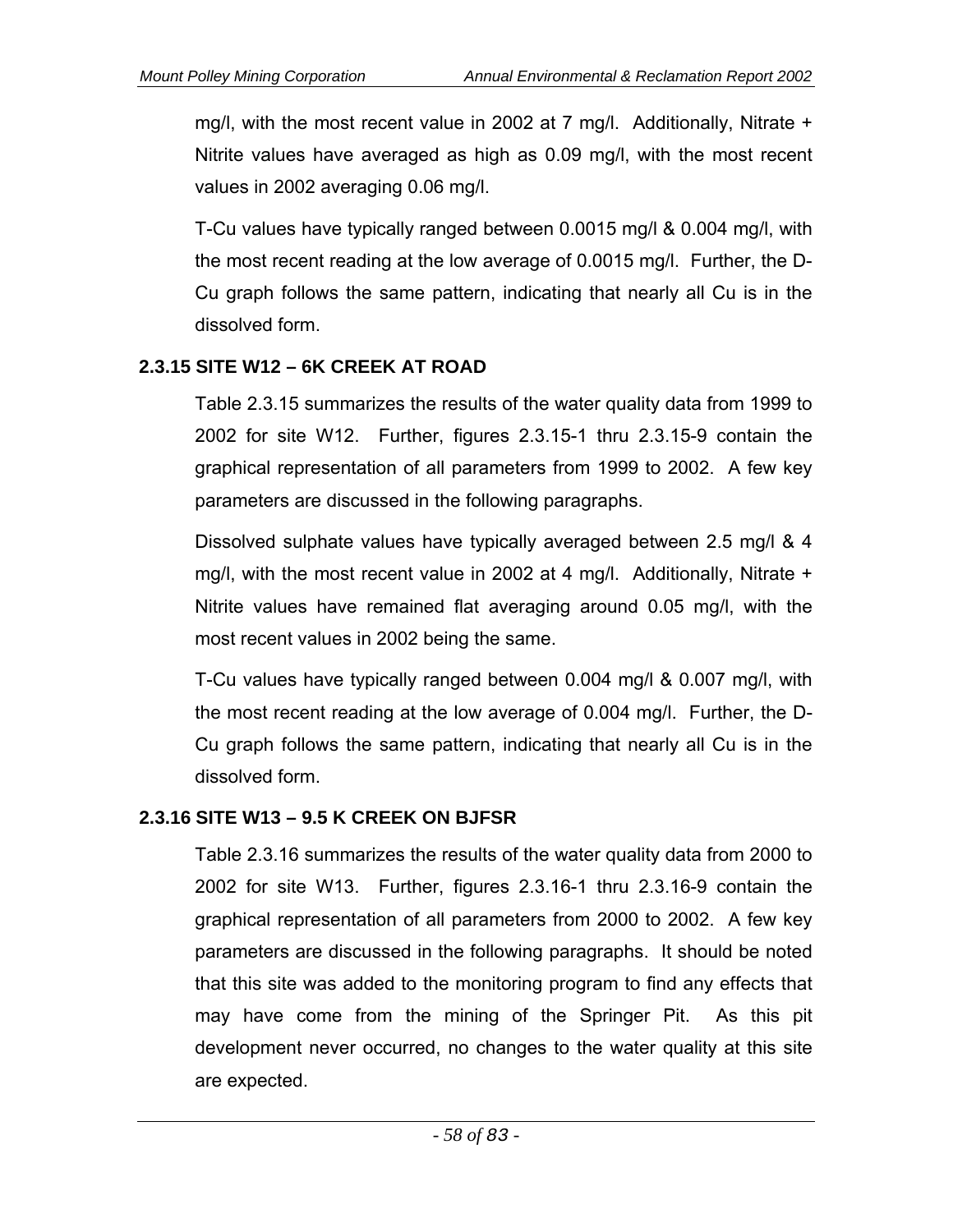mg/l, with the most recent value in 2002 at 7 mg/l. Additionally, Nitrate + Nitrite values have averaged as high as 0.09 mg/l, with the most recent values in 2002 averaging 0.06 mg/l.

T-Cu values have typically ranged between 0.0015 mg/l & 0.004 mg/l, with the most recent reading at the low average of 0.0015 mg/l. Further, the D-Cu graph follows the same pattern, indicating that nearly all Cu is in the dissolved form.

### 2.3.15 SITE W12 – 6K CREEK AT ROAD

Table 2.3.15 summarizes the results of the water quality data from 1999 to 2002 for site W12. Further, figures 2.3.15-1 thru 2.3.15-9 contain the graphical representation of all parameters from 1999 to 2002. A few key parameters are discussed in the following paragraphs.

Dissolved sulphate values have typically averaged between 2.5 mg/l & 4 mg/l, with the most recent value in 2002 at 4 mg/l. Additionally, Nitrate + Nitrite values have remained flat averaging around 0.05 mg/l, with the most recent values in 2002 being the same.

T-Cu values have typically ranged between 0.004 mg/l & 0.007 mg/l, with the most recent reading at the low average of 0.004 mg/l. Further, the D-Cu graph follows the same pattern, indicating that nearly all Cu is in the dissolved form.

### 2.3.16 SITE W13 – 9.5 K CREEK ON BJFSR

Table 2.3.16 summarizes the results of the water quality data from 2000 to 2002 for site W13. Further, figures 2.3.16-1 thru 2.3.16-9 contain the graphical representation of all parameters from 2000 to 2002. A few key parameters are discussed in the following paragraphs. It should be noted that this site was added to the monitoring program to find any effects that may have come from the mining of the Springer Pit. As this pit development never occurred, no changes to the water quality at this site are expected.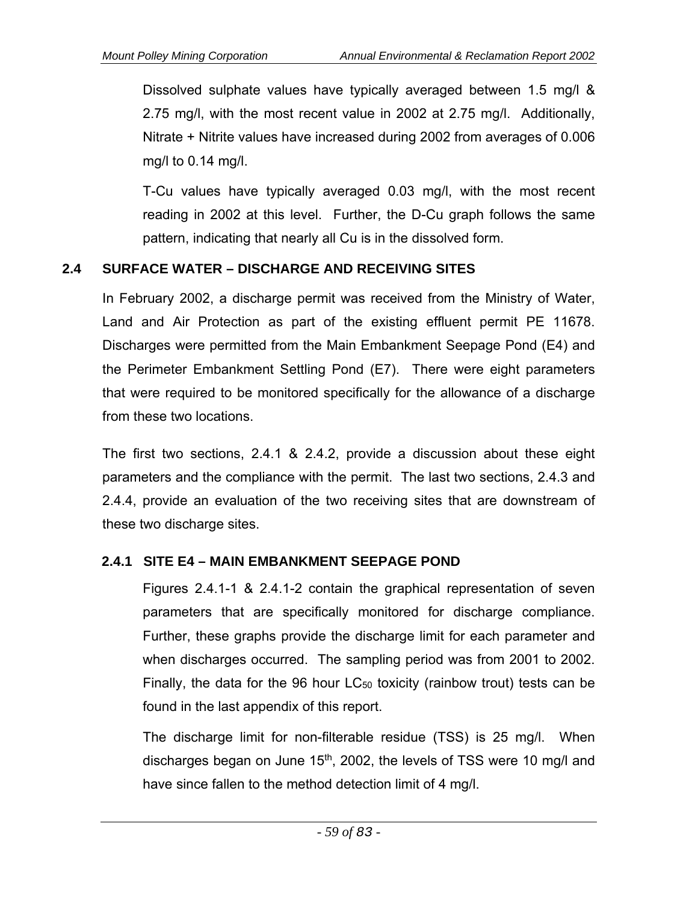Dissolved sulphate values have typically averaged between 1.5 mg/l & 2.75 mg/l, with the most recent value in 2002 at 2.75 mg/l. Additionally, Nitrate + Nitrite values have increased during 2002 from averages of 0.006 mg/l to 0.14 mg/l.

T-Cu values have typically averaged 0.03 mg/l, with the most recent reading in 2002 at this level. Further, the D-Cu graph follows the same pattern, indicating that nearly all Cu is in the dissolved form.

## 2.4 SURFACE WATER – DISCHARGE AND RECEIVING SITES

In February 2002, a discharge permit was received from the Ministry of Water, Land and Air Protection as part of the existing effluent permit PE 11678. Discharges were permitted from the Main Embankment Seepage Pond (E4) and the Perimeter Embankment Settling Pond (E7). There were eight parameters that were required to be monitored specifically for the allowance of a discharge from these two locations.

The first two sections, 2.4.1 & 2.4.2, provide a discussion about these eight parameters and the compliance with the permit. The last two sections, 2.4.3 and 2.4.4, provide an evaluation of the two receiving sites that are downstream of these two discharge sites.

### 2.4.1 SITE E4 – MAIN EMBANKMENT SEEPAGE POND

Figures 2.4.1-1 & 2.4.1-2 contain the graphical representation of seven parameters that are specifically monitored for discharge compliance. Further, these graphs provide the discharge limit for each parameter and when discharges occurred. The sampling period was from 2001 to 2002. Finally, the data for the 96 hour $LC_{50}$ toxicity (rainbow trout) tests can be found in the last appendix of this report.

The discharge limit for non-filterable residue (TSS) is 25 mg/l. When discharges began on June 15th, 2002, the levels of TSS were 10 mg/l and have since fallen to the method detection limit of 4 mg/l.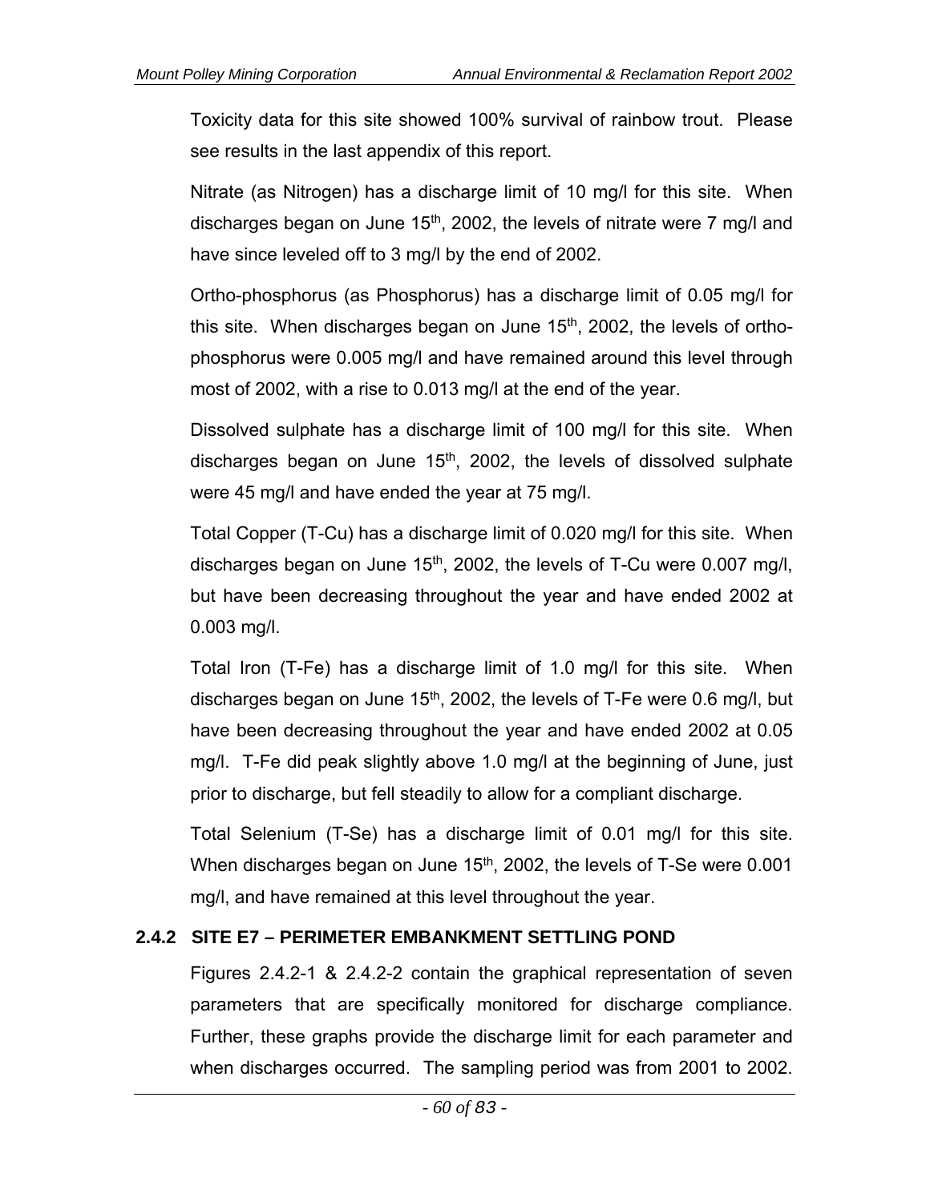Toxicity data for this site showed 100% survival of rainbow trout. Please see results in the last appendix of this report.

Nitrate (as Nitrogen) has a discharge limit of 10 mg/l for this site. When discharges began on June 15th, 2002, the levels of nitrate were 7 mg/l and have since leveled off to 3 mg/l by the end of 2002.

Ortho-phosphorus (as Phosphorus) has a discharge limit of 0.05 mg/l for this site. When discharges began on June 15th, 2002, the levels of ortho-phosphorus were 0.005 mg/l and have remained around this level through most of 2002, with a rise to 0.013 mg/l at the end of the year.

Dissolved sulphate has a discharge limit of 100 mg/l for this site. When discharges began on June 15th, 2002, the levels of dissolved sulphate were 45 mg/l and have ended the year at 75 mg/l.

Total Copper (T-Cu) has a discharge limit of 0.020 mg/l for this site. When discharges began on June 15th, 2002, the levels of T-Cu were 0.007 mg/l, but have been decreasing throughout the year and have ended 2002 at 0.003 mg/l.

Total Iron (T-Fe) has a discharge limit of 1.0 mg/l for this site. When discharges began on June 15th, 2002, the levels of T-Fe were 0.6 mg/l, but have been decreasing throughout the year and have ended 2002 at 0.05 mg/l. T-Fe did peak slightly above 1.0 mg/l at the beginning of June, just prior to discharge, but fell steadily to allow for a compliant discharge.

Total Selenium (T-Se) has a discharge limit of 0.01 mg/l for this site. When discharges began on June 15th, 2002, the levels of T-Se were 0.001 mg/l, and have remained at this level throughout the year.

### 2.4.2 SITE E7 – PERIMETER EMBANKMENT SETTLING POND

Figures 2.4.2-1 & 2.4.2-2 contain the graphical representation of seven parameters that are specifically monitored for discharge compliance. Further, these graphs provide the discharge limit for each parameter and when discharges occurred. The sampling period was from 2001 to 2002.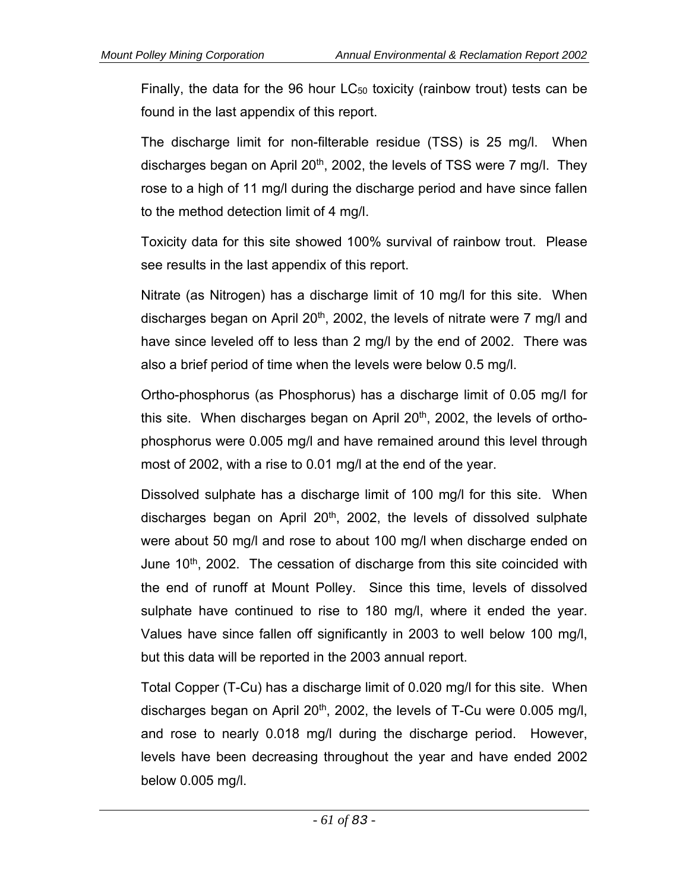Finally, the data for the 96 hour $LC_{50}$ toxicity (rainbow trout) tests can be found in the last appendix of this report.

The discharge limit for non-filterable residue (TSS) is 25 mg/l. When discharges began on April 20th, 2002, the levels of TSS were 7 mg/l. They rose to a high of 11 mg/l during the discharge period and have since fallen to the method detection limit of 4 mg/l.

Toxicity data for this site showed 100% survival of rainbow trout. Please see results in the last appendix of this report.

Nitrate (as Nitrogen) has a discharge limit of 10 mg/l for this site. When discharges began on April 20th, 2002, the levels of nitrate were 7 mg/l and have since leveled off to less than 2 mg/l by the end of 2002. There was also a brief period of time when the levels were below 0.5 mg/l.

Ortho-phosphorus (as Phosphorus) has a discharge limit of 0.05 mg/l for this site. When discharges began on April 20th, 2002, the levels of ortho-phosphorus were 0.005 mg/l and have remained around this level through most of 2002, with a rise to 0.01 mg/l at the end of the year.

Dissolved sulphate has a discharge limit of 100 mg/l for this site. When discharges began on April 20th, 2002, the levels of dissolved sulphate were about 50 mg/l and rose to about 100 mg/l when discharge ended on June 10th, 2002. The cessation of discharge from this site coincided with the end of runoff at Mount Polley. Since this time, levels of dissolved sulphate have continued to rise to 180 mg/l, where it ended the year. Values have since fallen off significantly in 2003 to well below 100 mg/l, but this data will be reported in the 2003 annual report.

Total Copper (T-Cu) has a discharge limit of 0.020 mg/l for this site. When discharges began on April 20th, 2002, the levels of T-Cu were 0.005 mg/l, and rose to nearly 0.018 mg/l during the discharge period. However, levels have been decreasing throughout the year and have ended 2002 below 0.005 mg/l.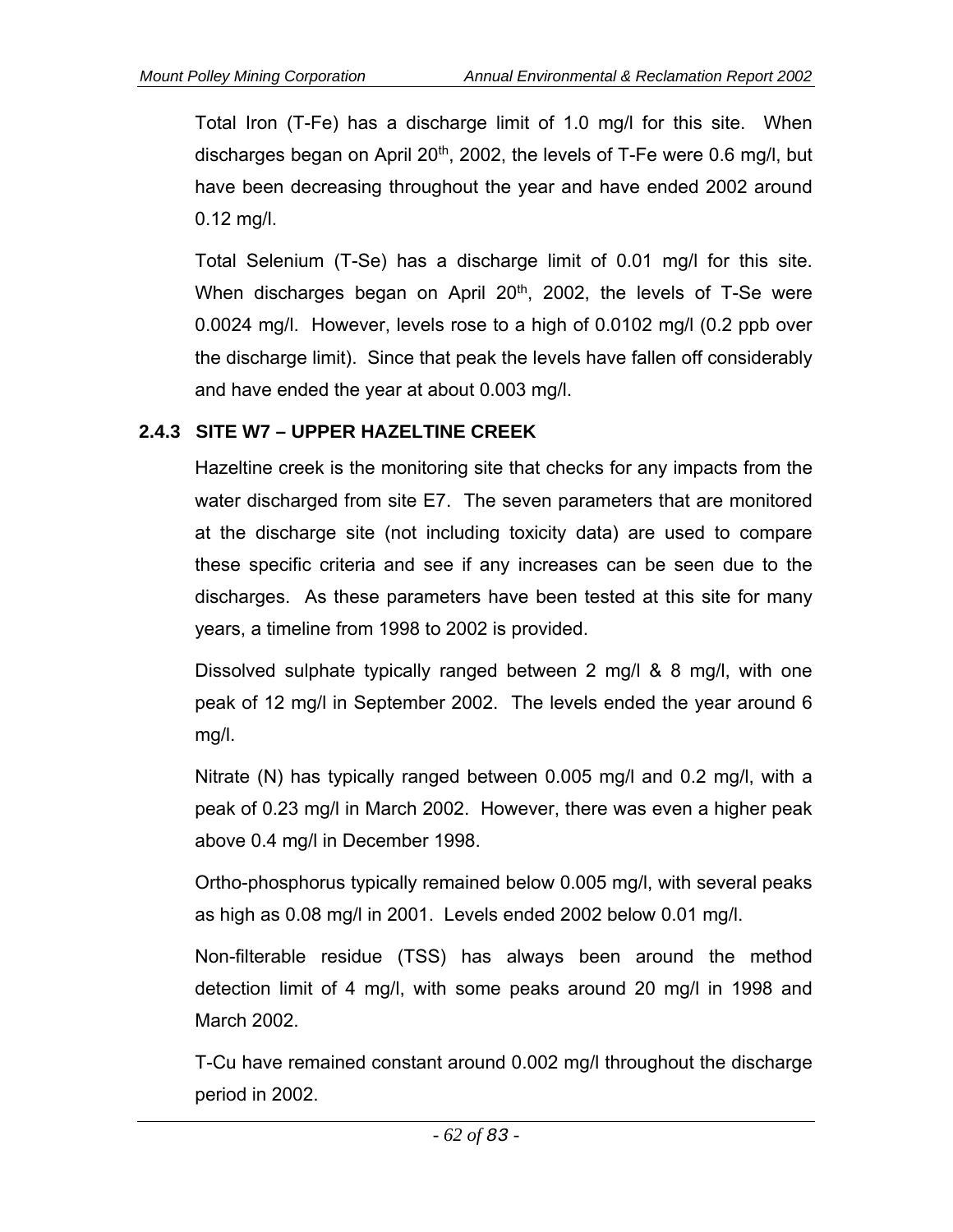Total Iron (T-Fe) has a discharge limit of 1.0 mg/l for this site. When discharges began on April 20th, 2002, the levels of T-Fe were 0.6 mg/l, but have been decreasing throughout the year and have ended 2002 around 0.12 mg/l.

Total Selenium (T-Se) has a discharge limit of 0.01 mg/l for this site. When discharges began on April 20th, 2002, the levels of T-Se were 0.0024 mg/l. However, levels rose to a high of 0.0102 mg/l (0.2 ppb over the discharge limit). Since that peak the levels have fallen off considerably and have ended the year at about 0.003 mg/l.

### 2.4.3 SITE W7 – UPPER HAZELTINE CREEK

Hazeltine creek is the monitoring site that checks for any impacts from the water discharged from site E7. The seven parameters that are monitored at the discharge site (not including toxicity data) are used to compare these specific criteria and see if any increases can be seen due to the discharges. As these parameters have been tested at this site for many years, a timeline from 1998 to 2002 is provided.

Dissolved sulphate typically ranged between 2 mg/l & 8 mg/l, with one peak of 12 mg/l in September 2002. The levels ended the year around 6 mg/l.

Nitrate (N) has typically ranged between 0.005 mg/l and 0.2 mg/l, with a peak of 0.23 mg/l in March 2002. However, there was even a higher peak above 0.4 mg/l in December 1998.

Ortho-phosphorus typically remained below 0.005 mg/l, with several peaks as high as 0.08 mg/l in 2001. Levels ended 2002 below 0.01 mg/l.

Non-filterable residue (TSS) has always been around the method detection limit of 4 mg/l, with some peaks around 20 mg/l in 1998 and March 2002.

T-Cu have remained constant around 0.002 mg/l throughout the discharge period in 2002.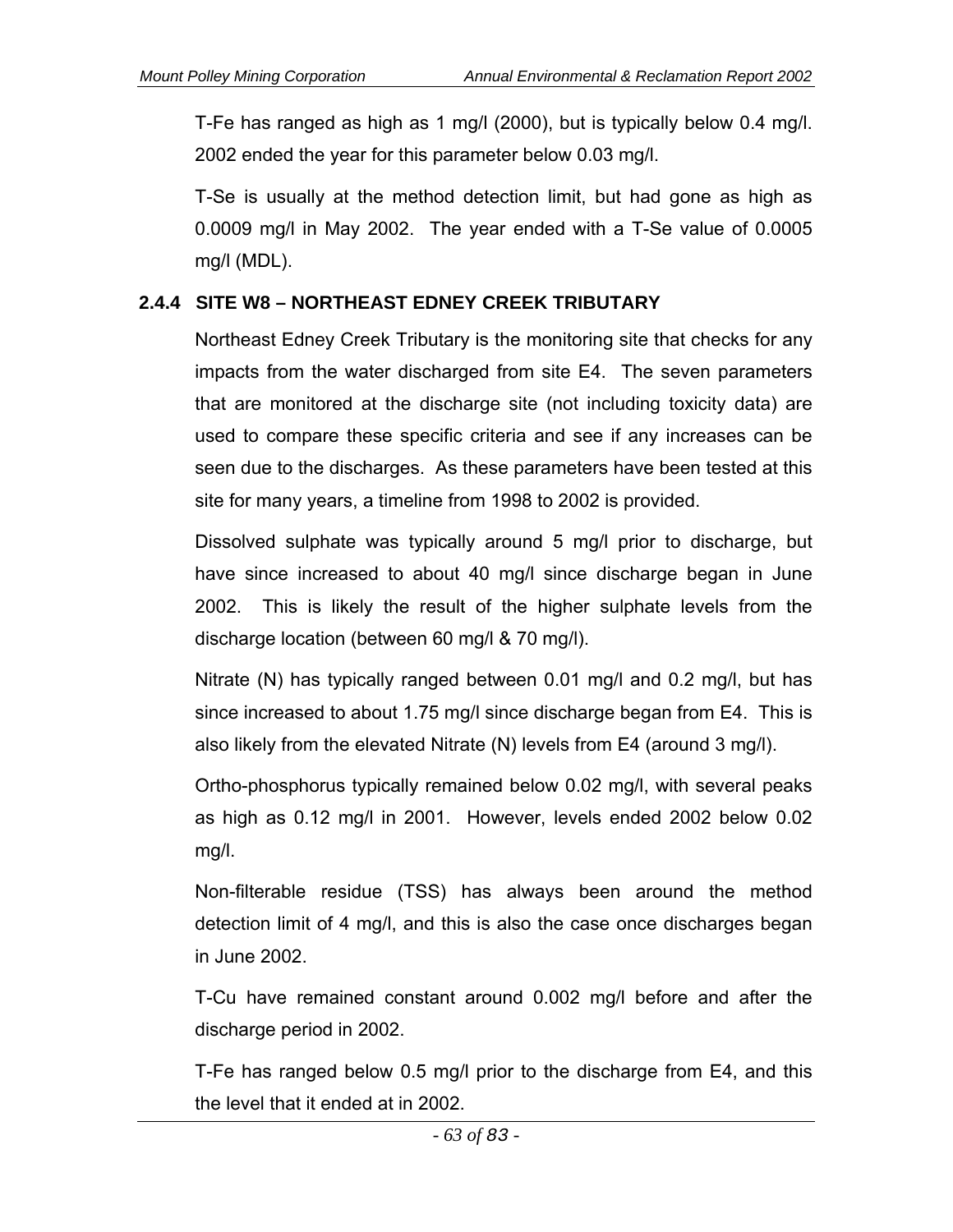T-Fe has ranged as high as 1 mg/l (2000), but is typically below 0.4 mg/l. 2002 ended the year for this parameter below 0.03 mg/l.

T-Se is usually at the method detection limit, but had gone as high as 0.0009 mg/l in May 2002. The year ended with a T-Se value of 0.0005 mg/l (MDL).

### 2.4.4 SITE W8 – NORTHEAST EDNEY CREEK TRIBUTARY

Northeast Edney Creek Tributary is the monitoring site that checks for any impacts from the water discharged from site E4. The seven parameters that are monitored at the discharge site (not including toxicity data) are used to compare these specific criteria and see if any increases can be seen due to the discharges. As these parameters have been tested at this site for many years, a timeline from 1998 to 2002 is provided.

Dissolved sulphate was typically around 5 mg/l prior to discharge, but have since increased to about 40 mg/l since discharge began in June 2002. This is likely the result of the higher sulphate levels from the discharge location (between 60 mg/l & 70 mg/l).

Nitrate (N) has typically ranged between 0.01 mg/l and 0.2 mg/l, but has since increased to about 1.75 mg/l since discharge began from E4. This is also likely from the elevated Nitrate (N) levels from E4 (around 3 mg/l).

Ortho-phosphorus typically remained below 0.02 mg/l, with several peaks as high as 0.12 mg/l in 2001. However, levels ended 2002 below 0.02 mg/l.

Non-filterable residue (TSS) has always been around the method detection limit of 4 mg/l, and this is also the case once discharges began in June 2002.

T-Cu have remained constant around 0.002 mg/l before and after the discharge period in 2002.

T-Fe has ranged below 0.5 mg/l prior to the discharge from E4, and this the level that it ended at in 2002.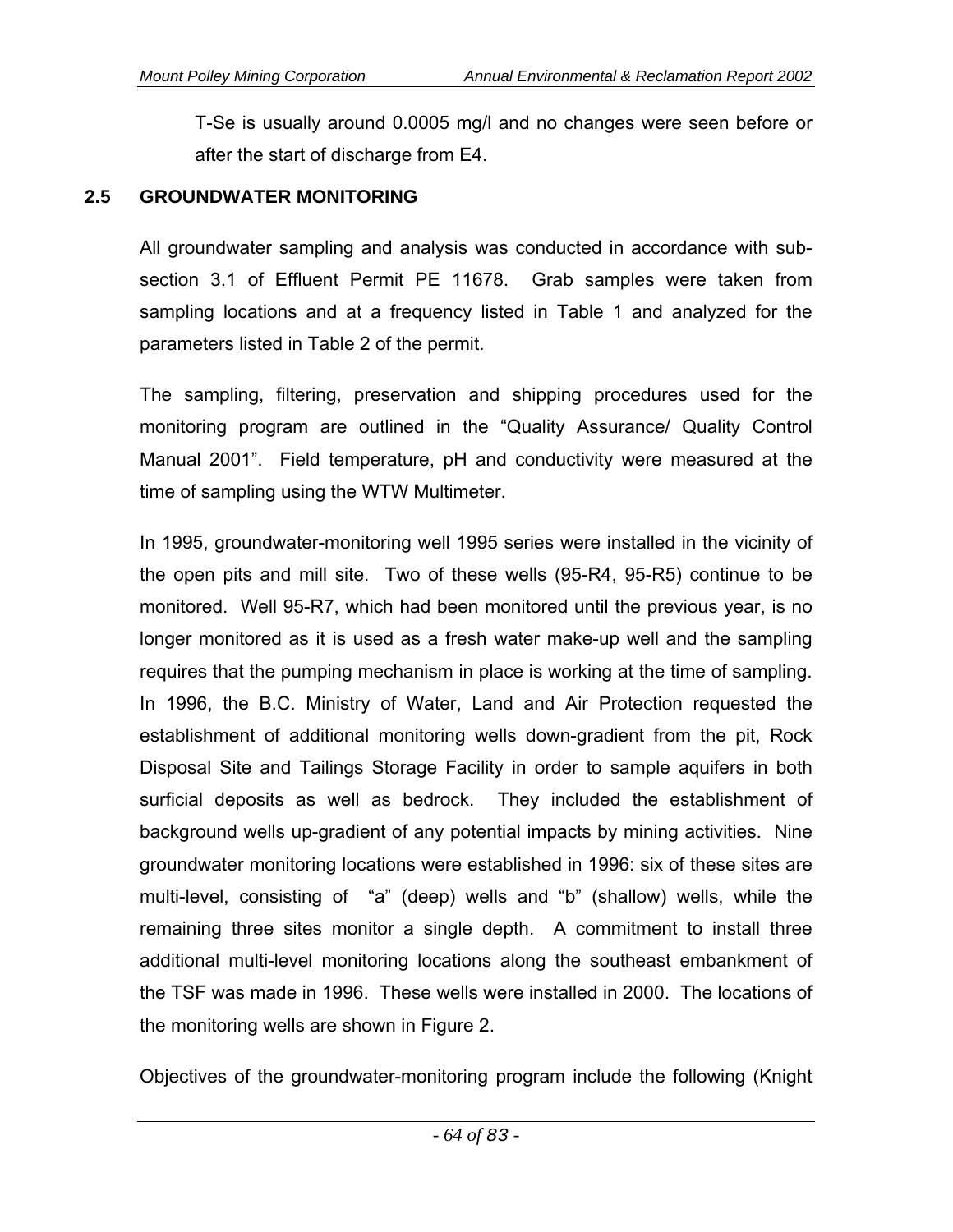T-Se is usually around 0.0005 mg/l and no changes were seen before or after the start of discharge from E4.

## 2.5 GROUNDWATER MONITORING

All groundwater sampling and analysis was conducted in accordance with sub-section 3.1 of Effluent Permit PE 11678. Grab samples were taken from sampling locations and at a frequency listed in Table 1 and analyzed for the parameters listed in Table 2 of the permit.

The sampling, filtering, preservation and shipping procedures used for the monitoring program are outlined in the "Quality Assurance/ Quality Control Manual 2001". Field temperature, pH and conductivity were measured at the time of sampling using the WTW Multimeter.

In 1995, groundwater-monitoring well 1995 series were installed in the vicinity of the open pits and mill site. Two of these wells (95-R4, 95-R5) continue to be monitored. Well 95-R7, which had been monitored until the previous year, is no longer monitored as it is used as a fresh water make-up well and the sampling requires that the pumping mechanism in place is working at the time of sampling. In 1996, the B.C. Ministry of Water, Land and Air Protection requested the establishment of additional monitoring wells down-gradient from the pit, Rock Disposal Site and Tailings Storage Facility in order to sample aquifers in both surficial deposits as well as bedrock. They included the establishment of background wells up-gradient of any potential impacts by mining activities. Nine groundwater monitoring locations were established in 1996: six of these sites are multi-level, consisting of "a" (deep) wells and "b" (shallow) wells, while the remaining three sites monitor a single depth. A commitment to install three additional multi-level monitoring locations along the southeast embankment of the TSF was made in 1996. These wells were installed in 2000. The locations of the monitoring wells are shown in Figure 2.

Objectives of the groundwater-monitoring program include the following (Knight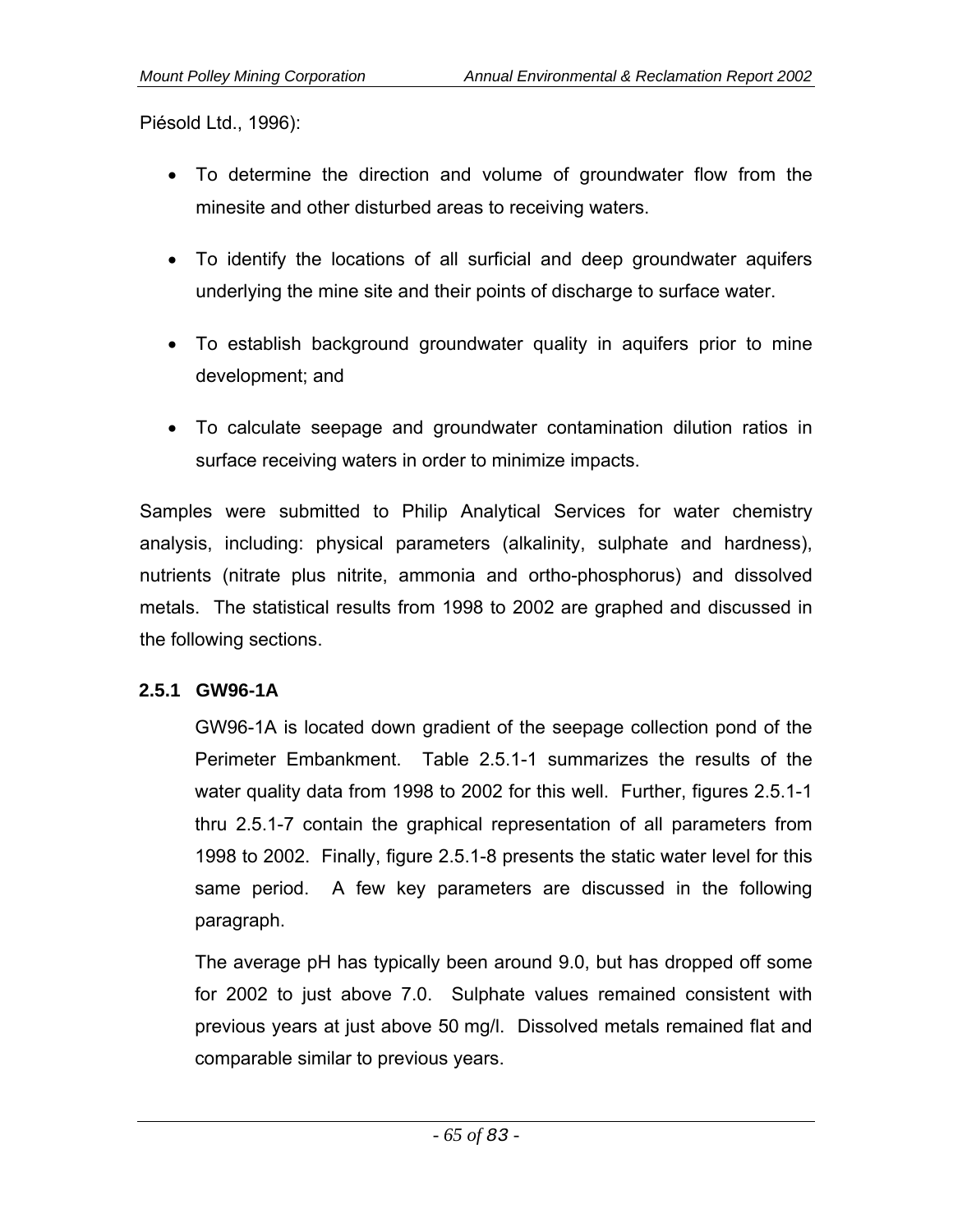Piésold Ltd., 1996):

- To determine the direction and volume of groundwater flow from the minesite and other disturbed areas to receiving waters.
- To identify the locations of all surficial and deep groundwater aquifers underlying the mine site and their points of discharge to surface water.
- To establish background groundwater quality in aquifers prior to mine development; and
- To calculate seepage and groundwater contamination dilution ratios in surface receiving waters in order to minimize impacts.

Samples were submitted to Philip Analytical Services for water chemistry analysis, including: physical parameters (alkalinity, sulphate and hardness), nutrients (nitrate plus nitrite, ammonia and ortho-phosphorus) and dissolved metals. The statistical results from 1998 to 2002 are graphed and discussed in the following sections.

### 2.5.1 GW96-1A

GW96-1A is located down gradient of the seepage collection pond of the Perimeter Embankment. Table 2.5.1-1 summarizes the results of the water quality data from 1998 to 2002 for this well. Further, figures 2.5.1-1 thru 2.5.1-7 contain the graphical representation of all parameters from 1998 to 2002. Finally, figure 2.5.1-8 presents the static water level for this same period. A few key parameters are discussed in the following paragraph.

The average pH has typically been around 9.0, but has dropped off some for 2002 to just above 7.0. Sulphate values remained consistent with previous years at just above 50 mg/l. Dissolved metals remained flat and comparable similar to previous years.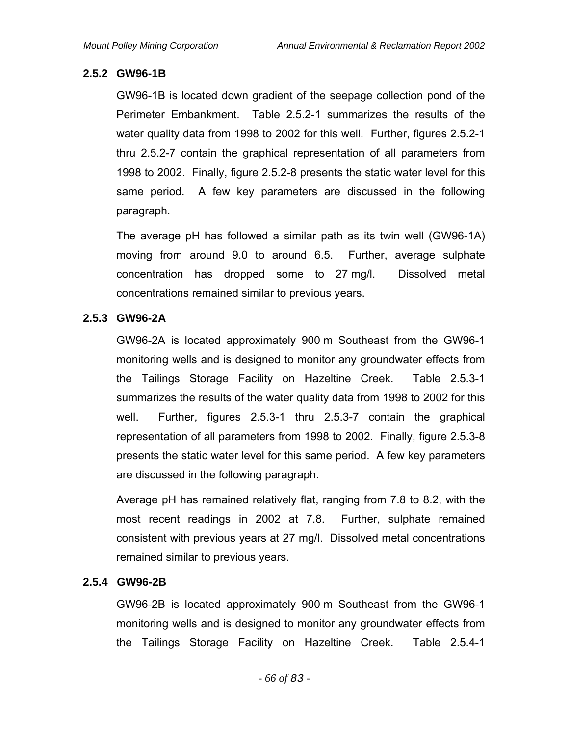### 2.5.2 GW96-1B

GW96-1B is located down gradient of the seepage collection pond of the Perimeter Embankment. Table 2.5.2-1 summarizes the results of the water quality data from 1998 to 2002 for this well. Further, figures 2.5.2-1 thru 2.5.2-7 contain the graphical representation of all parameters from 1998 to 2002. Finally, figure 2.5.2-8 presents the static water level for this same period. A few key parameters are discussed in the following paragraph.

The average pH has followed a similar path as its twin well (GW96-1A) moving from around 9.0 to around 6.5. Further, average sulphate concentration has dropped some to 27 mg/l. Dissolved metal concentrations remained similar to previous years.

### 2.5.3 GW96-2A

GW96-2A is located approximately 900 m Southeast from the GW96-1 monitoring wells and is designed to monitor any groundwater effects from the Tailings Storage Facility on Hazeltine Creek. Table 2.5.3-1 summarizes the results of the water quality data from 1998 to 2002 for this well. Further, figures 2.5.3-1 thru 2.5.3-7 contain the graphical representation of all parameters from 1998 to 2002. Finally, figure 2.5.3-8 presents the static water level for this same period. A few key parameters are discussed in the following paragraph.

Average pH has remained relatively flat, ranging from 7.8 to 8.2, with the most recent readings in 2002 at 7.8. Further, sulphate remained consistent with previous years at 27 mg/l. Dissolved metal concentrations remained similar to previous years.

### 2.5.4 GW96-2B

GW96-2B is located approximately 900 m Southeast from the GW96-1 monitoring wells and is designed to monitor any groundwater effects from the Tailings Storage Facility on Hazeltine Creek. Table 2.5.4-1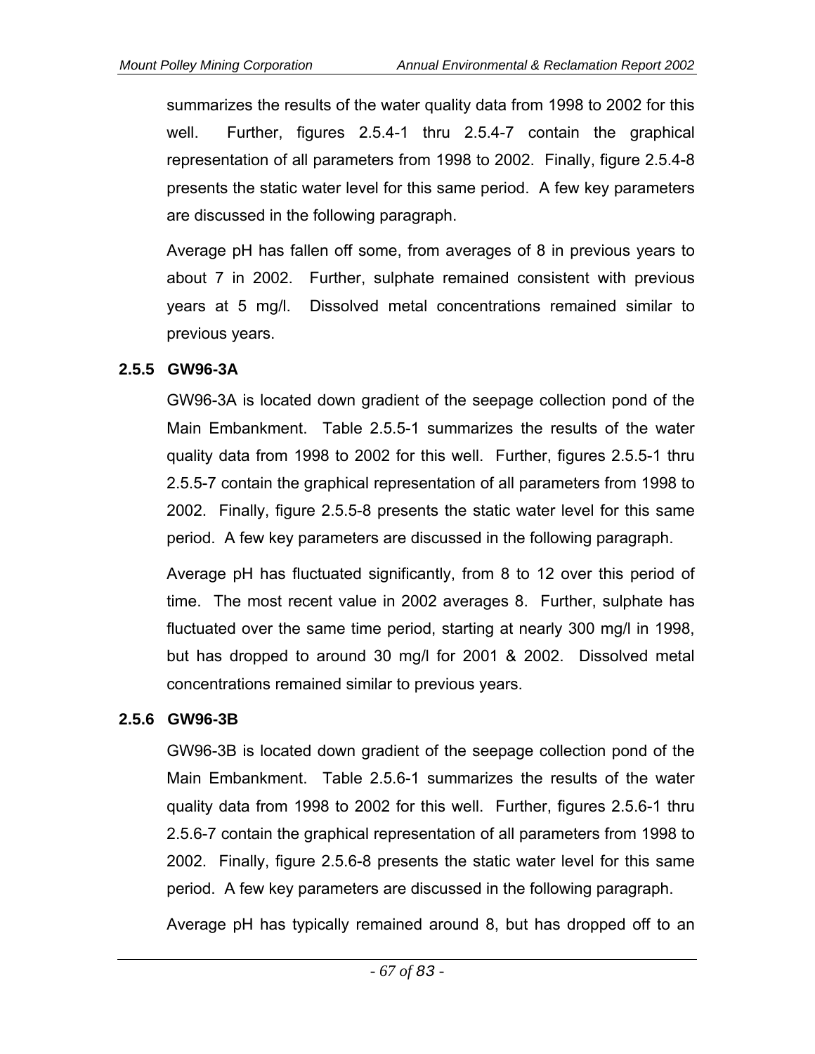summarizes the results of the water quality data from 1998 to 2002 for this well. Further, figures 2.5.4-1 thru 2.5.4-7 contain the graphical representation of all parameters from 1998 to 2002. Finally, figure 2.5.4-8 presents the static water level for this same period. A few key parameters are discussed in the following paragraph.

Average pH has fallen off some, from averages of 8 in previous years to about 7 in 2002. Further, sulphate remained consistent with previous years at 5 mg/l. Dissolved metal concentrations remained similar to previous years.

### 2.5.5 GW96-3A

GW96-3A is located down gradient of the seepage collection pond of the Main Embankment. Table 2.5.5-1 summarizes the results of the water quality data from 1998 to 2002 for this well. Further, figures 2.5.5-1 thru 2.5.5-7 contain the graphical representation of all parameters from 1998 to 2002. Finally, figure 2.5.5-8 presents the static water level for this same period. A few key parameters are discussed in the following paragraph.

Average pH has fluctuated significantly, from 8 to 12 over this period of time. The most recent value in 2002 averages 8. Further, sulphate has fluctuated over the same time period, starting at nearly 300 mg/l in 1998, but has dropped to around 30 mg/l for 2001 & 2002. Dissolved metal concentrations remained similar to previous years.

### 2.5.6 GW96-3B

GW96-3B is located down gradient of the seepage collection pond of the Main Embankment. Table 2.5.6-1 summarizes the results of the water quality data from 1998 to 2002 for this well. Further, figures 2.5.6-1 thru 2.5.6-7 contain the graphical representation of all parameters from 1998 to 2002. Finally, figure 2.5.6-8 presents the static water level for this same period. A few key parameters are discussed in the following paragraph.

Average pH has typically remained around 8, but has dropped off to an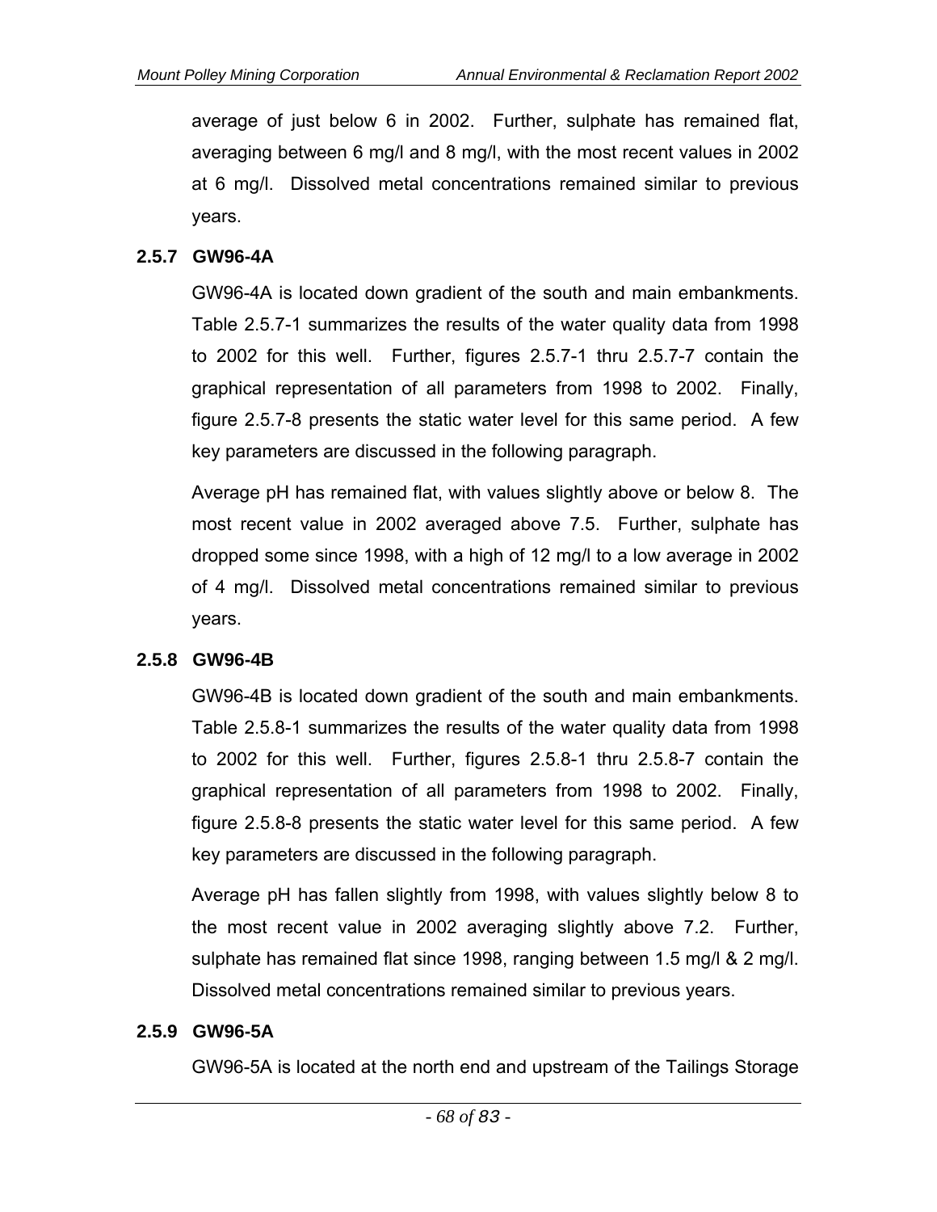average of just below 6 in 2002. Further, sulphate has remained flat, averaging between 6 mg/l and 8 mg/l, with the most recent values in 2002 at 6 mg/l. Dissolved metal concentrations remained similar to previous years.

### 2.5.7 GW96-4A

GW96-4A is located down gradient of the south and main embankments. Table 2.5.7-1 summarizes the results of the water quality data from 1998 to 2002 for this well. Further, figures 2.5.7-1 thru 2.5.7-7 contain the graphical representation of all parameters from 1998 to 2002. Finally, figure 2.5.7-8 presents the static water level for this same period. A few key parameters are discussed in the following paragraph.

Average pH has remained flat, with values slightly above or below 8. The most recent value in 2002 averaged above 7.5. Further, sulphate has dropped some since 1998, with a high of 12 mg/l to a low average in 2002 of 4 mg/l. Dissolved metal concentrations remained similar to previous years.

### 2.5.8 GW96-4B

GW96-4B is located down gradient of the south and main embankments. Table 2.5.8-1 summarizes the results of the water quality data from 1998 to 2002 for this well. Further, figures 2.5.8-1 thru 2.5.8-7 contain the graphical representation of all parameters from 1998 to 2002. Finally, figure 2.5.8-8 presents the static water level for this same period. A few key parameters are discussed in the following paragraph.

Average pH has fallen slightly from 1998, with values slightly below 8 to the most recent value in 2002 averaging slightly above 7.2. Further, sulphate has remained flat since 1998, ranging between 1.5 mg/l & 2 mg/l. Dissolved metal concentrations remained similar to previous years.

### 2.5.9 GW96-5A

GW96-5A is located at the north end and upstream of the Tailings Storage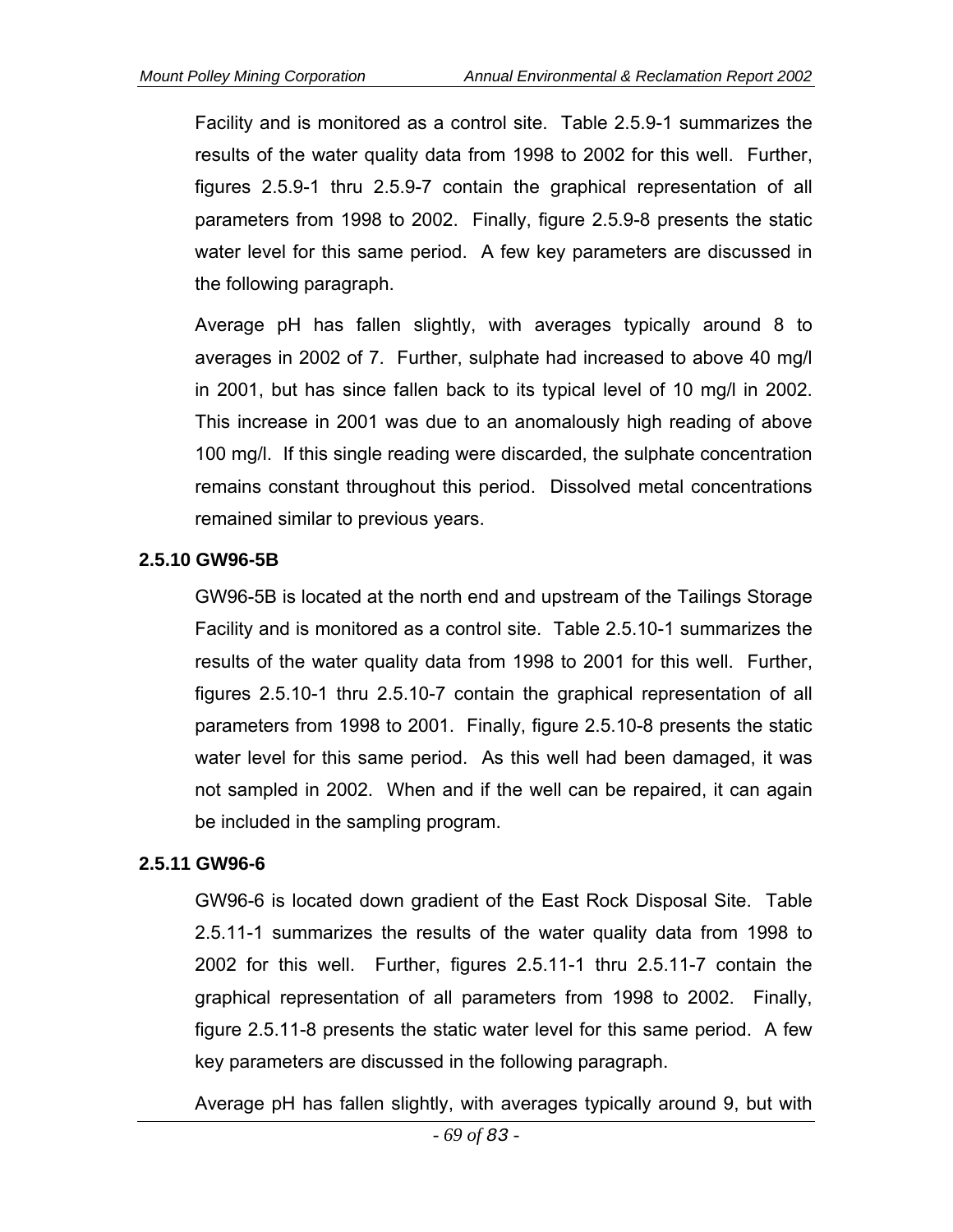Facility and is monitored as a control site. Table 2.5.9-1 summarizes the results of the water quality data from 1998 to 2002 for this well. Further, figures 2.5.9-1 thru 2.5.9-7 contain the graphical representation of all parameters from 1998 to 2002. Finally, figure 2.5.9-8 presents the static water level for this same period. A few key parameters are discussed in the following paragraph.

Average pH has fallen slightly, with averages typically around 8 to averages in 2002 of 7. Further, sulphate had increased to above 40 mg/l in 2001, but has since fallen back to its typical level of 10 mg/l in 2002. This increase in 2001 was due to an anomalously high reading of above 100 mg/l. If this single reading were discarded, the sulphate concentration remains constant throughout this period. Dissolved metal concentrations remained similar to previous years.

### 2.5.10 GW96-5B

GW96-5B is located at the north end and upstream of the Tailings Storage Facility and is monitored as a control site. Table 2.5.10-1 summarizes the results of the water quality data from 1998 to 2001 for this well. Further, figures 2.5.10-1 thru 2.5.10-7 contain the graphical representation of all parameters from 1998 to 2001. Finally, figure 2.5.10-8 presents the static water level for this same period. As this well had been damaged, it was not sampled in 2002. When and if the well can be repaired, it can again be included in the sampling program.

### 2.5.11 GW96-6

GW96-6 is located down gradient of the East Rock Disposal Site. Table 2.5.11-1 summarizes the results of the water quality data from 1998 to 2002 for this well. Further, figures 2.5.11-1 thru 2.5.11-7 contain the graphical representation of all parameters from 1998 to 2002. Finally, figure 2.5.11-8 presents the static water level for this same period. A few key parameters are discussed in the following paragraph.

Average pH has fallen slightly, with averages typically around 9, but with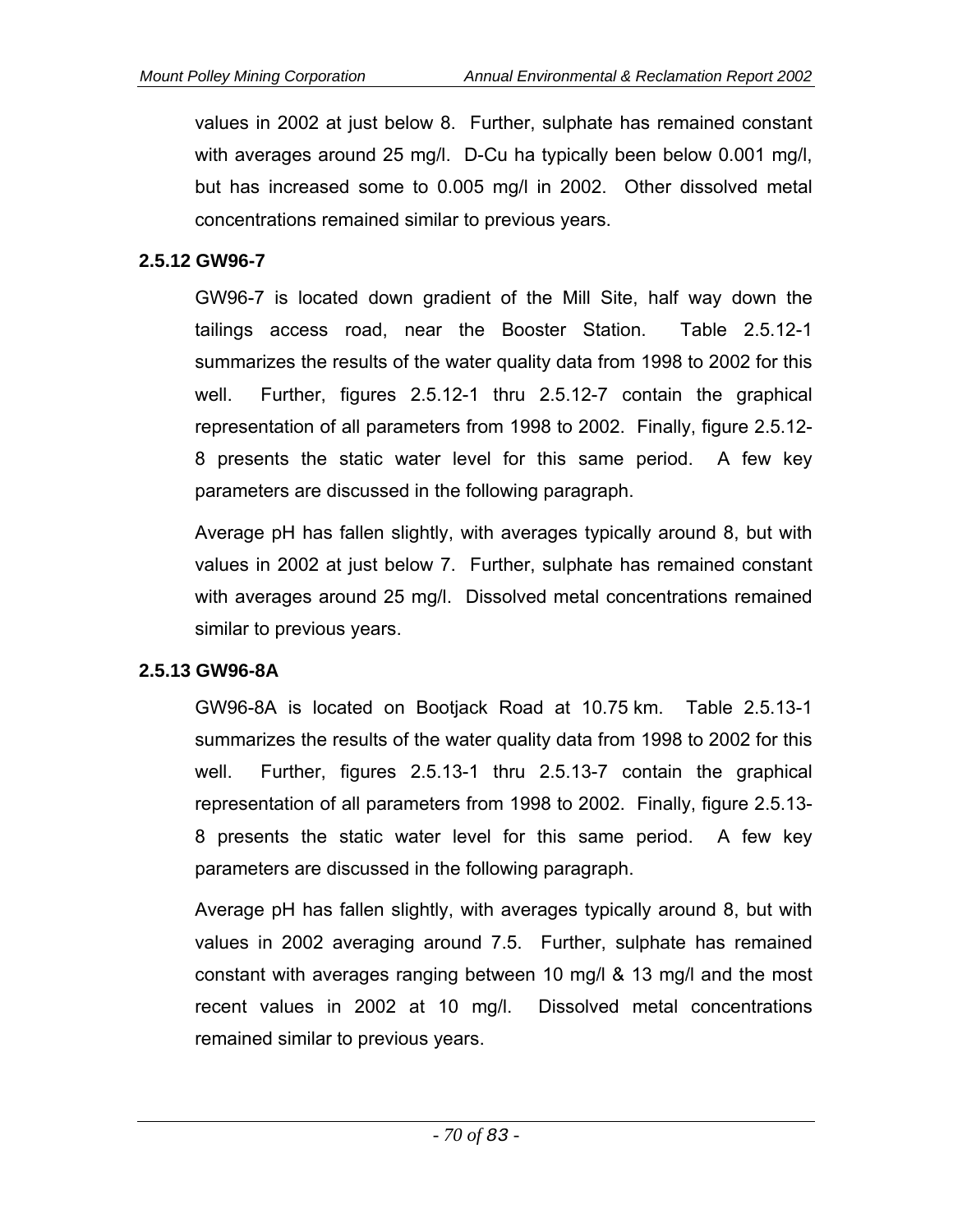values in 2002 at just below 8. Further, sulphate has remained constant with averages around 25 mg/l. D-Cu ha typically been below 0.001 mg/l, but has increased some to 0.005 mg/l in 2002. Other dissolved metal concentrations remained similar to previous years.

### 2.5.12 GW96-7

GW96-7 is located down gradient of the Mill Site, half way down the tailings access road, near the Booster Station. Table 2.5.12-1 summarizes the results of the water quality data from 1998 to 2002 for this well. Further, figures 2.5.12-1 thru 2.5.12-7 contain the graphical representation of all parameters from 1998 to 2002. Finally, figure 2.5.12-8 presents the static water level for this same period. A few key parameters are discussed in the following paragraph.

Average pH has fallen slightly, with averages typically around 8, but with values in 2002 at just below 7. Further, sulphate has remained constant with averages around 25 mg/l. Dissolved metal concentrations remained similar to previous years.

### 2.5.13 GW96-8A

GW96-8A is located on Bootjack Road at 10.75 km. Table 2.5.13-1 summarizes the results of the water quality data from 1998 to 2002 for this well. Further, figures 2.5.13-1 thru 2.5.13-7 contain the graphical representation of all parameters from 1998 to 2002. Finally, figure 2.5.13-8 presents the static water level for this same period. A few key parameters are discussed in the following paragraph.

Average pH has fallen slightly, with averages typically around 8, but with values in 2002 averaging around 7.5. Further, sulphate has remained constant with averages ranging between 10 mg/l & 13 mg/l and the most recent values in 2002 at 10 mg/l. Dissolved metal concentrations remained similar to previous years.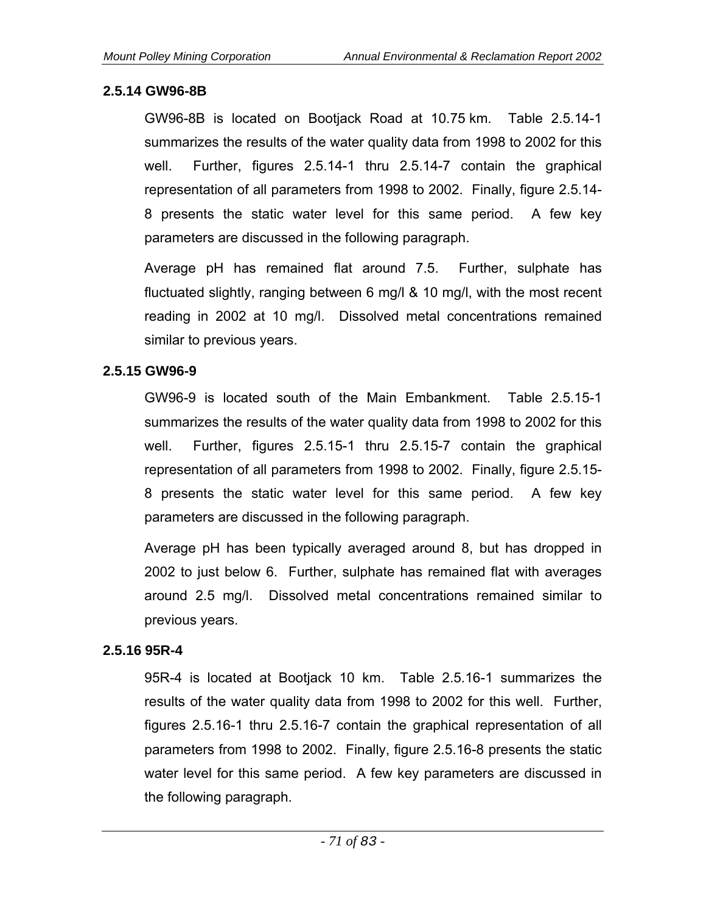### 2.5.14 GW96-8B

GW96-8B is located on Bootjack Road at 10.75 km. Table 2.5.14-1 summarizes the results of the water quality data from 1998 to 2002 for this well. Further, figures 2.5.14-1 thru 2.5.14-7 contain the graphical representation of all parameters from 1998 to 2002. Finally, figure 2.5.14-8 presents the static water level for this same period. A few key parameters are discussed in the following paragraph.

Average pH has remained flat around 7.5. Further, sulphate has fluctuated slightly, ranging between 6 mg/l & 10 mg/l, with the most recent reading in 2002 at 10 mg/l. Dissolved metal concentrations remained similar to previous years.

### 2.5.15 GW96-9

GW96-9 is located south of the Main Embankment. Table 2.5.15-1 summarizes the results of the water quality data from 1998 to 2002 for this well. Further, figures 2.5.15-1 thru 2.5.15-7 contain the graphical representation of all parameters from 1998 to 2002. Finally, figure 2.5.15-8 presents the static water level for this same period. A few key parameters are discussed in the following paragraph.

Average pH has been typically averaged around 8, but has dropped in 2002 to just below 6. Further, sulphate has remained flat with averages around 2.5 mg/l. Dissolved metal concentrations remained similar to previous years.

### 2.5.16 95R-4

95R-4 is located at Bootjack 10 km. Table 2.5.16-1 summarizes the results of the water quality data from 1998 to 2002 for this well. Further, figures 2.5.16-1 thru 2.5.16-7 contain the graphical representation of all parameters from 1998 to 2002. Finally, figure 2.5.16-8 presents the static water level for this same period. A few key parameters are discussed in the following paragraph.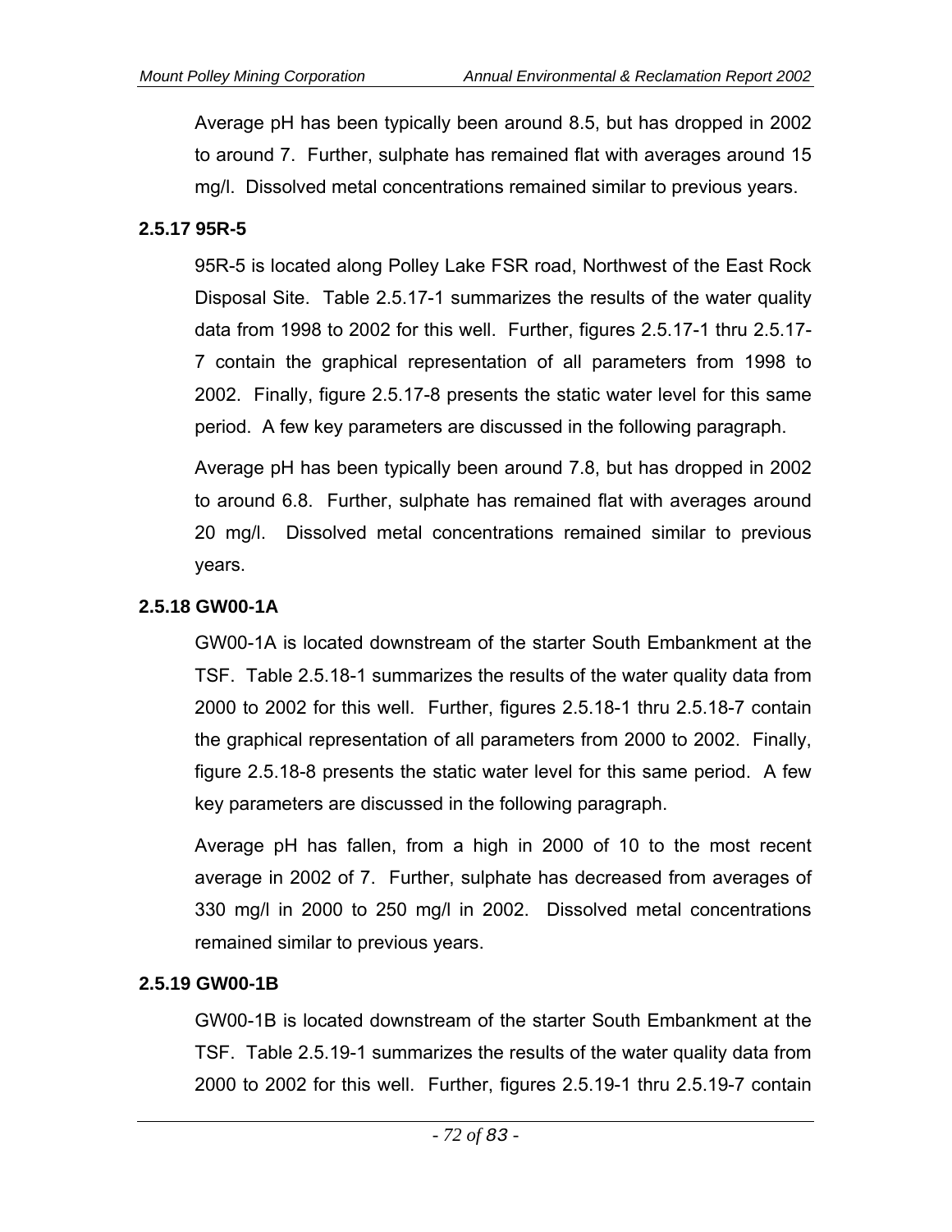Average pH has been typically been around 8.5, but has dropped in 2002 to around 7. Further, sulphate has remained flat with averages around 15 mg/l. Dissolved metal concentrations remained similar to previous years.

### 2.5.17 95R-5

95R-5 is located along Polley Lake FSR road, Northwest of the East Rock Disposal Site. Table 2.5.17-1 summarizes the results of the water quality data from 1998 to 2002 for this well. Further, figures 2.5.17-1 thru 2.5.17-7 contain the graphical representation of all parameters from 1998 to 2002. Finally, figure 2.5.17-8 presents the static water level for this same period. A few key parameters are discussed in the following paragraph.

Average pH has been typically been around 7.8, but has dropped in 2002 to around 6.8. Further, sulphate has remained flat with averages around 20 mg/l. Dissolved metal concentrations remained similar to previous years.

### 2.5.18 GW00-1A

GW00-1A is located downstream of the starter South Embankment at the TSF. Table 2.5.18-1 summarizes the results of the water quality data from 2000 to 2002 for this well. Further, figures 2.5.18-1 thru 2.5.18-7 contain the graphical representation of all parameters from 2000 to 2002. Finally, figure 2.5.18-8 presents the static water level for this same period. A few key parameters are discussed in the following paragraph.

Average pH has fallen, from a high in 2000 of 10 to the most recent average in 2002 of 7. Further, sulphate has decreased from averages of 330 mg/l in 2000 to 250 mg/l in 2002. Dissolved metal concentrations remained similar to previous years.

### 2.5.19 GW00-1B

GW00-1B is located downstream of the starter South Embankment at the TSF. Table 2.5.19-1 summarizes the results of the water quality data from 2000 to 2002 for this well. Further, figures 2.5.19-1 thru 2.5.19-7 contain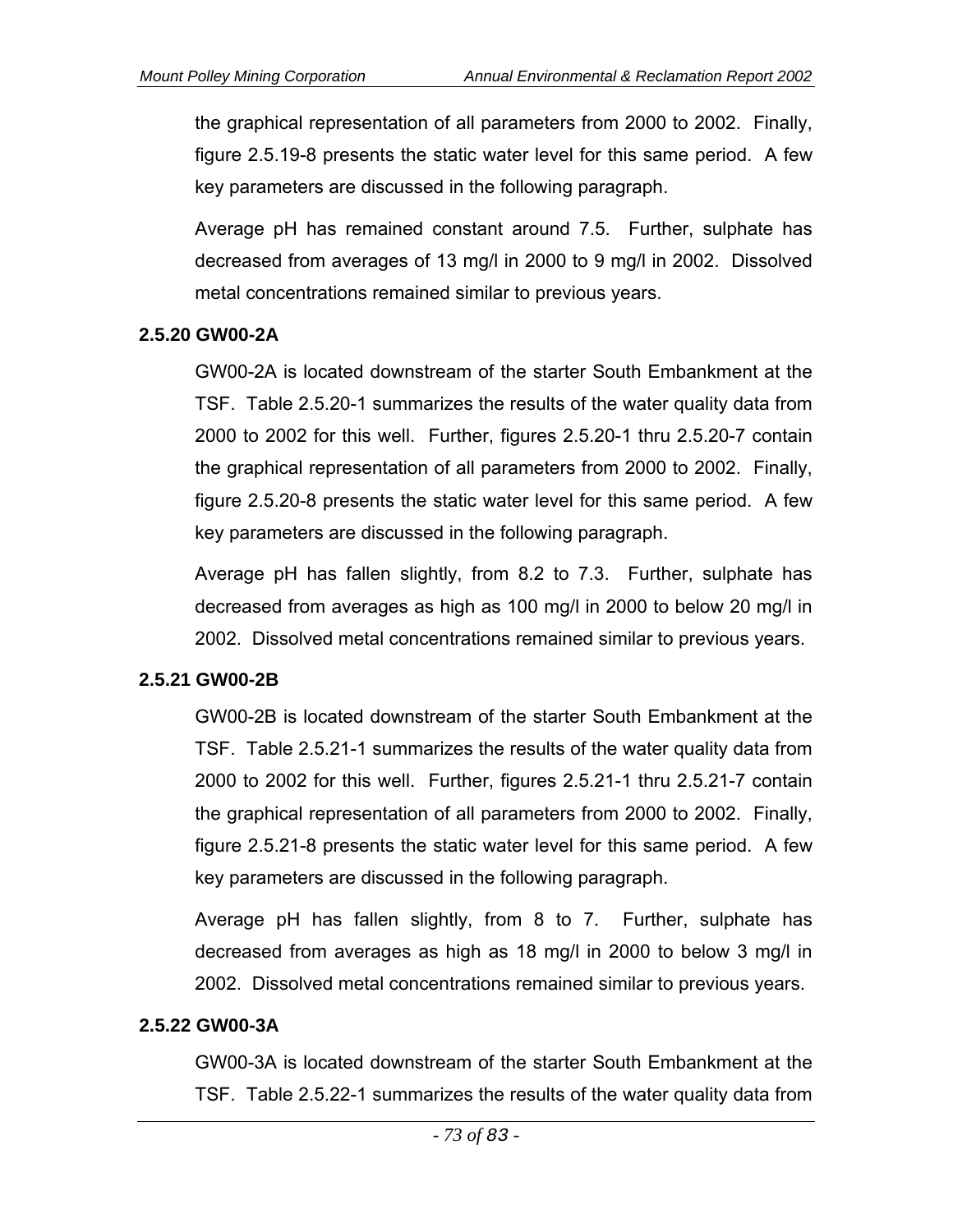the graphical representation of all parameters from 2000 to 2002. Finally, figure 2.5.19-8 presents the static water level for this same period. A few key parameters are discussed in the following paragraph.

Average pH has remained constant around 7.5. Further, sulphate has decreased from averages of 13 mg/l in 2000 to 9 mg/l in 2002. Dissolved metal concentrations remained similar to previous years.

### 2.5.20 GW00-2A

GW00-2A is located downstream of the starter South Embankment at the TSF. Table 2.5.20-1 summarizes the results of the water quality data from 2000 to 2002 for this well. Further, figures 2.5.20-1 thru 2.5.20-7 contain the graphical representation of all parameters from 2000 to 2002. Finally, figure 2.5.20-8 presents the static water level for this same period. A few key parameters are discussed in the following paragraph.

Average pH has fallen slightly, from 8.2 to 7.3. Further, sulphate has decreased from averages as high as 100 mg/l in 2000 to below 20 mg/l in 2002. Dissolved metal concentrations remained similar to previous years.

### 2.5.21 GW00-2B

GW00-2B is located downstream of the starter South Embankment at the TSF. Table 2.5.21-1 summarizes the results of the water quality data from 2000 to 2002 for this well. Further, figures 2.5.21-1 thru 2.5.21-7 contain the graphical representation of all parameters from 2000 to 2002. Finally, figure 2.5.21-8 presents the static water level for this same period. A few key parameters are discussed in the following paragraph.

Average pH has fallen slightly, from 8 to 7. Further, sulphate has decreased from averages as high as 18 mg/l in 2000 to below 3 mg/l in 2002. Dissolved metal concentrations remained similar to previous years.

### 2.5.22 GW00-3A

GW00-3A is located downstream of the starter South Embankment at the TSF. Table 2.5.22-1 summarizes the results of the water quality data from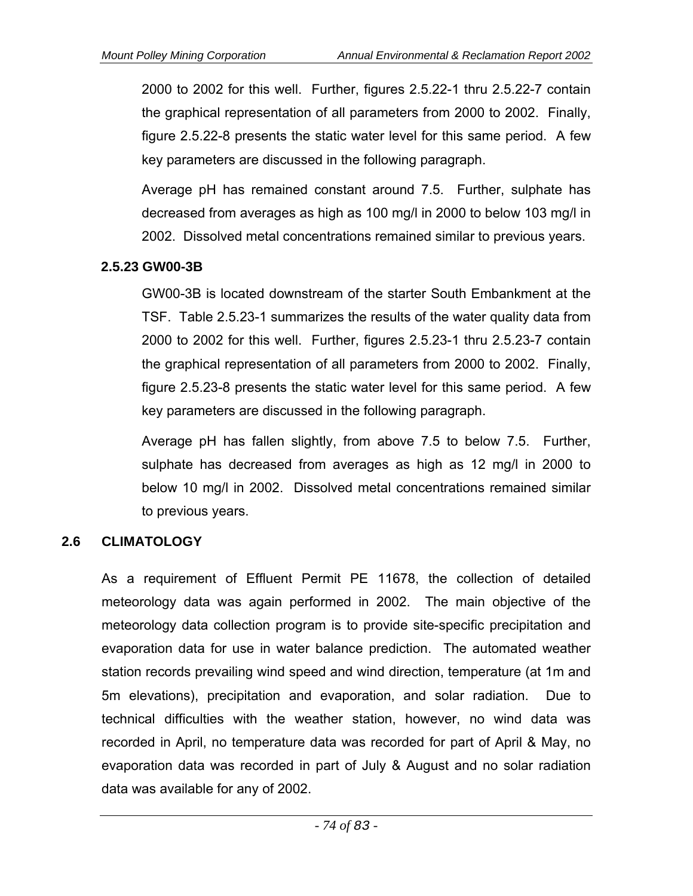2000 to 2002 for this well. Further, figures 2.5.22-1 thru 2.5.22-7 contain the graphical representation of all parameters from 2000 to 2002. Finally, figure 2.5.22-8 presents the static water level for this same period. A few key parameters are discussed in the following paragraph.

Average pH has remained constant around 7.5. Further, sulphate has decreased from averages as high as 100 mg/l in 2000 to below 103 mg/l in 2002. Dissolved metal concentrations remained similar to previous years.

### 2.5.23 GW00-3B

GW00-3B is located downstream of the starter South Embankment at the TSF. Table 2.5.23-1 summarizes the results of the water quality data from 2000 to 2002 for this well. Further, figures 2.5.23-1 thru 2.5.23-7 contain the graphical representation of all parameters from 2000 to 2002. Finally, figure 2.5.23-8 presents the static water level for this same period. A few key parameters are discussed in the following paragraph.

Average pH has fallen slightly, from above 7.5 to below 7.5. Further, sulphate has decreased from averages as high as 12 mg/l in 2000 to below 10 mg/l in 2002. Dissolved metal concentrations remained similar to previous years.

## 2.6 CLIMATOLOGY

As a requirement of Effluent Permit PE 11678, the collection of detailed meteorology data was again performed in 2002. The main objective of the meteorology data collection program is to provide site-specific precipitation and evaporation data for use in water balance prediction. The automated weather station records prevailing wind speed and wind direction, temperature (at 1m and 5m elevations), precipitation and evaporation, and solar radiation. Due to technical difficulties with the weather station, however, no wind data was recorded in April, no temperature data was recorded for part of April & May, no evaporation data was recorded in part of July & August and no solar radiation data was available for any of 2002.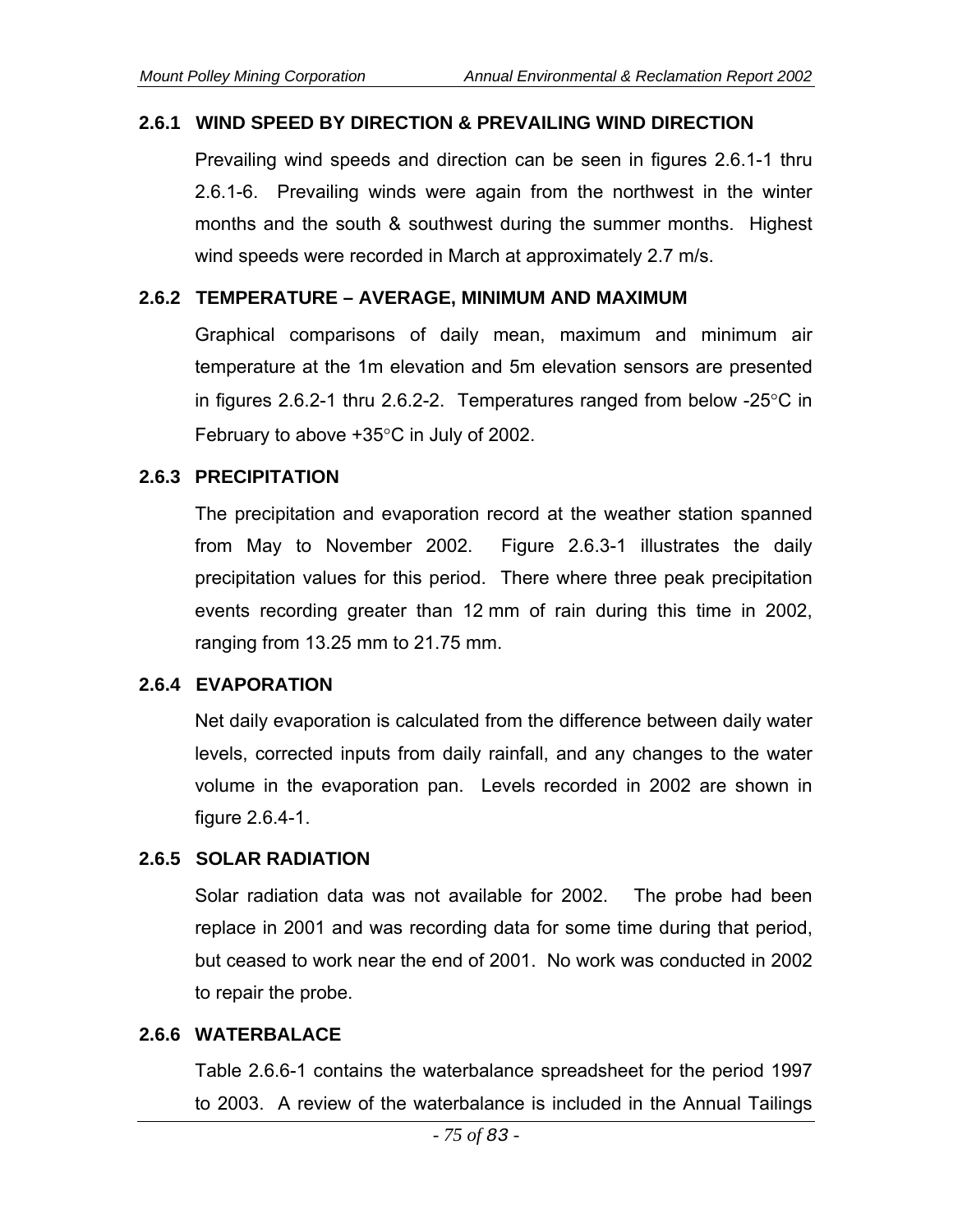### 2.6.1 WIND SPEED BY DIRECTION & PREVAILING WIND DIRECTION

Prevailing wind speeds and direction can be seen in figures 2.6.1-1 thru 2.6.1-6. Prevailing winds were again from the northwest in the winter months and the south & southwest during the summer months. Highest wind speeds were recorded in March at approximately 2.7 m/s.

### 2.6.2 TEMPERATURE – AVERAGE, MINIMUM AND MAXIMUM

Graphical comparisons of daily mean, maximum and minimum air temperature at the 1m elevation and 5m elevation sensors are presented in figures 2.6.2-1 thru 2.6.2-2. Temperatures ranged from below -25°C in February to above +35°C in July of 2002.

### 2.6.3 PRECIPITATION

The precipitation and evaporation record at the weather station spanned from May to November 2002. Figure 2.6.3-1 illustrates the daily precipitation values for this period. There where three peak precipitation events recording greater than 12 mm of rain during this time in 2002, ranging from 13.25 mm to 21.75 mm.

### 2.6.4 EVAPORATION

Net daily evaporation is calculated from the difference between daily water levels, corrected inputs from daily rainfall, and any changes to the water volume in the evaporation pan. Levels recorded in 2002 are shown in figure 2.6.4-1.

### 2.6.5 SOLAR RADIATION

Solar radiation data was not available for 2002. The probe had been replace in 2001 and was recording data for some time during that period, but ceased to work near the end of 2001. No work was conducted in 2002 to repair the probe.

### 2.6.6 WATERBALACE

Table 2.6.6-1 contains the waterbalance spreadsheet for the period 1997 to 2003. A review of the waterbalance is included in the Annual Tailings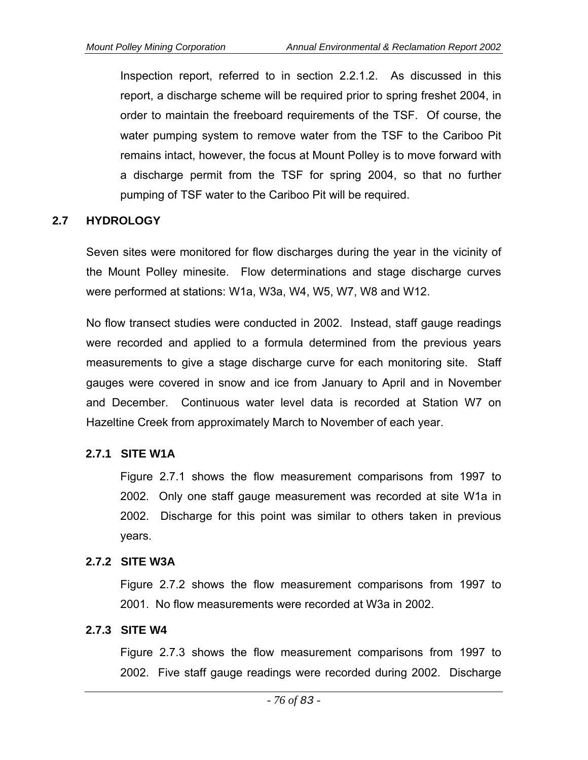Inspection report, referred to in section 2.2.1.2. As discussed in this report, a discharge scheme will be required prior to spring freshet 2004, in order to maintain the freeboard requirements of the TSF. Of course, the water pumping system to remove water from the TSF to the Cariboo Pit remains intact, however, the focus at Mount Polley is to move forward with a discharge permit from the TSF for spring 2004, so that no further pumping of TSF water to the Cariboo Pit will be required.

## 2.7 HYDROLOGY

Seven sites were monitored for flow discharges during the year in the vicinity of the Mount Polley minesite. Flow determinations and stage discharge curves were performed at stations: W1a, W3a, W4, W5, W7, W8 and W12.

No flow transect studies were conducted in 2002. Instead, staff gauge readings were recorded and applied to a formula determined from the previous years measurements to give a stage discharge curve for each monitoring site. Staff gauges were covered in snow and ice from January to April and in November and December. Continuous water level data is recorded at Station W7 on Hazeltine Creek from approximately March to November of each year.

### 2.7.1 SITE W1A

Figure 2.7.1 shows the flow measurement comparisons from 1997 to 2002. Only one staff gauge measurement was recorded at site W1a in 2002. Discharge for this point was similar to others taken in previous years.

### 2.7.2 SITE W3A

Figure 2.7.2 shows the flow measurement comparisons from 1997 to 2001. No flow measurements were recorded at W3a in 2002.

### 2.7.3 SITE W4

Figure 2.7.3 shows the flow measurement comparisons from 1997 to 2002. Five staff gauge readings were recorded during 2002. Discharge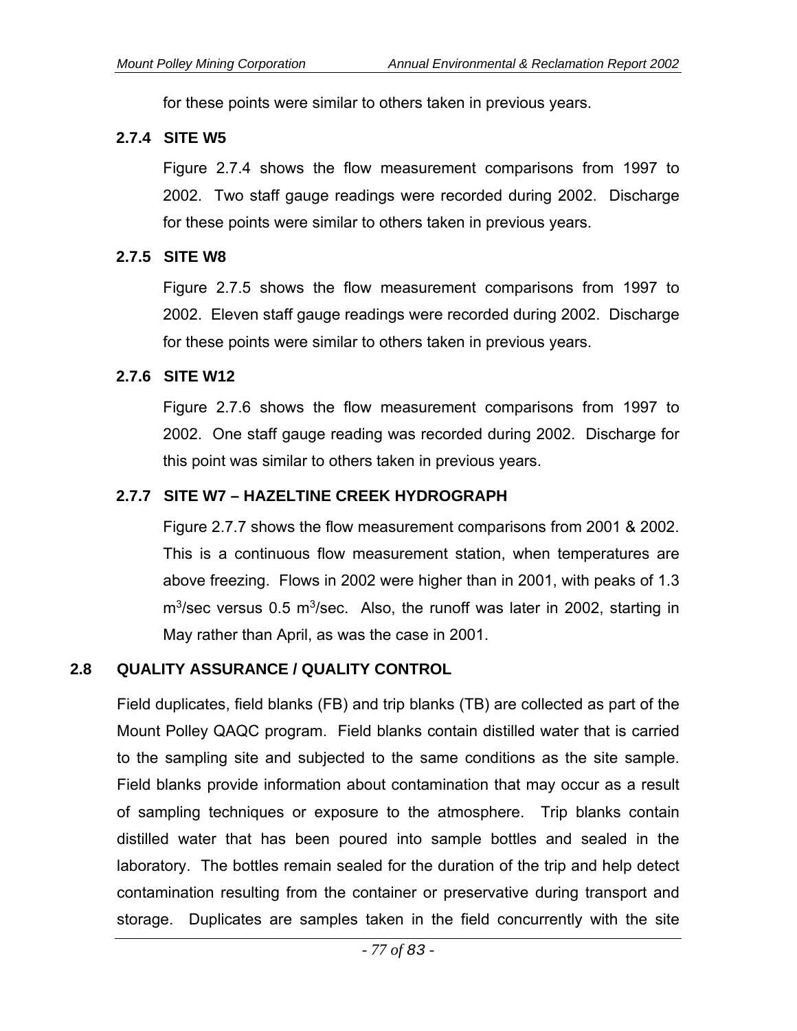for these points were similar to others taken in previous years.

### 2.7.4 SITE W5

Figure 2.7.4 shows the flow measurement comparisons from 1997 to 2002. Two staff gauge readings were recorded during 2002. Discharge for these points were similar to others taken in previous years.

### 2.7.5 SITE W8

Figure 2.7.5 shows the flow measurement comparisons from 1997 to 2002. Eleven staff gauge readings were recorded during 2002. Discharge for these points were similar to others taken in previous years.

### 2.7.6 SITE W12

Figure 2.7.6 shows the flow measurement comparisons from 1997 to 2002. One staff gauge reading was recorded during 2002. Discharge for this point was similar to others taken in previous years.

### 2.7.7 SITE W7 – HAZELTINE CREEK HYDROGRAPH

Figure 2.7.7 shows the flow measurement comparisons from 2001 & 2002. This is a continuous flow measurement station, when temperatures are above freezing. Flows in 2002 were higher than in 2001, with peaks of 1.3 $m^3$/sec versus 0.5 $m^3$/sec. Also, the runoff was later in 2002, starting in May rather than April, as was the case in 2001.

## 2.8 QUALITY ASSURANCE / QUALITY CONTROL

Field duplicates, field blanks (FB) and trip blanks (TB) are collected as part of the Mount Polley QAQC program. Field blanks contain distilled water that is carried to the sampling site and subjected to the same conditions as the site sample. Field blanks provide information about contamination that may occur as a result of sampling techniques or exposure to the atmosphere. Trip blanks contain distilled water that has been poured into sample bottles and sealed in the laboratory. The bottles remain sealed for the duration of the trip and help detect contamination resulting from the container or preservative during transport and storage. Duplicates are samples taken in the field concurrently with the site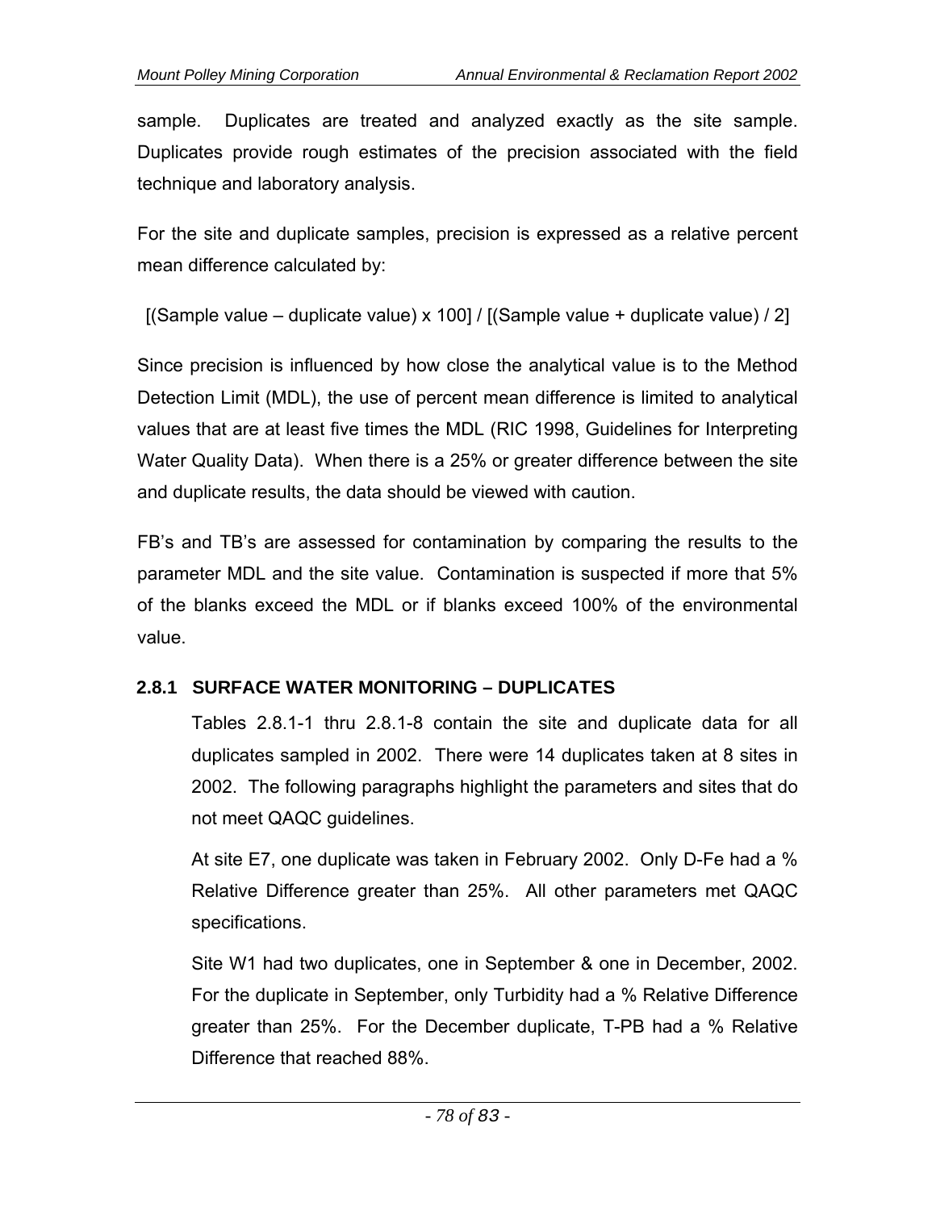sample. Duplicates are treated and analyzed exactly as the site sample. Duplicates provide rough estimates of the precision associated with the field technique and laboratory analysis.

For the site and duplicate samples, precision is expressed as a relative percent mean difference calculated by:

[(Sample value – duplicate value) x 100] / [(Sample value + duplicate value) / 2]

Since precision is influenced by how close the analytical value is to the Method Detection Limit (MDL), the use of percent mean difference is limited to analytical values that are at least five times the MDL (RIC 1998, Guidelines for Interpreting Water Quality Data). When there is a 25% or greater difference between the site and duplicate results, the data should be viewed with caution.

FB's and TB's are assessed for contamination by comparing the results to the parameter MDL and the site value. Contamination is suspected if more that 5% of the blanks exceed the MDL or if blanks exceed 100% of the environmental value.

### 2.8.1 SURFACE WATER MONITORING – DUPLICATES

Tables 2.8.1-1 thru 2.8.1-8 contain the site and duplicate data for all duplicates sampled in 2002. There were 14 duplicates taken at 8 sites in 2002. The following paragraphs highlight the parameters and sites that do not meet QAQC guidelines.

At site E7, one duplicate was taken in February 2002. Only D-Fe had a % Relative Difference greater than 25%. All other parameters met QAQC specifications.

Site W1 had two duplicates, one in September & one in December, 2002. For the duplicate in September, only Turbidity had a % Relative Difference greater than 25%. For the December duplicate, T-PB had a % Relative Difference that reached 88%.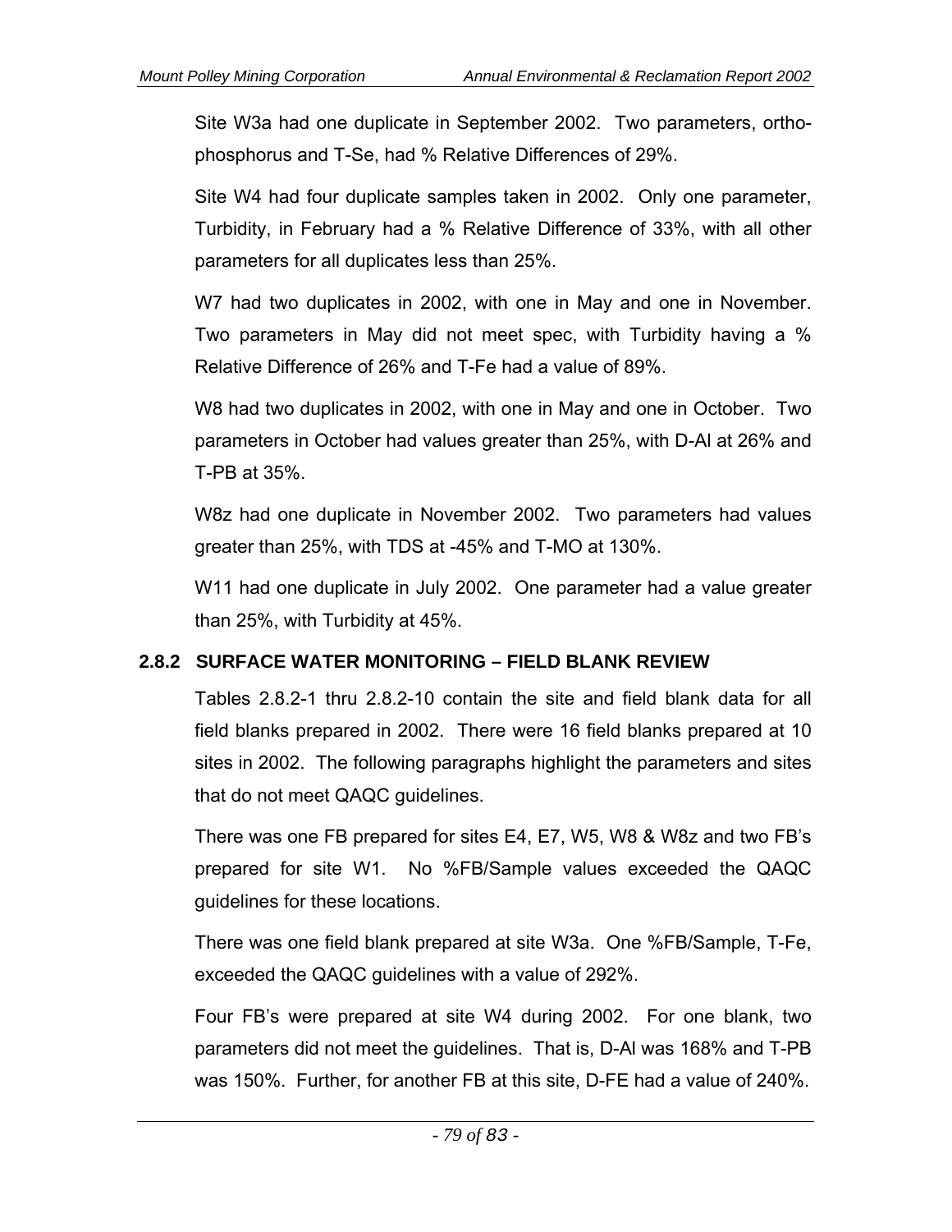Site W3a had one duplicate in September 2002. Two parameters, ortho-phosphorus and T-Se, had % Relative Differences of 29%.

Site W4 had four duplicate samples taken in 2002. Only one parameter, Turbidity, in February had a % Relative Difference of 33%, with all other parameters for all duplicates less than 25%.

W7 had two duplicates in 2002, with one in May and one in November. Two parameters in May did not meet spec, with Turbidity having a % Relative Difference of 26% and T-Fe had a value of 89%.

W8 had two duplicates in 2002, with one in May and one in October. Two parameters in October had values greater than 25%, with D-Al at 26% and T-PB at 35%.

W8z had one duplicate in November 2002. Two parameters had values greater than 25%, with TDS at -45% and T-MO at 130%.

W11 had one duplicate in July 2002. One parameter had a value greater than 25%, with Turbidity at 45%.

### 2.8.2 SURFACE WATER MONITORING – FIELD BLANK REVIEW

Tables 2.8.2-1 thru 2.8.2-10 contain the site and field blank data for all field blanks prepared in 2002. There were 16 field blanks prepared at 10 sites in 2002. The following paragraphs highlight the parameters and sites that do not meet QAQC guidelines.

There was one FB prepared for sites E4, E7, W5, W8 & W8z and two FB's prepared for site W1. No %FB/Sample values exceeded the QAQC guidelines for these locations.

There was one field blank prepared at site W3a. One %FB/Sample, T-Fe, exceeded the QAQC guidelines with a value of 292%.

Four FB's were prepared at site W4 during 2002. For one blank, two parameters did not meet the guidelines. That is, D-Al was 168% and T-PB was 150%. Further, for another FB at this site, D-FE had a value of 240%.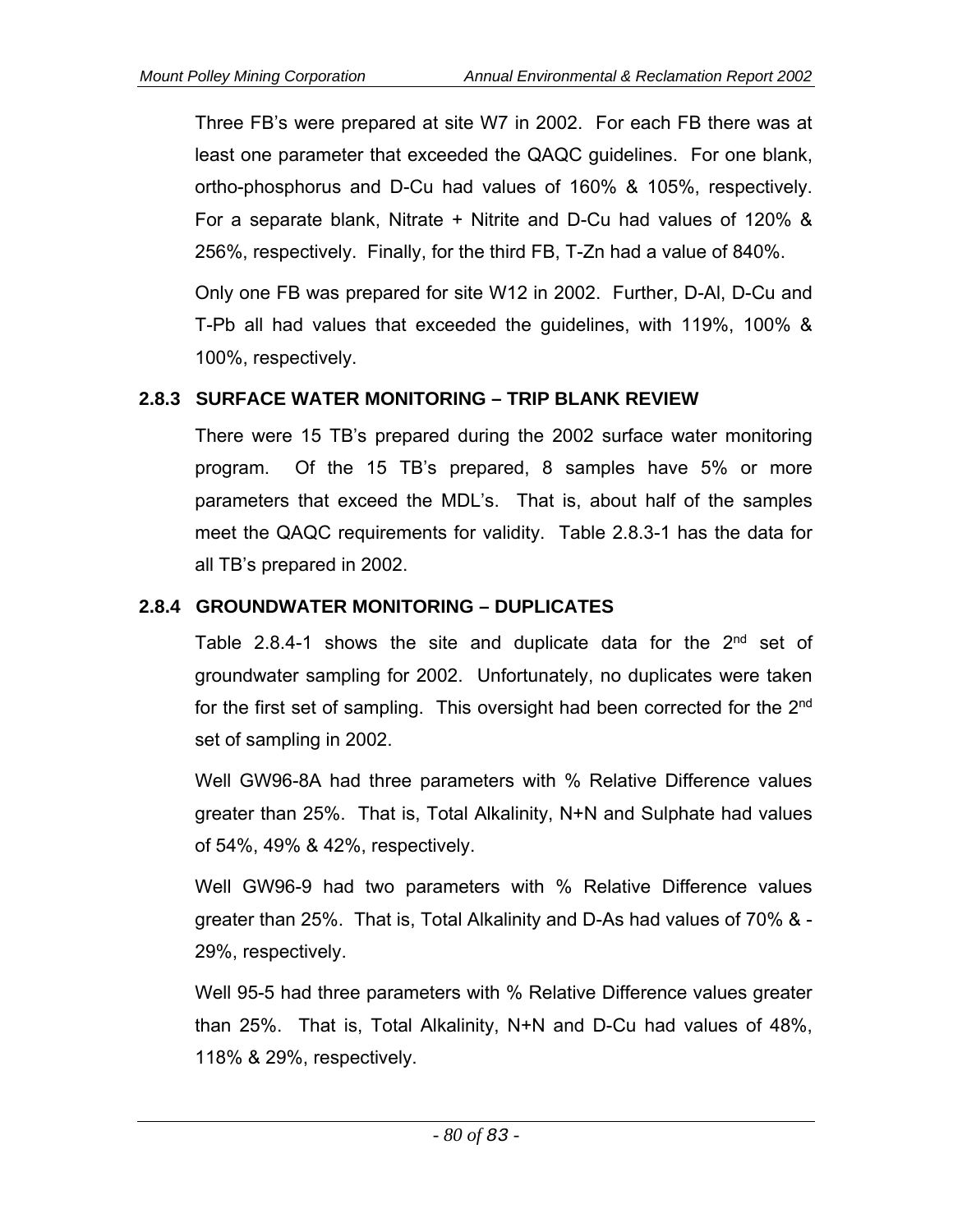Three FB's were prepared at site W7 in 2002. For each FB there was at least one parameter that exceeded the QAQC guidelines. For one blank, ortho-phosphorus and D-Cu had values of 160% & 105%, respectively. For a separate blank, Nitrate + Nitrite and D-Cu had values of 120% & 256%, respectively. Finally, for the third FB, T-Zn had a value of 840%.

Only one FB was prepared for site W12 in 2002. Further, D-Al, D-Cu and T-Pb all had values that exceeded the guidelines, with 119%, 100% & 100%, respectively.

### 2.8.3 SURFACE WATER MONITORING – TRIP BLANK REVIEW

There were 15 TB's prepared during the 2002 surface water monitoring program. Of the 15 TB's prepared, 8 samples have 5% or more parameters that exceed the MDL's. That is, about half of the samples meet the QAQC requirements for validity. Table 2.8.3-1 has the data for all TB's prepared in 2002.

### 2.8.4 GROUNDWATER MONITORING – DUPLICATES

Table 2.8.4-1 shows the site and duplicate data for the 2nd set of groundwater sampling for 2002. Unfortunately, no duplicates were taken for the first set of sampling. This oversight had been corrected for the 2nd set of sampling in 2002.

Well GW96-8A had three parameters with % Relative Difference values greater than 25%. That is, Total Alkalinity, N+N and Sulphate had values of 54%, 49% & 42%, respectively.

Well GW96-9 had two parameters with % Relative Difference values greater than 25%. That is, Total Alkalinity and D-As had values of 70% & -29%, respectively.

Well 95-5 had three parameters with % Relative Difference values greater than 25%. That is, Total Alkalinity, N+N and D-Cu had values of 48%, 118% & 29%, respectively.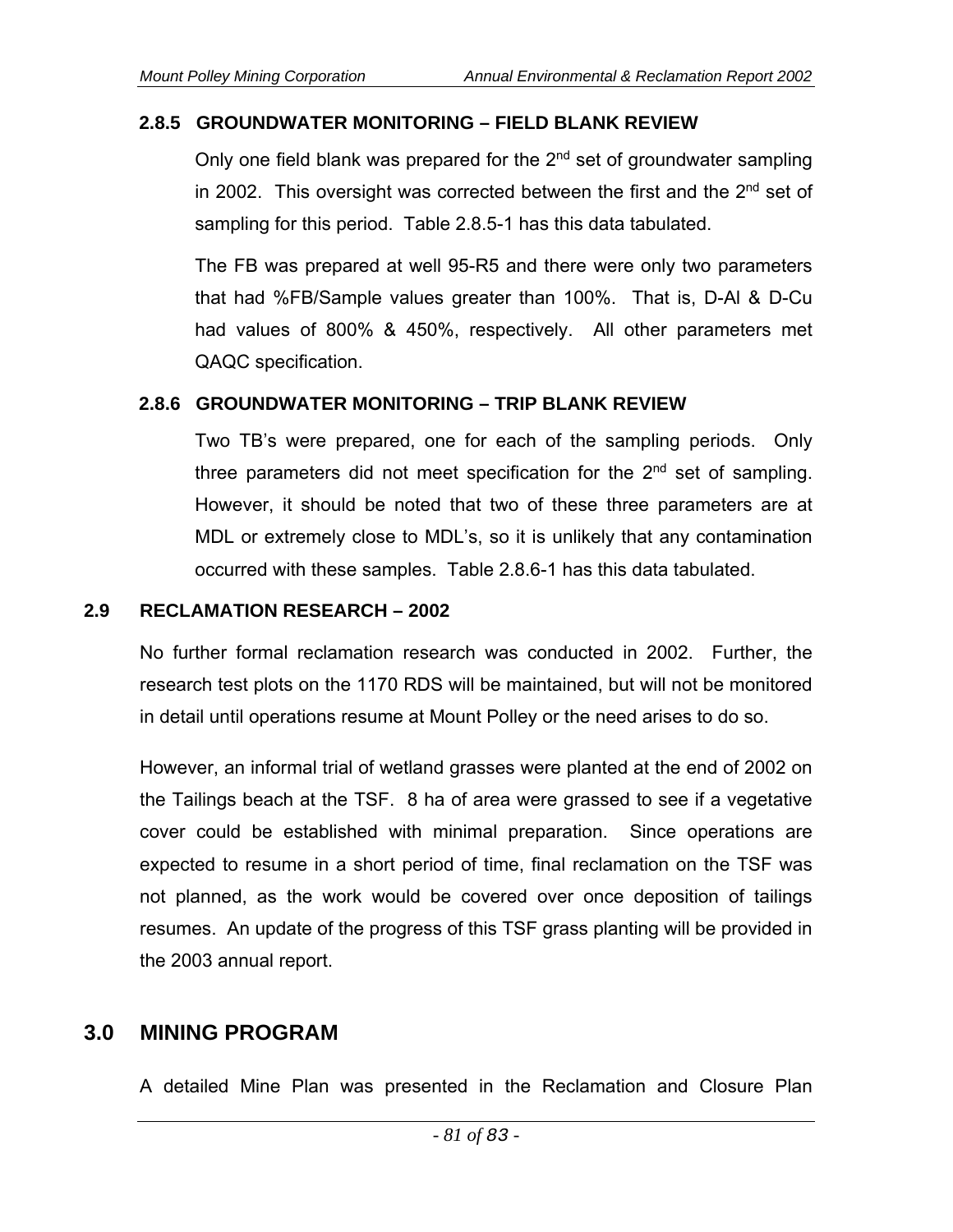### 2.8.5 GROUNDWATER MONITORING – FIELD BLANK REVIEW

Only one field blank was prepared for the 2nd set of groundwater sampling in 2002. This oversight was corrected between the first and the 2nd set of sampling for this period. Table 2.8.5-1 has this data tabulated.

The FB was prepared at well 95-R5 and there were only two parameters that had %FB/Sample values greater than 100%. That is, D-Al & D-Cu had values of 800% & 450%, respectively. All other parameters met QAQC specification.

### 2.8.6 GROUNDWATER MONITORING – TRIP BLANK REVIEW

Two TB's were prepared, one for each of the sampling periods. Only three parameters did not meet specification for the 2nd set of sampling. However, it should be noted that two of these three parameters are at MDL or extremely close to MDL's, so it is unlikely that any contamination occurred with these samples. Table 2.8.6-1 has this data tabulated.

## 2.9 RECLAMATION RESEARCH – 2002

No further formal reclamation research was conducted in 2002. Further, the research test plots on the 1170 RDS will be maintained, but will not be monitored in detail until operations resume at Mount Polley or the need arises to do so.

However, an informal trial of wetland grasses were planted at the end of 2002 on the Tailings beach at the TSF. 8 ha of area were grassed to see if a vegetative cover could be established with minimal preparation. Since operations are expected to resume in a short period of time, final reclamation on the TSF was not planned, as the work would be covered over once deposition of tailings resumes. An update of the progress of this TSF grass planting will be provided in the 2003 annual report.

# 3.0 MINING PROGRAM

A detailed Mine Plan was presented in the Reclamation and Closure Plan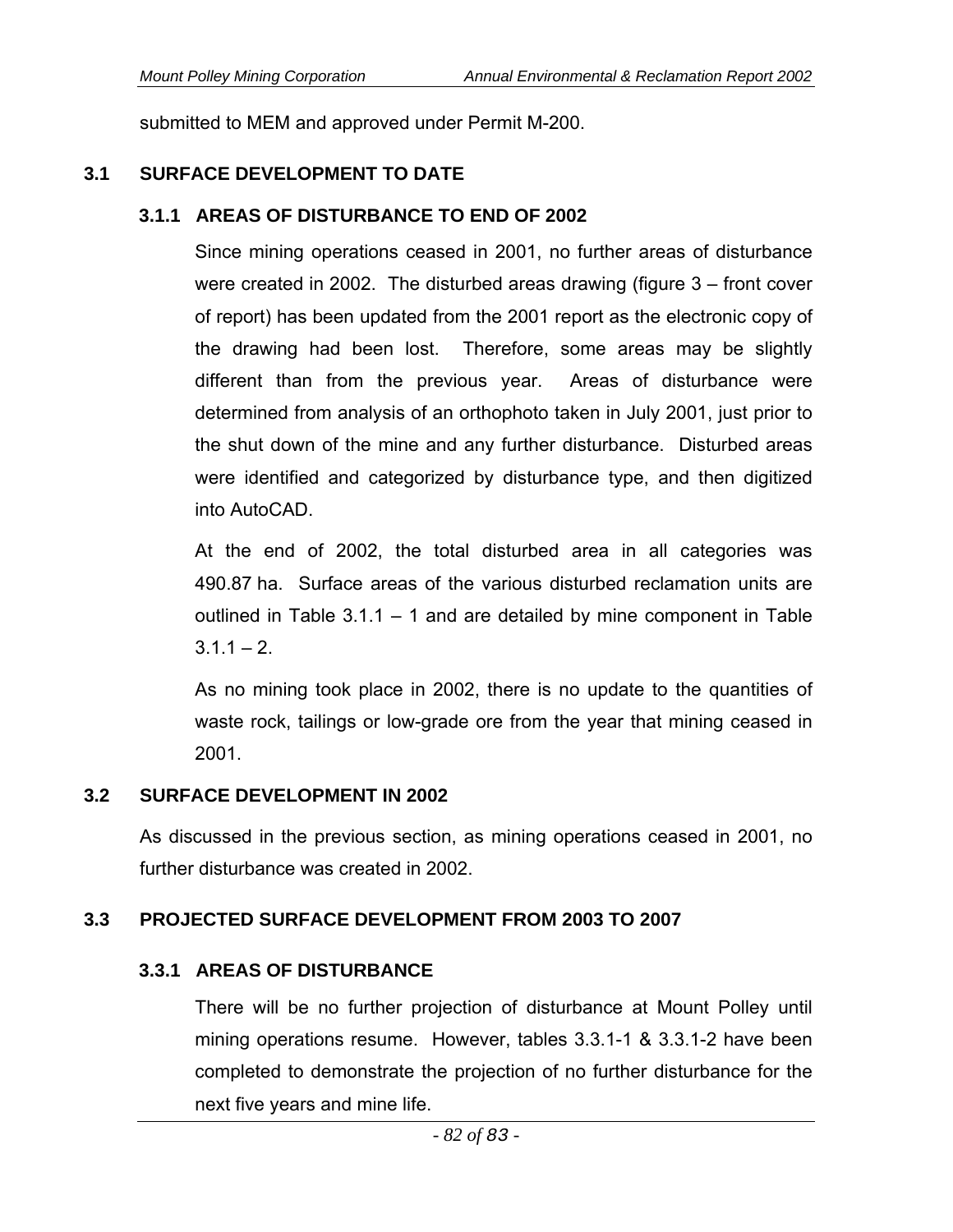submitted to MEM and approved under Permit M-200.

## 3.1 SURFACE DEVELOPMENT TO DATE

### 3.1.1 AREAS OF DISTURBANCE TO END OF 2002

Since mining operations ceased in 2001, no further areas of disturbance were created in 2002. The disturbed areas drawing (figure 3 – front cover of report) has been updated from the 2001 report as the electronic copy of the drawing had been lost. Therefore, some areas may be slightly different than from the previous year. Areas of disturbance were determined from analysis of an orthophoto taken in July 2001, just prior to the shut down of the mine and any further disturbance. Disturbed areas were identified and categorized by disturbance type, and then digitized into AutoCAD.

At the end of 2002, the total disturbed area in all categories was 490.87 ha. Surface areas of the various disturbed reclamation units are outlined in Table 3.1.1 – 1 and are detailed by mine component in Table 3.1.1 – 2.

As no mining took place in 2002, there is no update to the quantities of waste rock, tailings or low-grade ore from the year that mining ceased in 2001.

## 3.2 SURFACE DEVELOPMENT IN 2002

As discussed in the previous section, as mining operations ceased in 2001, no further disturbance was created in 2002.

## 3.3 PROJECTED SURFACE DEVELOPMENT FROM 2003 TO 2007

### 3.3.1 AREAS OF DISTURBANCE

There will be no further projection of disturbance at Mount Polley until mining operations resume. However, tables 3.3.1-1 & 3.3.1-2 have been completed to demonstrate the projection of no further disturbance for the next five years and mine life.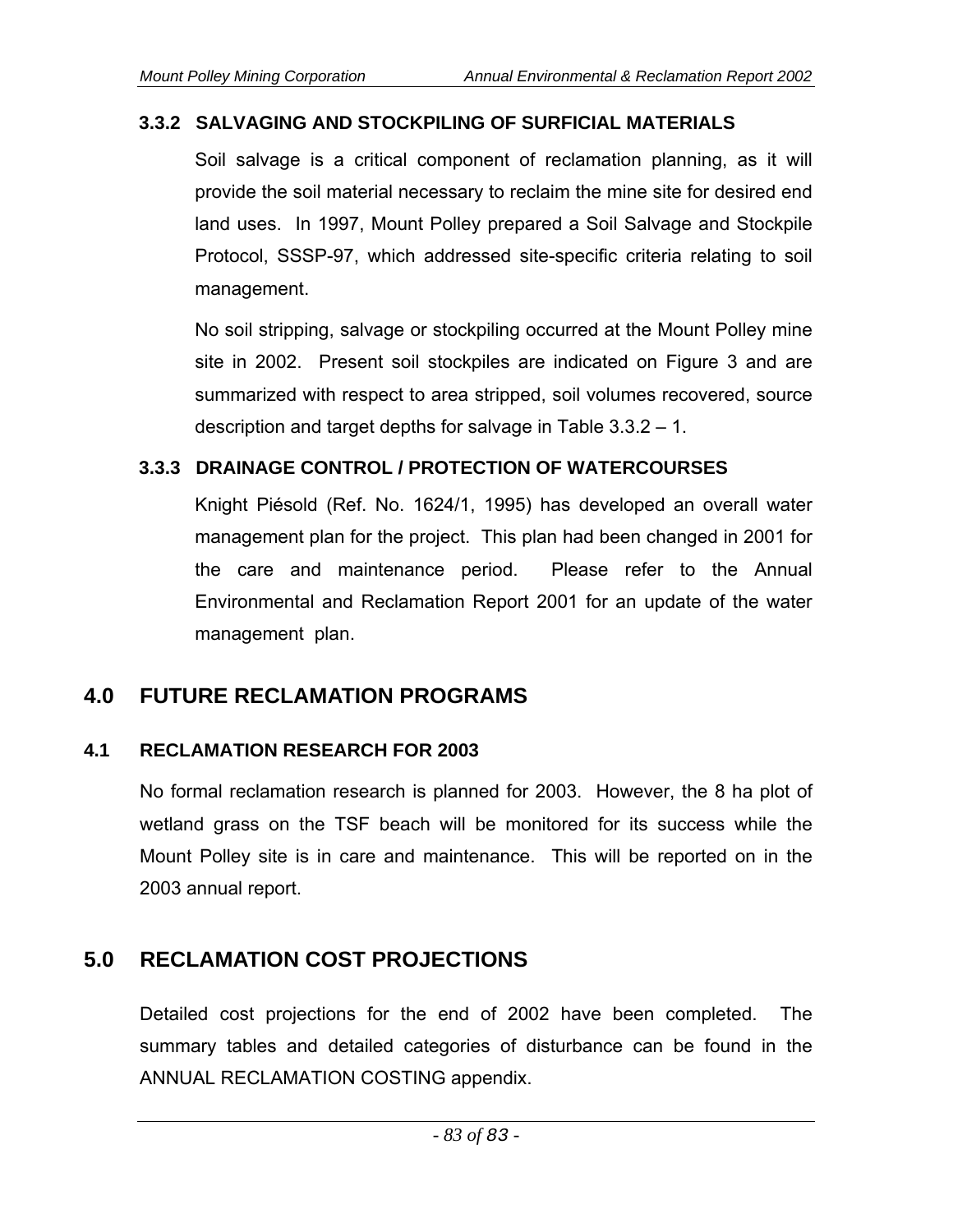### 3.3.2 SALVAGING AND STOCKPILING OF SURFICIAL MATERIALS

Soil salvage is a critical component of reclamation planning, as it will provide the soil material necessary to reclaim the mine site for desired end land uses. In 1997, Mount Polley prepared a Soil Salvage and Stockpile Protocol, SSSP-97, which addressed site-specific criteria relating to soil management.

No soil stripping, salvage or stockpiling occurred at the Mount Polley mine site in 2002. Present soil stockpiles are indicated on Figure 3 and are summarized with respect to area stripped, soil volumes recovered, source description and target depths for salvage in Table 3.3.2 – 1.

### 3.3.3 DRAINAGE CONTROL / PROTECTION OF WATERCOURSES

Knight Piésold (Ref. No. 1624/1, 1995) has developed an overall water management plan for the project. This plan had been changed in 2001 for the care and maintenance period. Please refer to the Annual Environmental and Reclamation Report 2001 for an update of the water management plan.

# 4.0 FUTURE RECLAMATION PROGRAMS

## 4.1 RECLAMATION RESEARCH FOR 2003

No formal reclamation research is planned for 2003. However, the 8 ha plot of wetland grass on the TSF beach will be monitored for its success while the Mount Polley site is in care and maintenance. This will be reported on in the 2003 annual report.

# 5.0 RECLAMATION COST PROJECTIONS

Detailed cost projections for the end of 2002 have been completed. The summary tables and detailed categories of disturbance can be found in the ANNUAL RECLAMATION COSTING appendix.